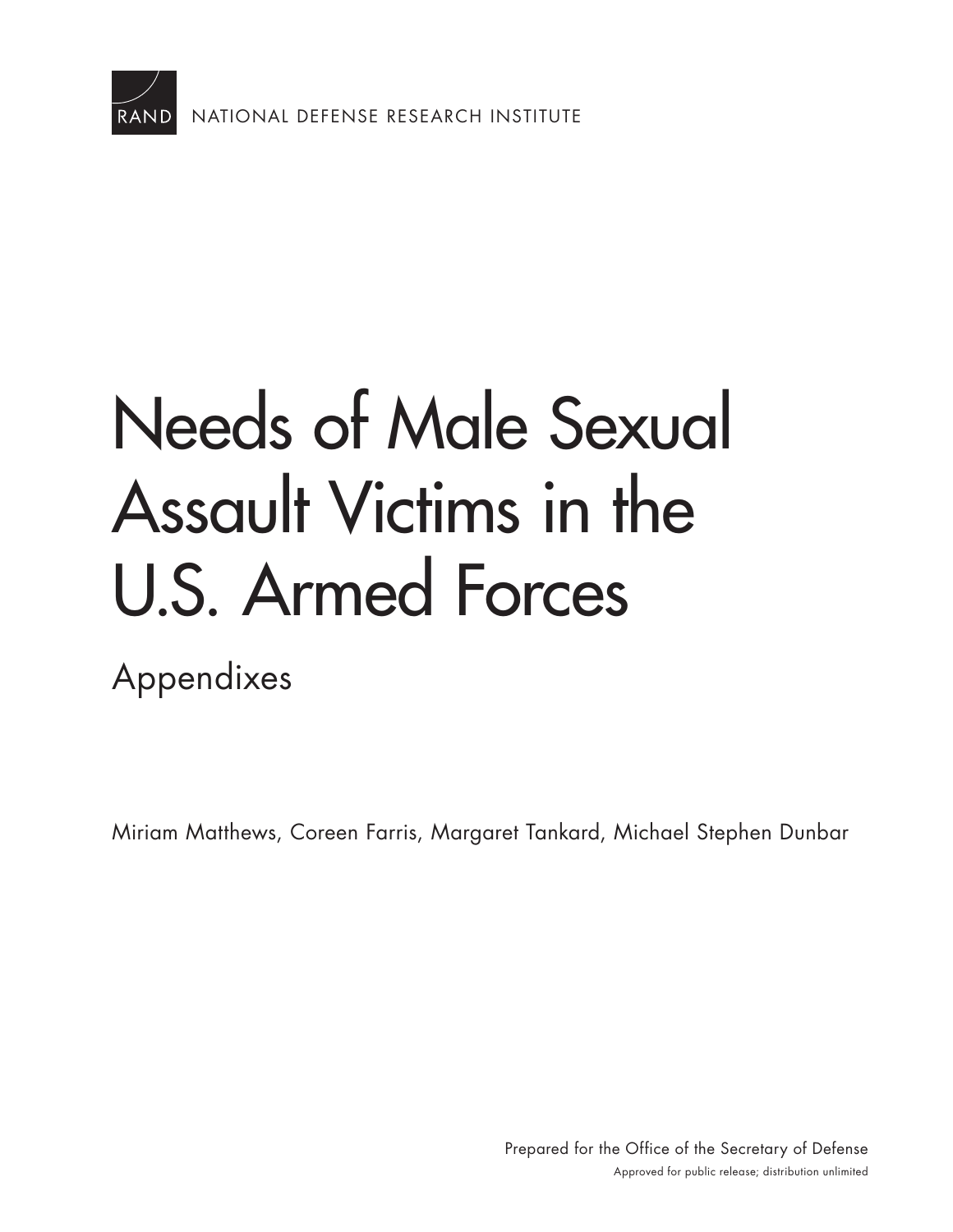RAND NATIONAL DEFENSE RESEARCH INSTITUTE

# Needs of Male Sexual Assault Victims in the U.S. Armed Forces

## Appendixes

Miriam Matthews, Coreen Farris, Margaret Tankard, Michael Stephen Dunbar

Prepared for the Office of the Secretary of Defense
Approved for public release; distribution unlimited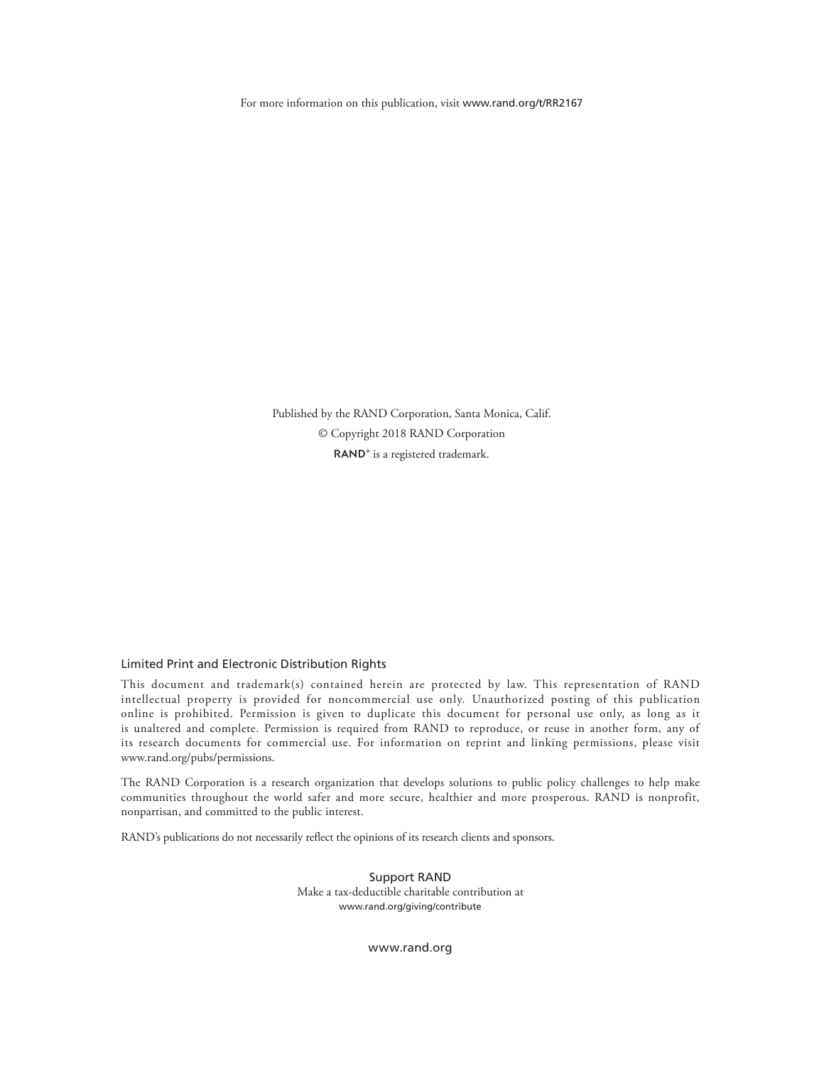For more information on this publication, visit www.rand.org/t/RR2167

Published by the RAND Corporation, Santa Monica, Calif.

© Copyright 2018 RAND Corporation

**RAND**® is a registered trademark.

## Limited Print and Electronic Distribution Rights

This document and trademark(s) contained herein are protected by law. This representation of RAND intellectual property is provided for noncommercial use only. Unauthorized posting of this publication online is prohibited. Permission is given to duplicate this document for personal use only, as long as it is unaltered and complete. Permission is required from RAND to reproduce, or reuse in another form, any of its research documents for commercial use. For information on reprint and linking permissions, please visit www.rand.org/pubs/permissions.

The RAND Corporation is a research organization that develops solutions to public policy challenges to help make communities throughout the world safer and more secure, healthier and more prosperous. RAND is nonprofit, nonpartisan, and committed to the public interest.

RAND's publications do not necessarily reflect the opinions of its research clients and sponsors.

Support RAND

Make a tax-deductible charitable contribution at
www.rand.org/giving/contribute

www.rand.org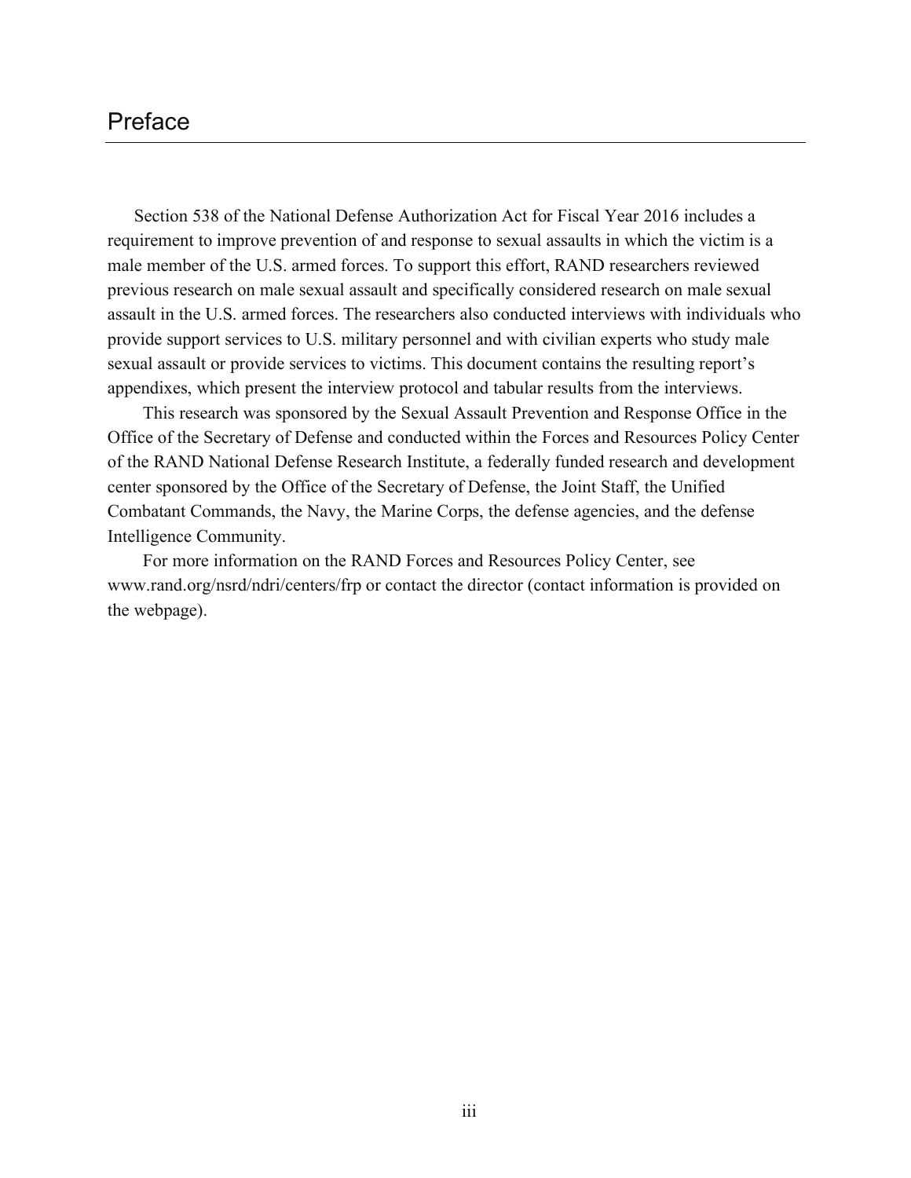# Preface

Section 538 of the National Defense Authorization Act for Fiscal Year 2016 includes a requirement to improve prevention of and response to sexual assaults in which the victim is a male member of the U.S. armed forces. To support this effort, RAND researchers reviewed previous research on male sexual assault and specifically considered research on male sexual assault in the U.S. armed forces. The researchers also conducted interviews with individuals who provide support services to U.S. military personnel and with civilian experts who study male sexual assault or provide services to victims. This document contains the resulting report's appendixes, which present the interview protocol and tabular results from the interviews.

This research was sponsored by the Sexual Assault Prevention and Response Office in the Office of the Secretary of Defense and conducted within the Forces and Resources Policy Center of the RAND National Defense Research Institute, a federally funded research and development center sponsored by the Office of the Secretary of Defense, the Joint Staff, the Unified Combatant Commands, the Navy, the Marine Corps, the defense agencies, and the defense Intelligence Community.

For more information on the RAND Forces and Resources Policy Center, see www.rand.org/nsrd/ndri/centers/frp or contact the director (contact information is provided on the webpage).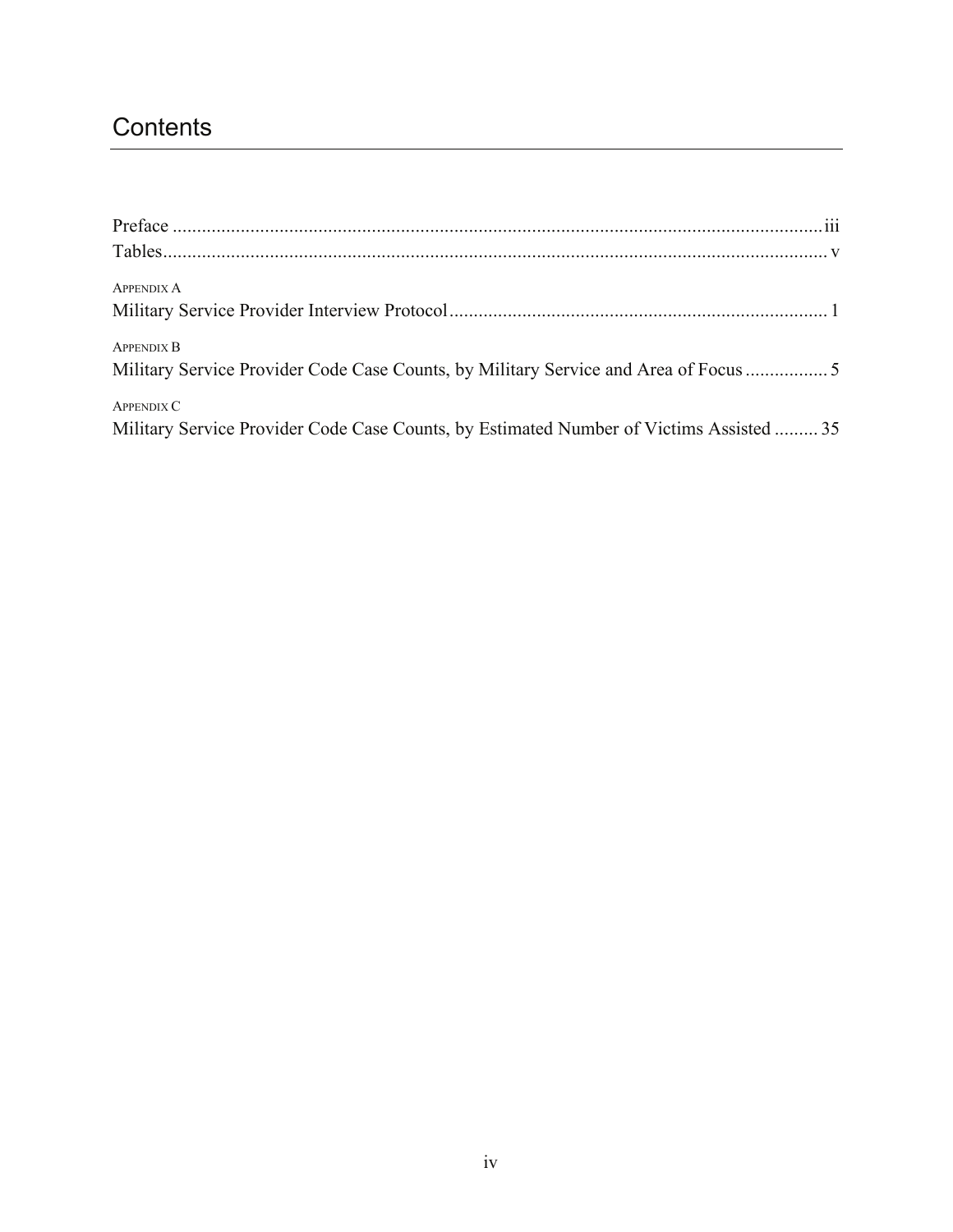# Contents

Preface .......... iii
Tables .......... v

APPENDIX A
Military Service Provider Interview Protocol .......... 1

APPENDIX B
Military Service Provider Code Case Counts, by Military Service and Area of Focus .......... 5

APPENDIX C
Military Service Provider Code Case Counts, by Estimated Number of Victims Assisted .......... 35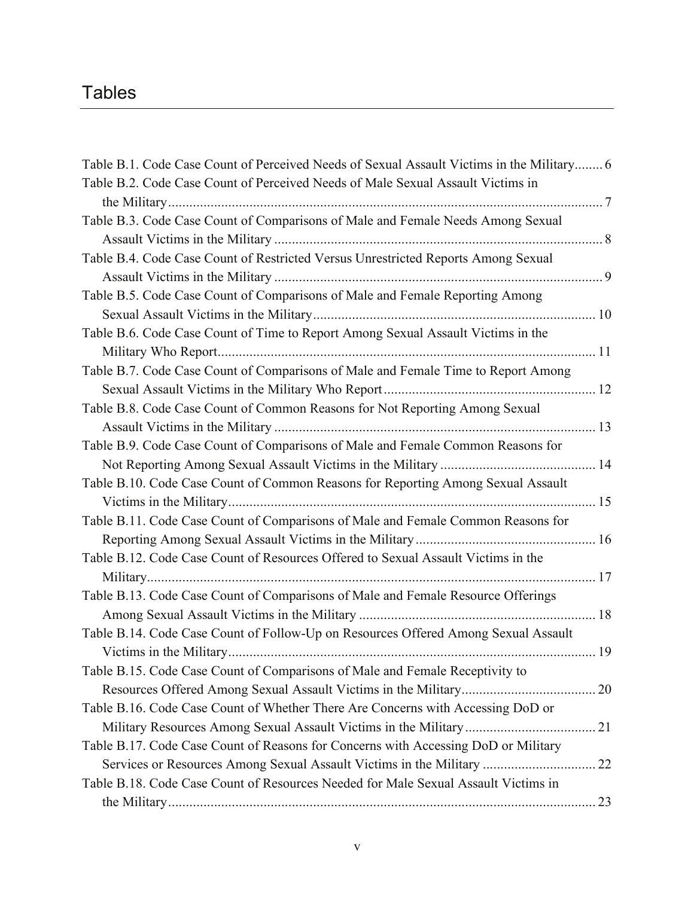# Tables

Table B.1. Code Case Count of Perceived Needs of Sexual Assault Victims in the Military........ 6
Table B.2. Code Case Count of Perceived Needs of Male Sexual Assault Victims in the Military........ 7
Table B.3. Code Case Count of Comparisons of Male and Female Needs Among Sexual Assault Victims in the Military........ 8
Table B.4. Code Case Count of Restricted Versus Unrestricted Reports Among Sexual Assault Victims in the Military........ 9
Table B.5. Code Case Count of Comparisons of Male and Female Reporting Among Sexual Assault Victims in the Military........ 10
Table B.6. Code Case Count of Time to Report Among Sexual Assault Victims in the Military Who Report........ 11
Table B.7. Code Case Count of Comparisons of Male and Female Time to Report Among Sexual Assault Victims in the Military Who Report........ 12
Table B.8. Code Case Count of Common Reasons for Not Reporting Among Sexual Assault Victims in the Military........ 13
Table B.9. Code Case Count of Comparisons of Male and Female Common Reasons for Not Reporting Among Sexual Assault Victims in the Military........ 14
Table B.10. Code Case Count of Common Reasons for Reporting Among Sexual Assault Victims in the Military........ 15
Table B.11. Code Case Count of Comparisons of Male and Female Common Reasons for Reporting Among Sexual Assault Victims in the Military........ 16
Table B.12. Code Case Count of Resources Offered to Sexual Assault Victims in the Military........ 17
Table B.13. Code Case Count of Comparisons of Male and Female Resource Offerings Among Sexual Assault Victims in the Military........ 18
Table B.14. Code Case Count of Follow-Up on Resources Offered Among Sexual Assault Victims in the Military........ 19
Table B.15. Code Case Count of Comparisons of Male and Female Receptivity to Resources Offered Among Sexual Assault Victims in the Military........ 20
Table B.16. Code Case Count of Whether There Are Concerns with Accessing DoD or Military Resources Among Sexual Assault Victims in the Military........ 21
Table B.17. Code Case Count of Reasons for Concerns with Accessing DoD or Military Services or Resources Among Sexual Assault Victims in the Military........ 22
Table B.18. Code Case Count of Resources Needed for Male Sexual Assault Victims in the Military........ 23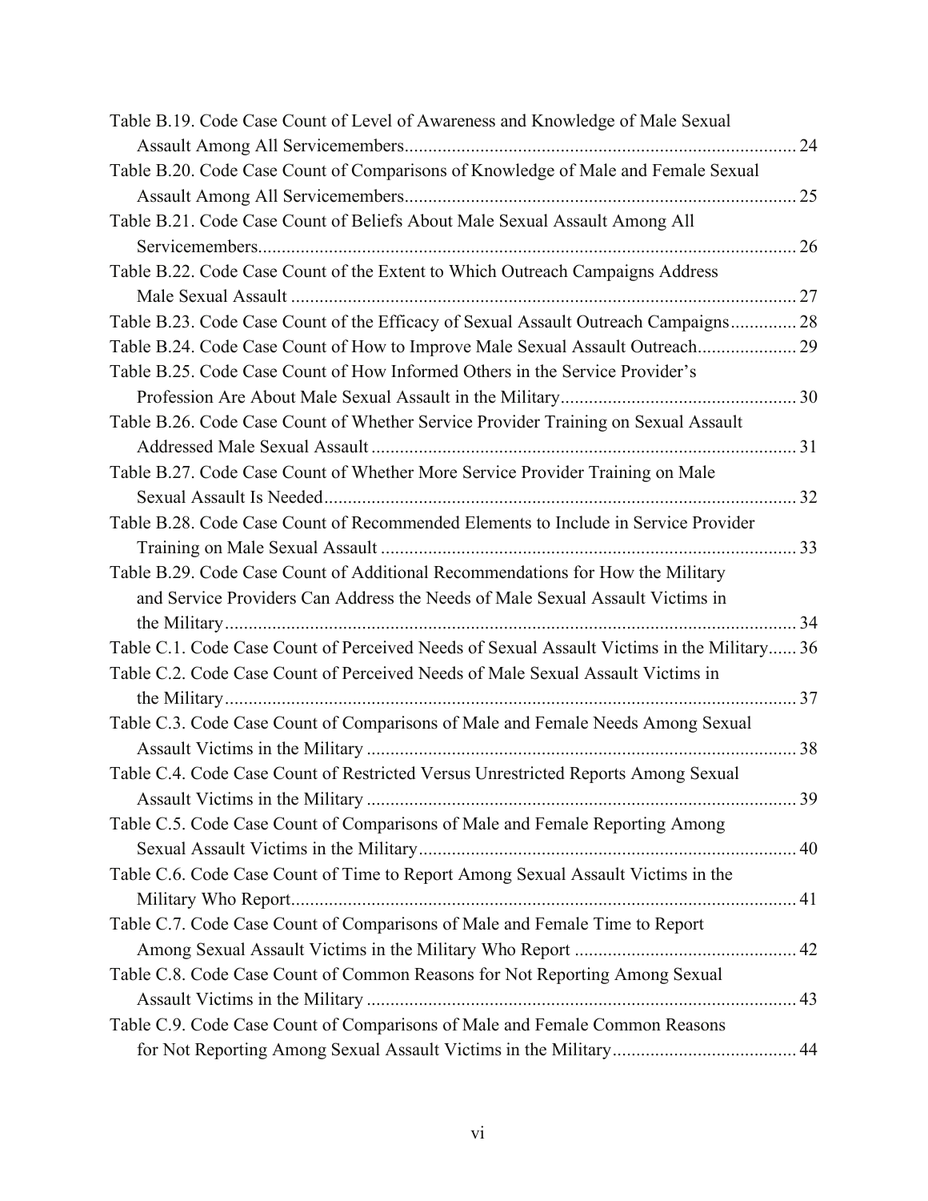Table B.19. Code Case Count of Level of Awareness and Knowledge of Male Sexual Assault Among All Servicemembers .......... 24

Table B.20. Code Case Count of Comparisons of Knowledge of Male and Female Sexual Assault Among All Servicemembers .......... 25

Table B.21. Code Case Count of Beliefs About Male Sexual Assault Among All Servicemembers .......... 26

Table B.22. Code Case Count of the Extent to Which Outreach Campaigns Address Male Sexual Assault .......... 27

Table B.23. Code Case Count of the Efficacy of Sexual Assault Outreach Campaigns .......... 28

Table B.24. Code Case Count of How to Improve Male Sexual Assault Outreach .......... 29

Table B.25. Code Case Count of How Informed Others in the Service Provider's Profession Are About Male Sexual Assault in the Military .......... 30

Table B.26. Code Case Count of Whether Service Provider Training on Sexual Assault Addressed Male Sexual Assault .......... 31

Table B.27. Code Case Count of Whether More Service Provider Training on Male Sexual Assault Is Needed .......... 32

Table B.28. Code Case Count of Recommended Elements to Include in Service Provider Training on Male Sexual Assault .......... 33

Table B.29. Code Case Count of Additional Recommendations for How the Military and Service Providers Can Address the Needs of Male Sexual Assault Victims in the Military .......... 34

Table C.1. Code Case Count of Perceived Needs of Sexual Assault Victims in the Military .......... 36

Table C.2. Code Case Count of Perceived Needs of Male Sexual Assault Victims in the Military .......... 37

Table C.3. Code Case Count of Comparisons of Male and Female Needs Among Sexual Assault Victims in the Military .......... 38

Table C.4. Code Case Count of Restricted Versus Unrestricted Reports Among Sexual Assault Victims in the Military .......... 39

Table C.5. Code Case Count of Comparisons of Male and Female Reporting Among Sexual Assault Victims in the Military .......... 40

Table C.6. Code Case Count of Time to Report Among Sexual Assault Victims in the Military Who Report .......... 41

Table C.7. Code Case Count of Comparisons of Male and Female Time to Report Among Sexual Assault Victims in the Military Who Report .......... 42

Table C.8. Code Case Count of Common Reasons for Not Reporting Among Sexual Assault Victims in the Military .......... 43

Table C.9. Code Case Count of Comparisons of Male and Female Common Reasons for Not Reporting Among Sexual Assault Victims in the Military .......... 44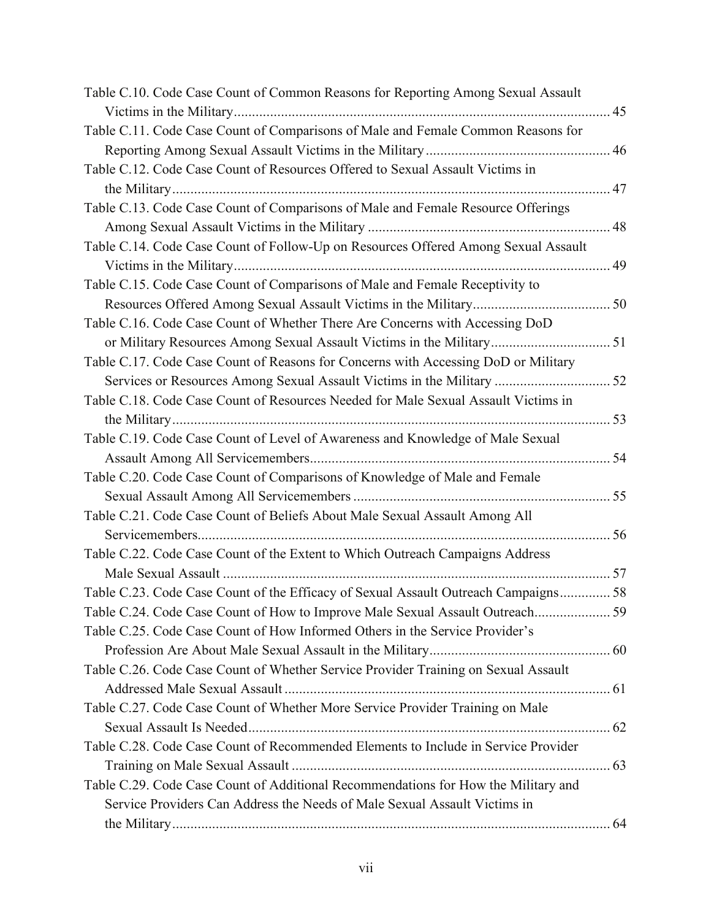Table C.10. Code Case Count of Common Reasons for Reporting Among Sexual Assault Victims in the Military ........................................................................................................ 45

Table C.11. Code Case Count of Comparisons of Male and Female Common Reasons for Reporting Among Sexual Assault Victims in the Military .................................................. 46

Table C.12. Code Case Count of Resources Offered to Sexual Assault Victims in the Military ........................................................................................................................ 47

Table C.13. Code Case Count of Comparisons of Male and Female Resource Offerings Among Sexual Assault Victims in the Military .................................................................. 48

Table C.14. Code Case Count of Follow-Up on Resources Offered Among Sexual Assault Victims in the Military ........................................................................................................ 49

Table C.15. Code Case Count of Comparisons of Male and Female Receptivity to Resources Offered Among Sexual Assault Victims in the Military ...................................... 50

Table C.16. Code Case Count of Whether There Are Concerns with Accessing DoD or Military Resources Among Sexual Assault Victims in the Military ................................. 51

Table C.17. Code Case Count of Reasons for Concerns with Accessing DoD or Military Services or Resources Among Sexual Assault Victims in the Military ................................ 52

Table C.18. Code Case Count of Resources Needed for Male Sexual Assault Victims in the Military ........................................................................................................................ 53

Table C.19. Code Case Count of Level of Awareness and Knowledge of Male Sexual Assault Among All Servicemembers .................................................................................. 54

Table C.20. Code Case Count of Comparisons of Knowledge of Male and Female Sexual Assault Among All Servicemembers ...................................................................... 55

Table C.21. Code Case Count of Beliefs About Male Sexual Assault Among All Servicemembers ................................................................................................................. 56

Table C.22. Code Case Count of the Extent to Which Outreach Campaigns Address Male Sexual Assault .......................................................................................................... 57

Table C.23. Code Case Count of the Efficacy of Sexual Assault Outreach Campaigns .............. 58

Table C.24. Code Case Count of How to Improve Male Sexual Assault Outreach ..................... 59

Table C.25. Code Case Count of How Informed Others in the Service Provider's Profession Are About Male Sexual Assault in the Military ................................................. 60

Table C.26. Code Case Count of Whether Service Provider Training on Sexual Assault Addressed Male Sexual Assault ......................................................................................... 61

Table C.27. Code Case Count of Whether More Service Provider Training on Male Sexual Assault Is Needed ................................................................................................... 62

Table C.28. Code Case Count of Recommended Elements to Include in Service Provider Training on Male Sexual Assault ....................................................................................... 63

Table C.29. Code Case Count of Additional Recommendations for How the Military and Service Providers Can Address the Needs of Male Sexual Assault Victims in the Military ........................................................................................................................ 64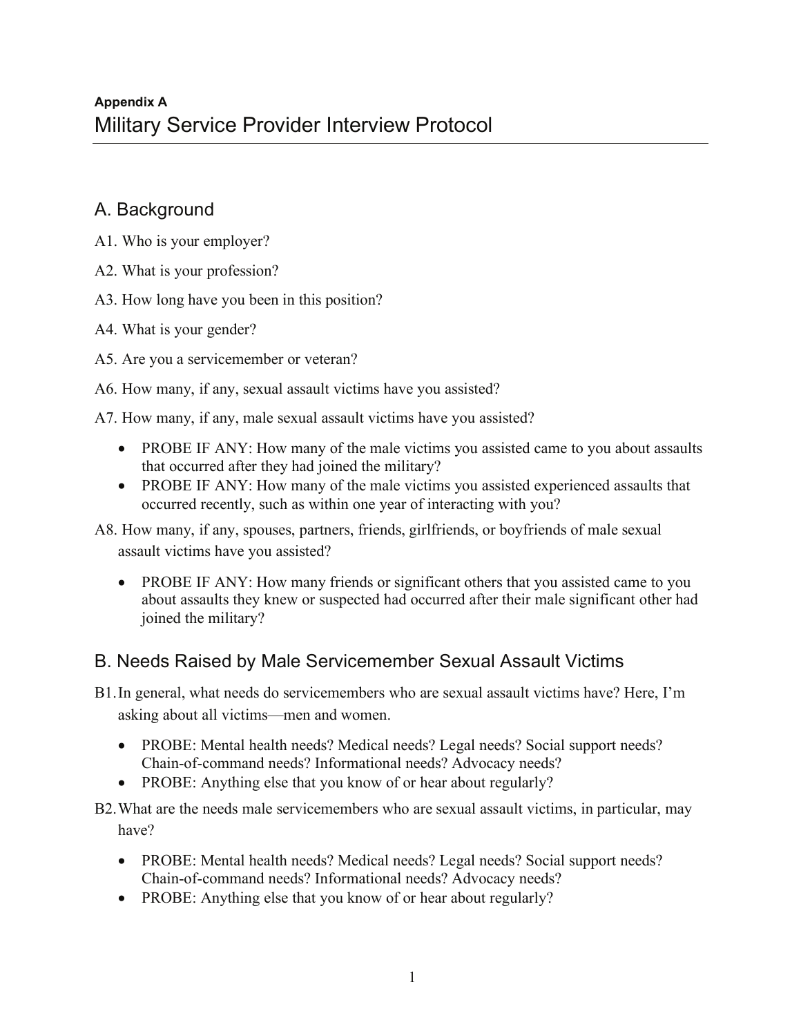**Appendix A**

# Military Service Provider Interview Protocol

## A. Background

A1. Who is your employer?

A2. What is your profession?

A3. How long have you been in this position?

A4. What is your gender?

A5. Are you a servicemember or veteran?

A6. How many, if any, sexual assault victims have you assisted?

A7. How many, if any, male sexual assault victims have you assisted?

- PROBE IF ANY: How many of the male victims you assisted came to you about assaults that occurred after they had joined the military?
- PROBE IF ANY: How many of the male victims you assisted experienced assaults that occurred recently, such as within one year of interacting with you?

A8. How many, if any, spouses, partners, friends, girlfriends, or boyfriends of male sexual assault victims have you assisted?

- PROBE IF ANY: How many friends or significant others that you assisted came to you about assaults they knew or suspected had occurred after their male significant other had joined the military?

## B. Needs Raised by Male Servicemember Sexual Assault Victims

B1. In general, what needs do servicemembers who are sexual assault victims have? Here, I'm asking about all victims—men and women.

- PROBE: Mental health needs? Medical needs? Legal needs? Social support needs? Chain-of-command needs? Informational needs? Advocacy needs?
- PROBE: Anything else that you know of or hear about regularly?

B2. What are the needs male servicemembers who are sexual assault victims, in particular, may have?

- PROBE: Mental health needs? Medical needs? Legal needs? Social support needs? Chain-of-command needs? Informational needs? Advocacy needs?
- PROBE: Anything else that you know of or hear about regularly?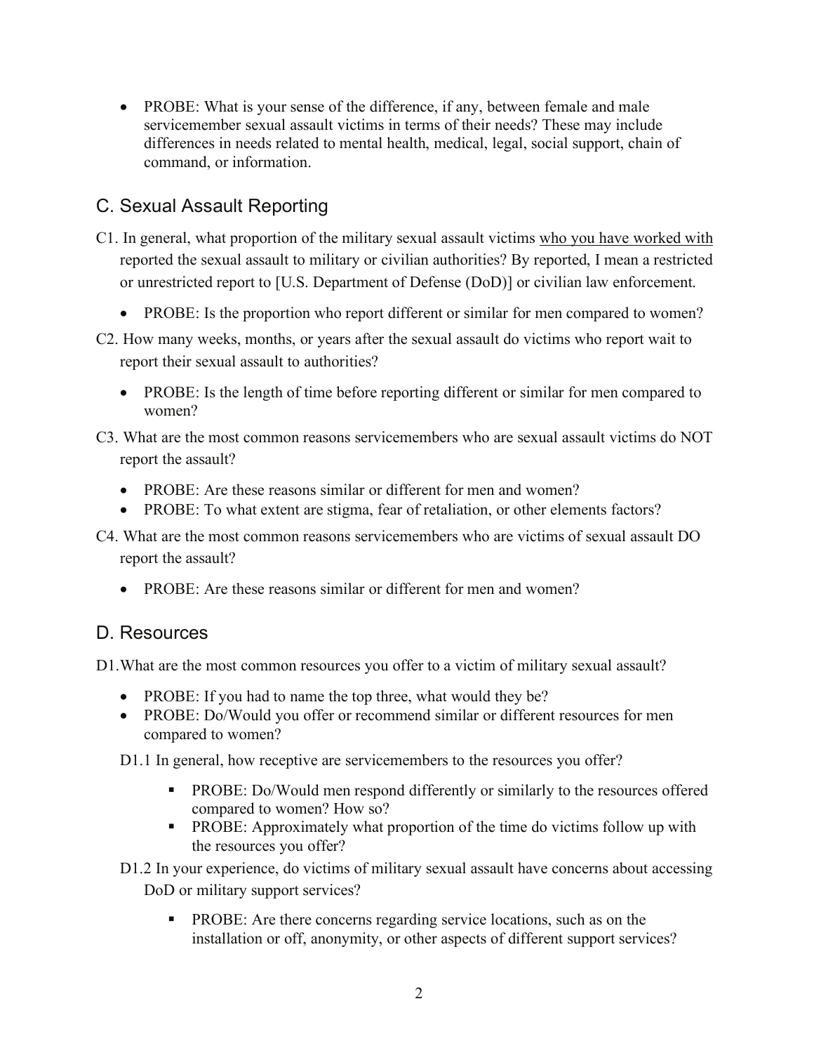- PROBE: What is your sense of the difference, if any, between female and male servicemember sexual assault victims in terms of their needs? These may include differences in needs related to mental health, medical, legal, social support, chain of command, or information.

## C. Sexual Assault Reporting

C1. In general, what proportion of the military sexual assault victims <u>who you have worked with</u> reported the sexual assault to military or civilian authorities? By reported, I mean a restricted or unrestricted report to [U.S. Department of Defense (DoD)] or civilian law enforcement.

- PROBE: Is the proportion who report different or similar for men compared to women?

C2. How many weeks, months, or years after the sexual assault do victims who report wait to report their sexual assault to authorities?

- PROBE: Is the length of time before reporting different or similar for men compared to women?

C3. What are the most common reasons servicemembers who are sexual assault victims do NOT report the assault?

- PROBE: Are these reasons similar or different for men and women?
- PROBE: To what extent are stigma, fear of retaliation, or other elements factors?

C4. What are the most common reasons servicemembers who are victims of sexual assault DO report the assault?

- PROBE: Are these reasons similar or different for men and women?

## D. Resources

D1.What are the most common resources you offer to a victim of military sexual assault?

- PROBE: If you had to name the top three, what would they be?
- PROBE: Do/Would you offer or recommend similar or different resources for men compared to women?

D1.1 In general, how receptive are servicemembers to the resources you offer?

- PROBE: Do/Would men respond differently or similarly to the resources offered compared to women? How so?
- PROBE: Approximately what proportion of the time do victims follow up with the resources you offer?

D1.2 In your experience, do victims of military sexual assault have concerns about accessing DoD or military support services?

- PROBE: Are there concerns regarding service locations, such as on the installation or off, anonymity, or other aspects of different support services?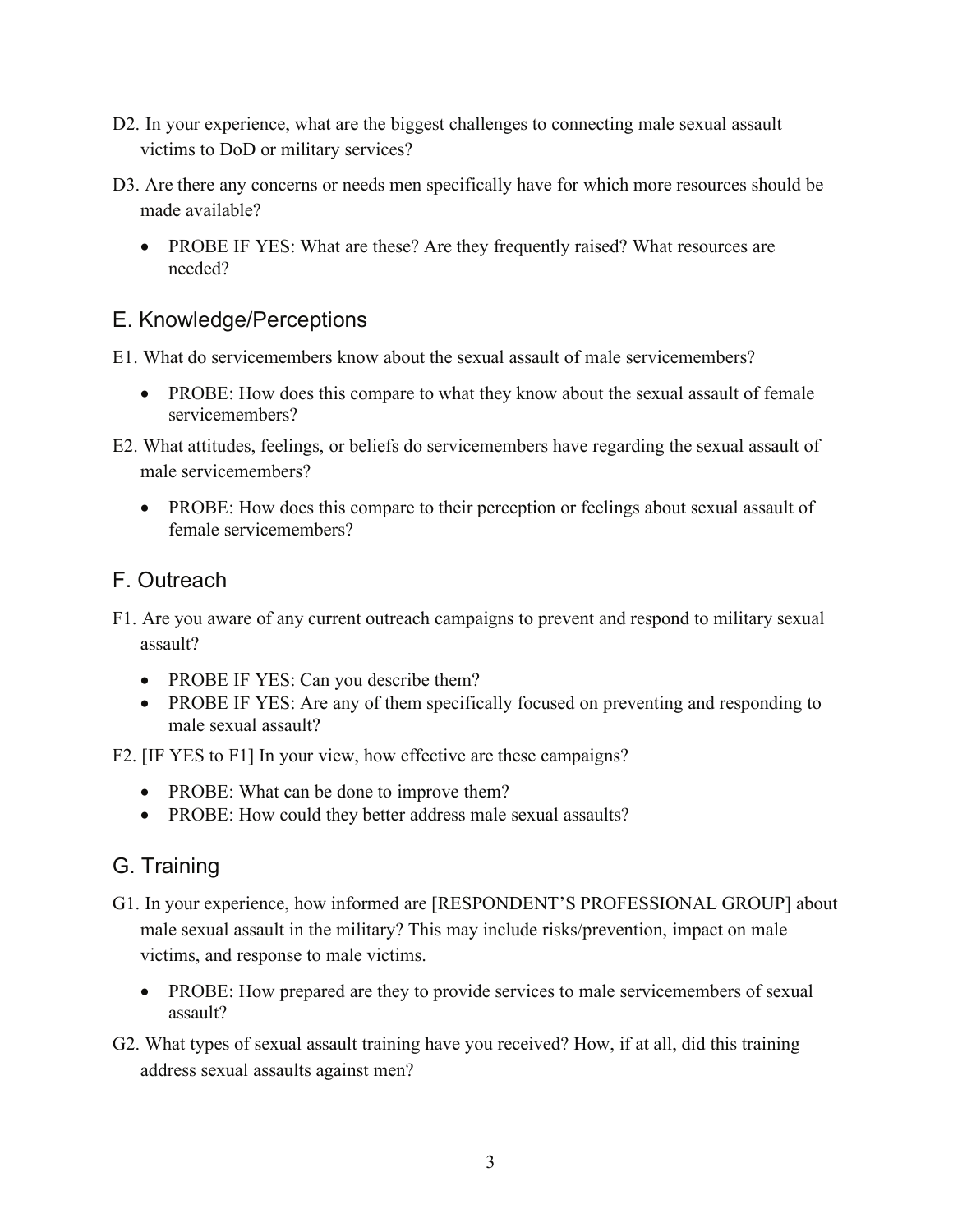D2. In your experience, what are the biggest challenges to connecting male sexual assault victims to DoD or military services?

D3. Are there any concerns or needs men specifically have for which more resources should be made available?

- PROBE IF YES: What are these? Are they frequently raised? What resources are needed?

## E. Knowledge/Perceptions

E1. What do servicemembers know about the sexual assault of male servicemembers?

- PROBE: How does this compare to what they know about the sexual assault of female servicemembers?

E2. What attitudes, feelings, or beliefs do servicemembers have regarding the sexual assault of male servicemembers?

- PROBE: How does this compare to their perception or feelings about sexual assault of female servicemembers?

## F. Outreach

F1. Are you aware of any current outreach campaigns to prevent and respond to military sexual assault?

- PROBE IF YES: Can you describe them?
- PROBE IF YES: Are any of them specifically focused on preventing and responding to male sexual assault?

F2. [IF YES to F1] In your view, how effective are these campaigns?

- PROBE: What can be done to improve them?
- PROBE: How could they better address male sexual assaults?

## G. Training

G1. In your experience, how informed are [RESPONDENT'S PROFESSIONAL GROUP] about male sexual assault in the military? This may include risks/prevention, impact on male victims, and response to male victims.

- PROBE: How prepared are they to provide services to male servicemembers of sexual assault?

G2. What types of sexual assault training have you received? How, if at all, did this training address sexual assaults against men?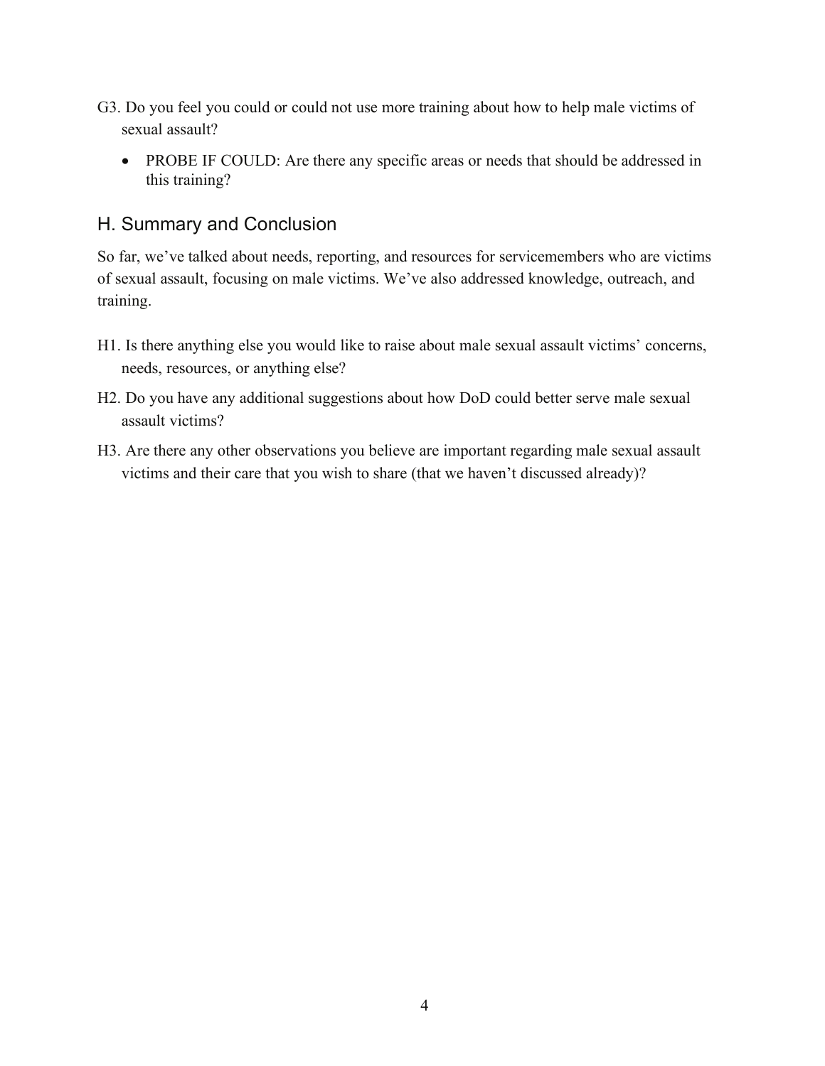G3. Do you feel you could or could not use more training about how to help male victims of sexual assault?

- PROBE IF COULD: Are there any specific areas or needs that should be addressed in this training?

## H. Summary and Conclusion

So far, we've talked about needs, reporting, and resources for servicemembers who are victims of sexual assault, focusing on male victims. We've also addressed knowledge, outreach, and training.

H1. Is there anything else you would like to raise about male sexual assault victims' concerns, needs, resources, or anything else?

H2. Do you have any additional suggestions about how DoD could better serve male sexual assault victims?

H3. Are there any other observations you believe are important regarding male sexual assault victims and their care that you wish to share (that we haven't discussed already)?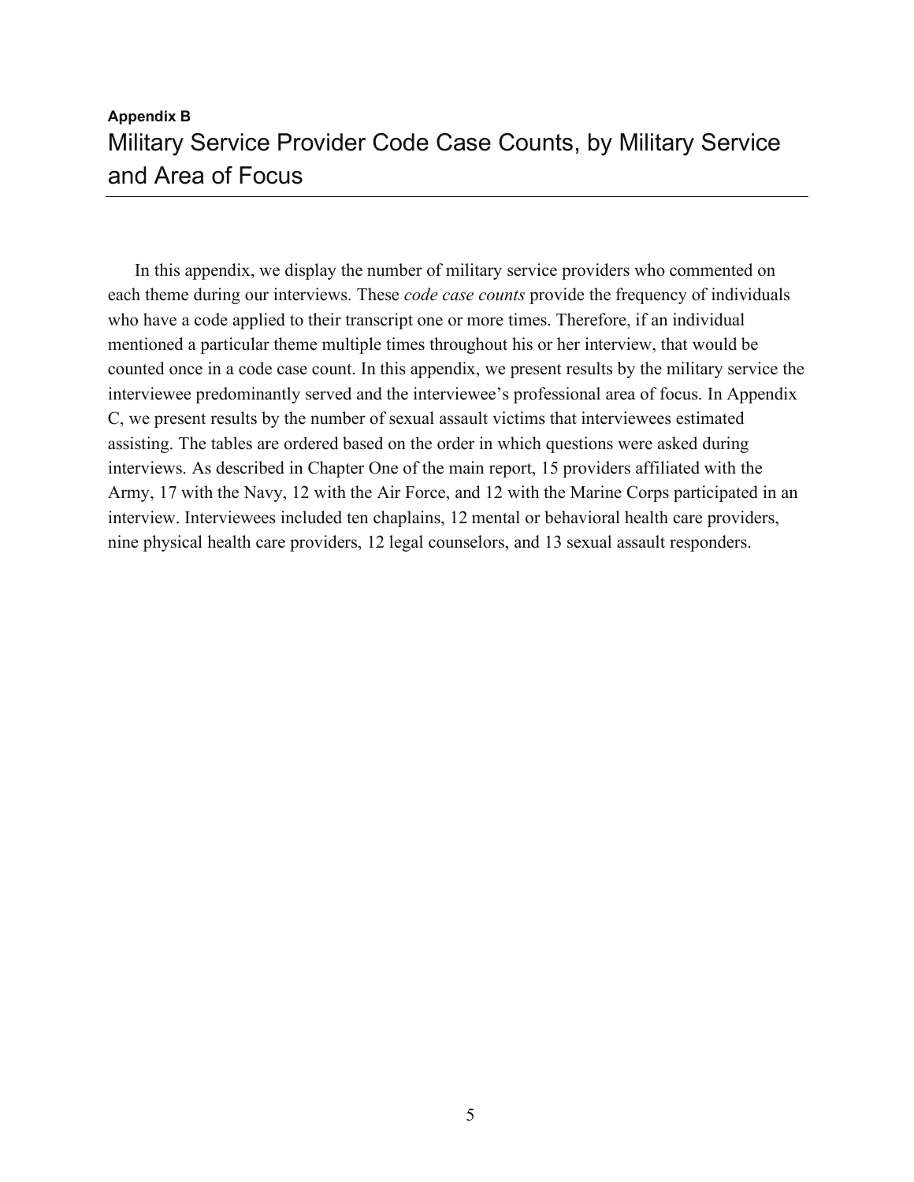**Appendix B**

# Military Service Provider Code Case Counts, by Military Service and Area of Focus

In this appendix, we display the number of military service providers who commented on each theme during our interviews. These *code case counts* provide the frequency of individuals who have a code applied to their transcript one or more times. Therefore, if an individual mentioned a particular theme multiple times throughout his or her interview, that would be counted once in a code case count. In this appendix, we present results by the military service the interviewee predominantly served and the interviewee's professional area of focus. In Appendix C, we present results by the number of sexual assault victims that interviewees estimated assisting. The tables are ordered based on the order in which questions were asked during interviews. As described in Chapter One of the main report, 15 providers affiliated with the Army, 17 with the Navy, 12 with the Air Force, and 12 with the Marine Corps participated in an interview. Interviewees included ten chaplains, 12 mental or behavioral health care providers, nine physical health care providers, 12 legal counselors, and 13 sexual assault responders.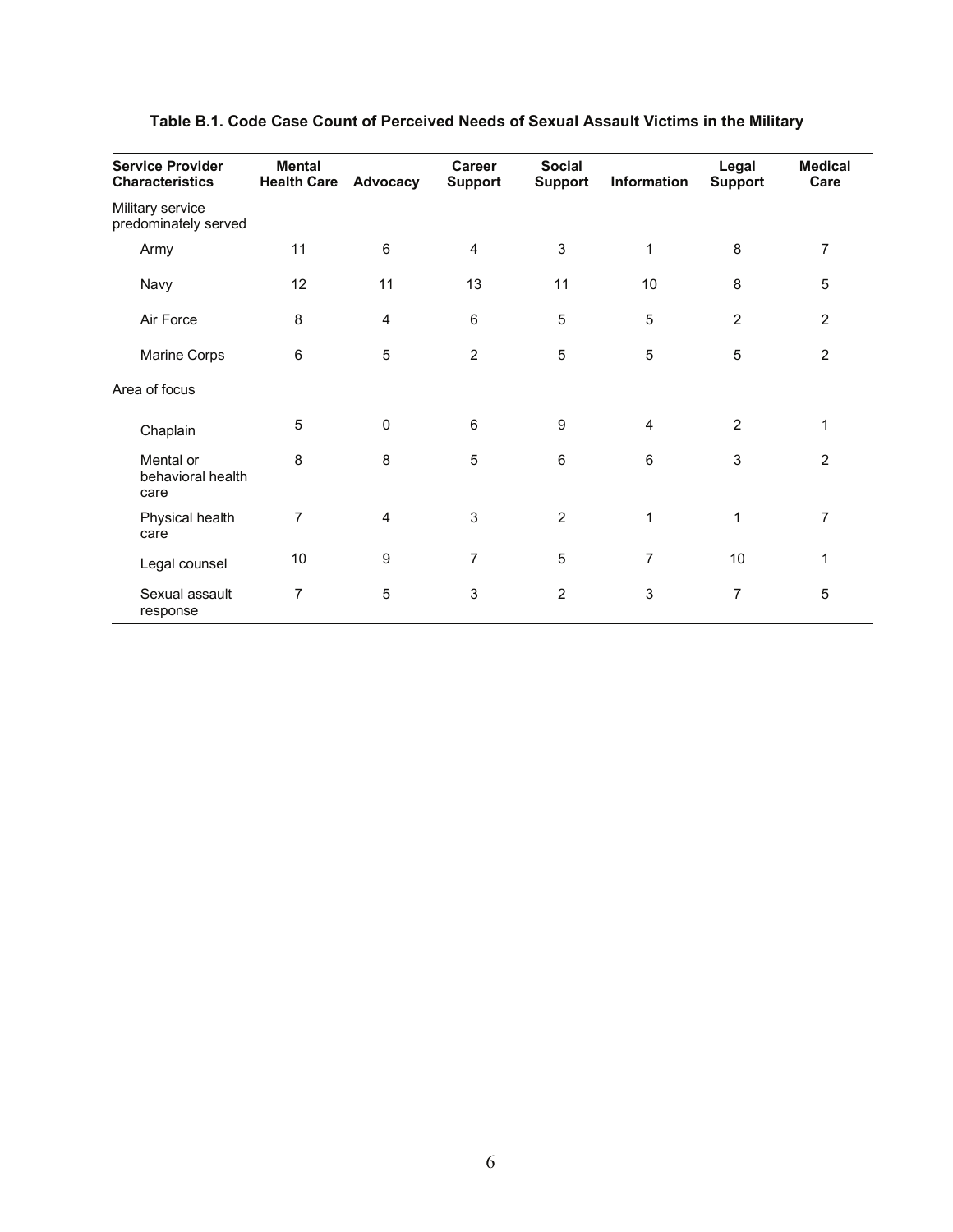**Table B.1. Code Case Count of Perceived Needs of Sexual Assault Victims in the Military**

| Service Provider Characteristics | Mental Health Care | Advocacy | Career Support | Social Support | Information | Legal Support | Medical Care |
|---|---|---|---|---|---|---|---|
| Military service predominately served | | | | | | | |
| Army | 11 | 6 | 4 | 3 | 1 | 8 | 7 |
| Navy | 12 | 11 | 13 | 11 | 10 | 8 | 5 |
| Air Force | 8 | 4 | 6 | 5 | 5 | 2 | 2 |
| Marine Corps | 6 | 5 | 2 | 5 | 5 | 5 | 2 |
| Area of focus | | | | | | | |
| Chaplain | 5 | 0 | 6 | 9 | 4 | 2 | 1 |
| Mental or behavioral health care | 8 | 8 | 5 | 6 | 6 | 3 | 2 |
| Physical health care | 7 | 4 | 3 | 2 | 1 | 1 | 7 |
| Legal counsel | 10 | 9 | 7 | 5 | 7 | 10 | 1 |
| Sexual assault response | 7 | 5 | 3 | 2 | 3 | 7 | 5 |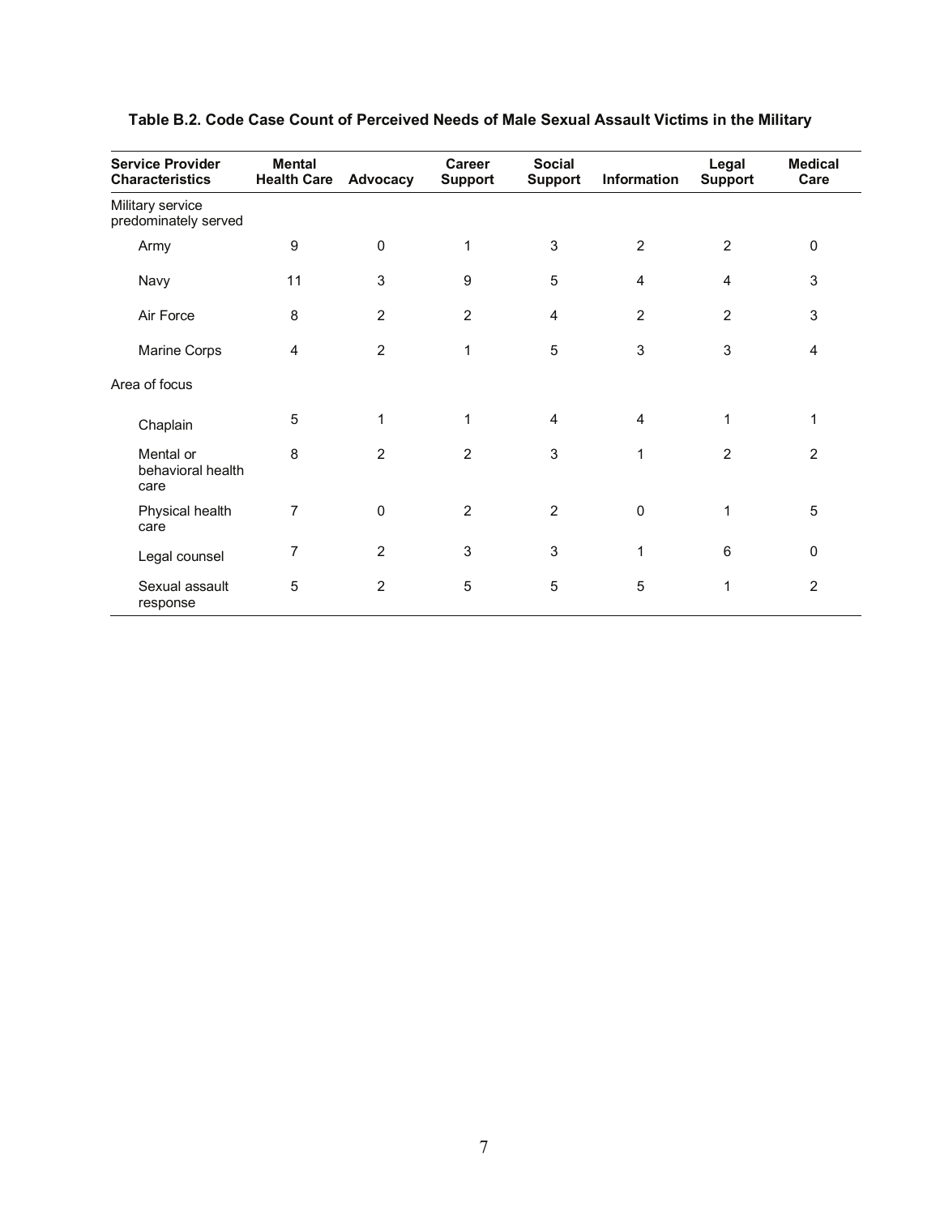**Table B.2. Code Case Count of Perceived Needs of Male Sexual Assault Victims in the Military**

| Service Provider Characteristics | Mental Health Care | Advocacy | Career Support | Social Support | Information | Legal Support | Medical Care |
|---|---|---|---|---|---|---|---|
| Military service predominately served | | | | | | | |
| Army | 9 | 0 | 1 | 3 | 2 | 2 | 0 |
| Navy | 11 | 3 | 9 | 5 | 4 | 4 | 3 |
| Air Force | 8 | 2 | 2 | 4 | 2 | 2 | 3 |
| Marine Corps | 4 | 2 | 1 | 5 | 3 | 3 | 4 |
| Area of focus | | | | | | | |
| Chaplain | 5 | 1 | 1 | 4 | 4 | 1 | 1 |
| Mental or behavioral health care | 8 | 2 | 2 | 3 | 1 | 2 | 2 |
| Physical health care | 7 | 0 | 2 | 2 | 0 | 1 | 5 |
| Legal counsel | 7 | 2 | 3 | 3 | 1 | 6 | 0 |
| Sexual assault response | 5 | 2 | 5 | 5 | 5 | 1 | 2 |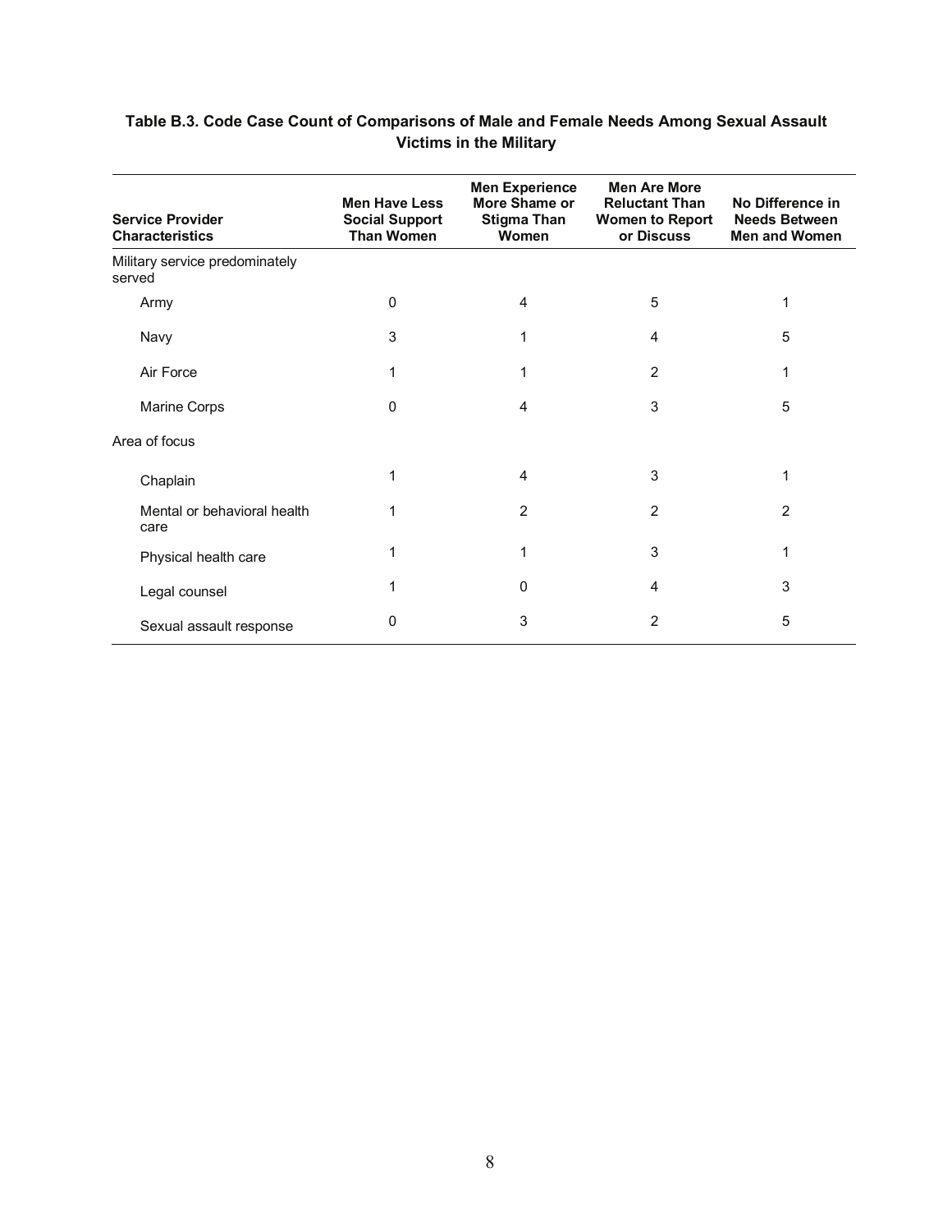**Table B.3. Code Case Count of Comparisons of Male and Female Needs Among Sexual Assault Victims in the Military**

| Service Provider Characteristics | Men Have Less Social Support Than Women | Men Experience More Shame or Stigma Than Women | Men Are More Reluctant Than Women to Report or Discuss | No Difference in Needs Between Men and Women |
|---|---|---|---|---|
| Military service predominately served | | | | |
| Army | 0 | 4 | 5 | 1 |
| Navy | 3 | 1 | 4 | 5 |
| Air Force | 1 | 1 | 2 | 1 |
| Marine Corps | 0 | 4 | 3 | 5 |
| Area of focus | | | | |
| Chaplain | 1 | 4 | 3 | 1 |
| Mental or behavioral health care | 1 | 2 | 2 | 2 |
| Physical health care | 1 | 1 | 3 | 1 |
| Legal counsel | 1 | 0 | 4 | 3 |
| Sexual assault response | 0 | 3 | 2 | 5 |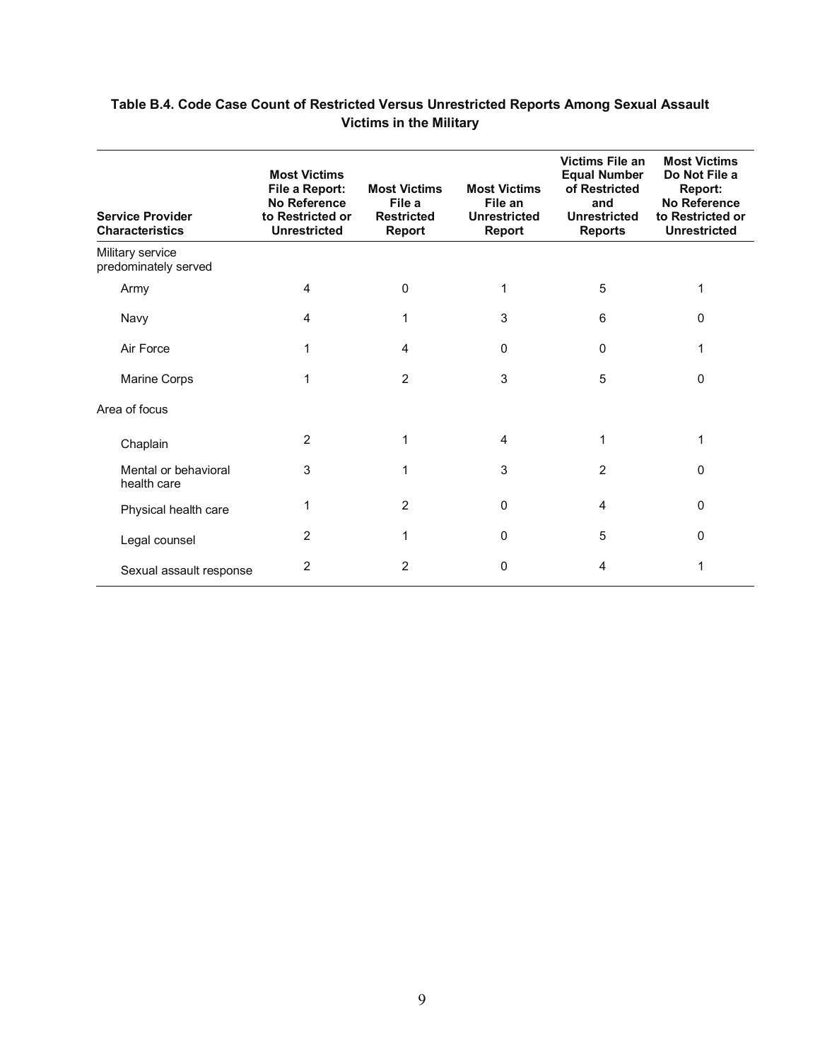**Table B.4. Code Case Count of Restricted Versus Unrestricted Reports Among Sexual Assault Victims in the Military**

| Service Provider Characteristics | Most Victims File a Report: No Reference to Restricted or Unrestricted | Most Victims File a Restricted Report | Most Victims File an Unrestricted Report | Victims File an Equal Number of Restricted and Unrestricted Reports | Most Victims Do Not File a Report: No Reference to Restricted or Unrestricted |
|---|---|---|---|---|---|
| Military service predominately served | | | | | |
| Army | 4 | 0 | 1 | 5 | 1 |
| Navy | 4 | 1 | 3 | 6 | 0 |
| Air Force | 1 | 4 | 0 | 0 | 1 |
| Marine Corps | 1 | 2 | 3 | 5 | 0 |
| Area of focus | | | | | |
| Chaplain | 2 | 1 | 4 | 1 | 1 |
| Mental or behavioral health care | 3 | 1 | 3 | 2 | 0 |
| Physical health care | 1 | 2 | 0 | 4 | 0 |
| Legal counsel | 2 | 1 | 0 | 5 | 0 |
| Sexual assault response | 2 | 2 | 0 | 4 | 1 |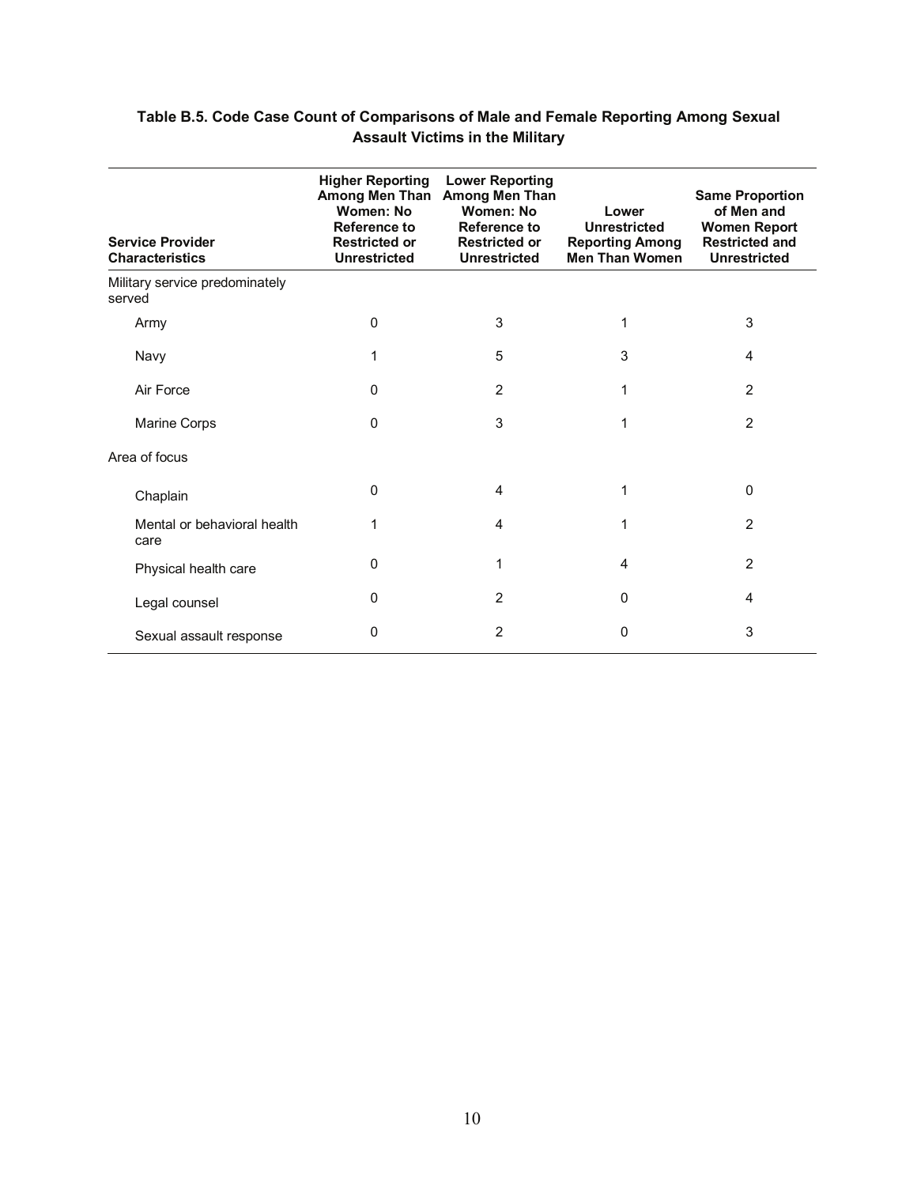**Table B.5. Code Case Count of Comparisons of Male and Female Reporting Among Sexual Assault Victims in the Military**

| Service Provider Characteristics | Higher Reporting Among Men Than Women: No Reference to Restricted or Unrestricted | Lower Reporting Among Men Than Women: No Reference to Restricted or Unrestricted | Lower Unrestricted Reporting Among Men Than Women | Same Proportion of Men and Women Report Restricted and Unrestricted |
|---|---|---|---|---|
| Military service predominately served | | | | |
| Army | 0 | 3 | 1 | 3 |
| Navy | 1 | 5 | 3 | 4 |
| Air Force | 0 | 2 | 1 | 2 |
| Marine Corps | 0 | 3 | 1 | 2 |
| Area of focus | | | | |
| Chaplain | 0 | 4 | 1 | 0 |
| Mental or behavioral health care | 1 | 4 | 1 | 2 |
| Physical health care | 0 | 1 | 4 | 2 |
| Legal counsel | 0 | 2 | 0 | 4 |
| Sexual assault response | 0 | 2 | 0 | 3 |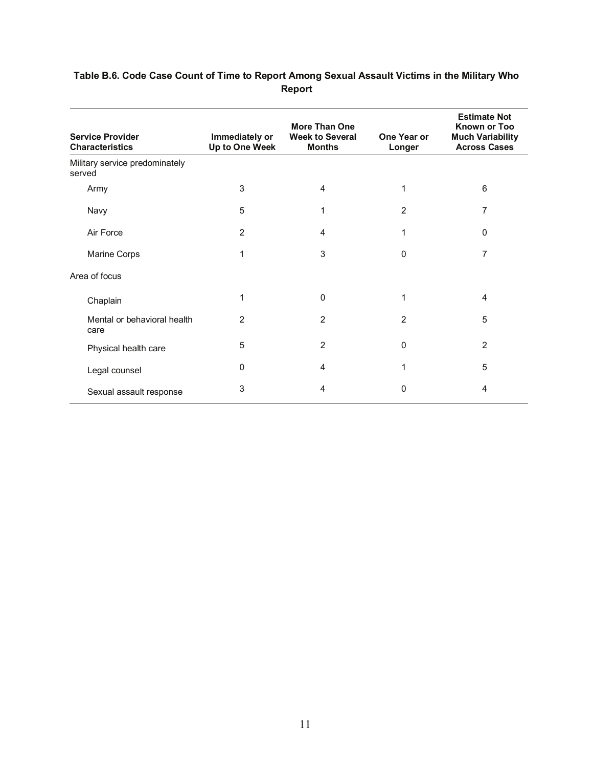**Table B.6. Code Case Count of Time to Report Among Sexual Assault Victims in the Military Who Report**

| Service Provider Characteristics | Immediately or Up to One Week | More Than One Week to Several Months | One Year or Longer | Estimate Not Known or Too Much Variability Across Cases |
|---|---|---|---|---|
| Military service predominately served | | | | |
| Army | 3 | 4 | 1 | 6 |
| Navy | 5 | 1 | 2 | 7 |
| Air Force | 2 | 4 | 1 | 0 |
| Marine Corps | 1 | 3 | 0 | 7 |
| Area of focus | | | | |
| Chaplain | 1 | 0 | 1 | 4 |
| Mental or behavioral health care | 2 | 2 | 2 | 5 |
| Physical health care | 5 | 2 | 0 | 2 |
| Legal counsel | 0 | 4 | 1 | 5 |
| Sexual assault response | 3 | 4 | 0 | 4 |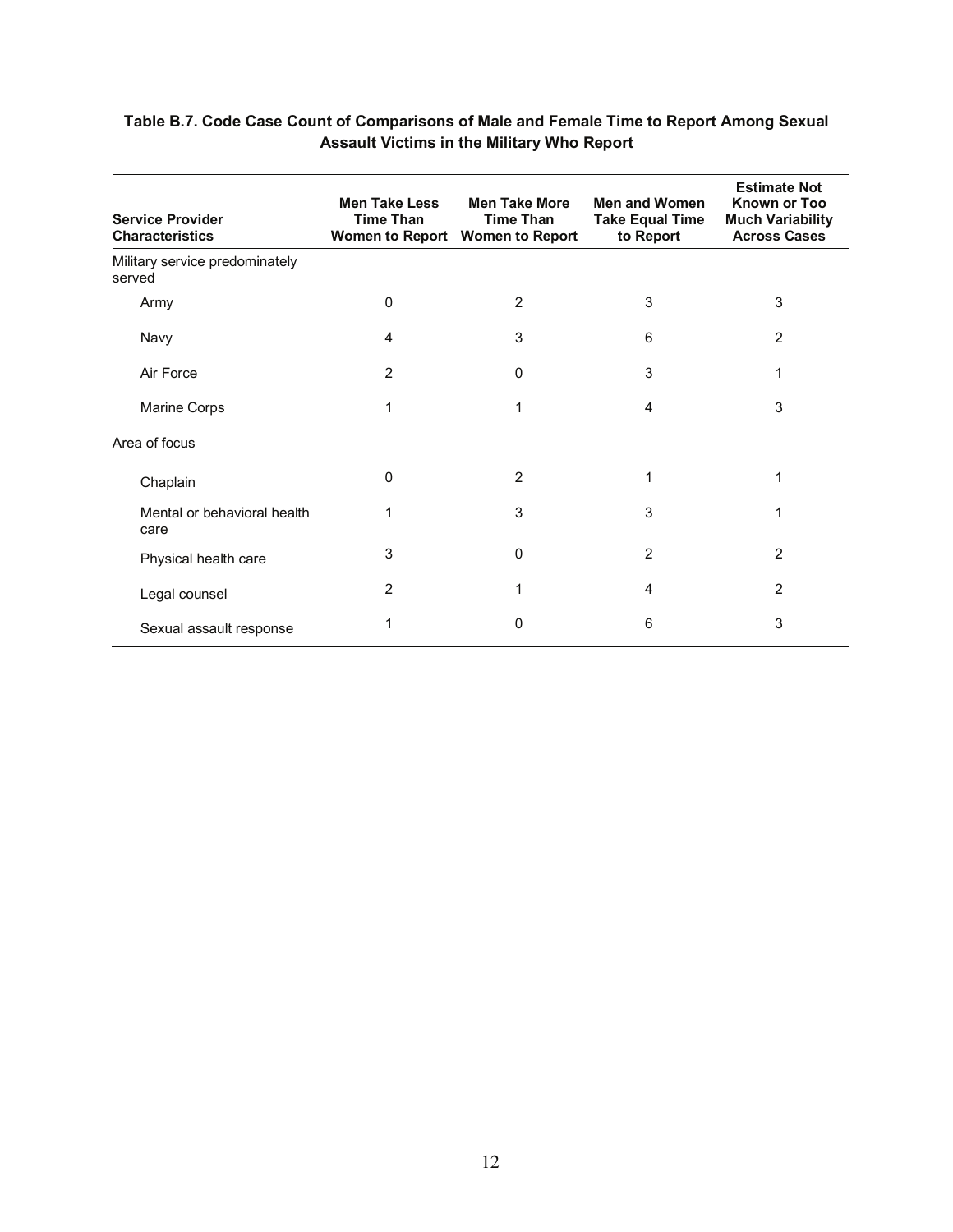**Table B.7. Code Case Count of Comparisons of Male and Female Time to Report Among Sexual Assault Victims in the Military Who Report**

| Service Provider Characteristics | Men Take Less Time Than Women to Report | Men Take More Time Than Women to Report | Men and Women Take Equal Time to Report | Estimate Not Known or Too Much Variability Across Cases |
|---|---|---|---|---|
| Military service predominately served | | | | |
| Army | 0 | 2 | 3 | 3 |
| Navy | 4 | 3 | 6 | 2 |
| Air Force | 2 | 0 | 3 | 1 |
| Marine Corps | 1 | 1 | 4 | 3 |
| Area of focus | | | | |
| Chaplain | 0 | 2 | 1 | 1 |
| Mental or behavioral health care | 1 | 3 | 3 | 1 |
| Physical health care | 3 | 0 | 2 | 2 |
| Legal counsel | 2 | 1 | 4 | 2 |
| Sexual assault response | 1 | 0 | 6 | 3 |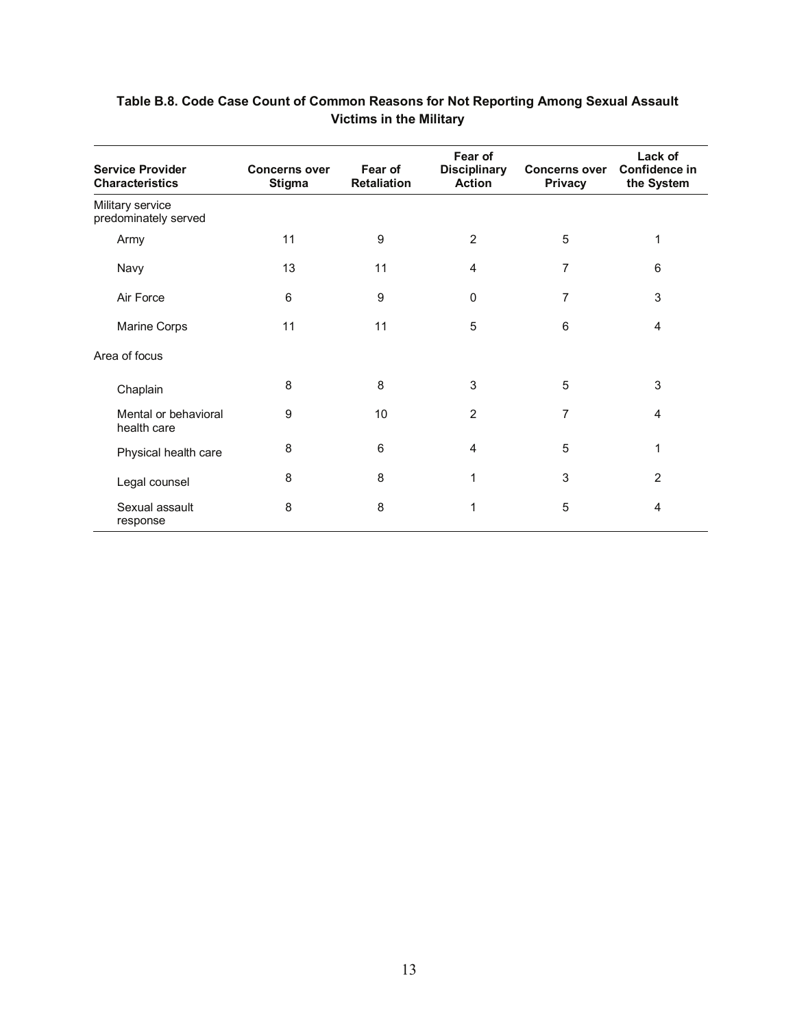**Table B.8. Code Case Count of Common Reasons for Not Reporting Among Sexual Assault Victims in the Military**

| Service Provider Characteristics | Concerns over Stigma | Fear of Retaliation | Fear of Disciplinary Action | Concerns over Privacy | Lack of Confidence in the System |
|---|---|---|---|---|---|
| Military service predominately served | | | | | |
| Army | 11 | 9 | 2 | 5 | 1 |
| Navy | 13 | 11 | 4 | 7 | 6 |
| Air Force | 6 | 9 | 0 | 7 | 3 |
| Marine Corps | 11 | 11 | 5 | 6 | 4 |
| Area of focus | | | | | |
| Chaplain | 8 | 8 | 3 | 5 | 3 |
| Mental or behavioral health care | 9 | 10 | 2 | 7 | 4 |
| Physical health care | 8 | 6 | 4 | 5 | 1 |
| Legal counsel | 8 | 8 | 1 | 3 | 2 |
| Sexual assault response | 8 | 8 | 1 | 5 | 4 |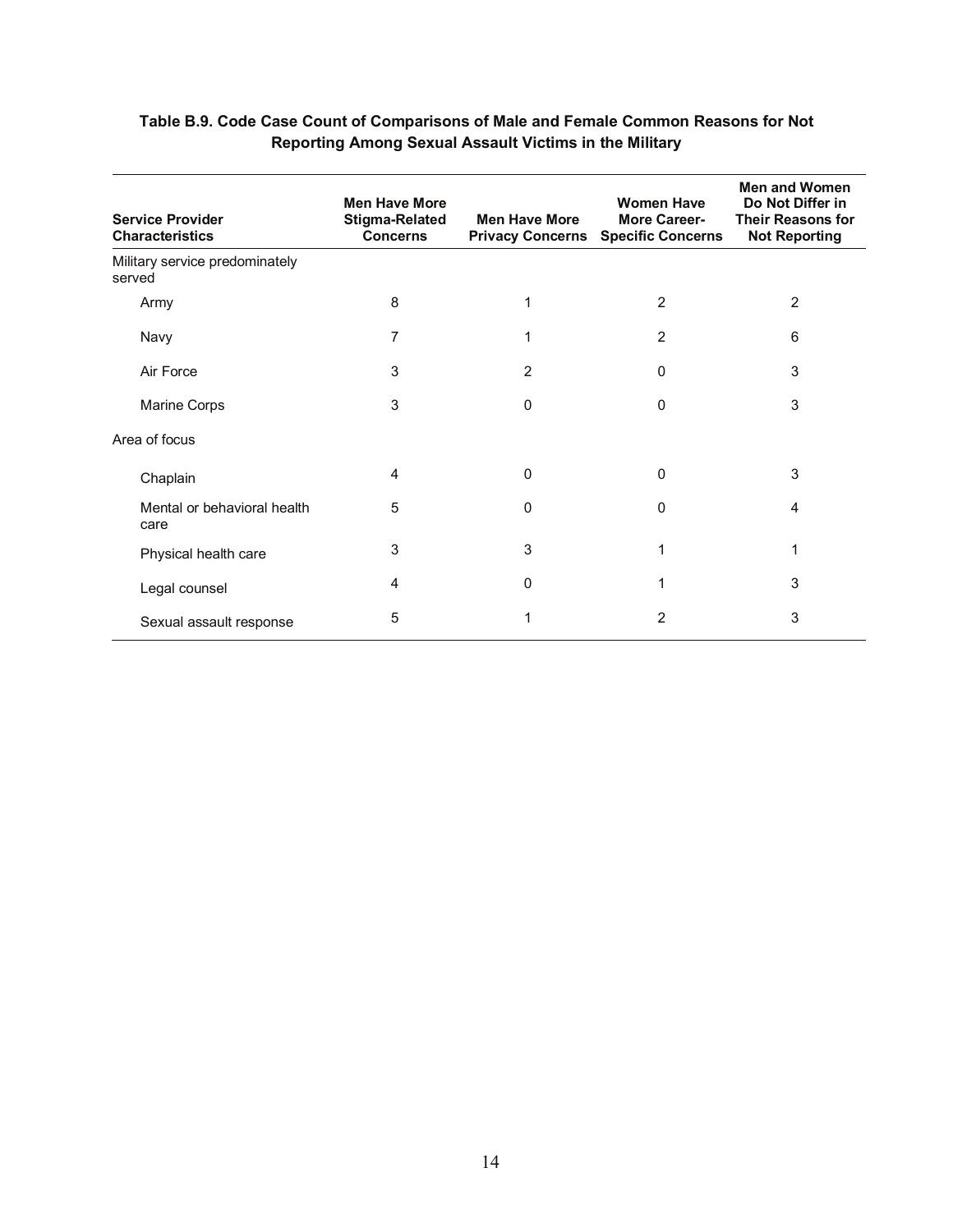**Table B.9. Code Case Count of Comparisons of Male and Female Common Reasons for Not Reporting Among Sexual Assault Victims in the Military**

| Service Provider Characteristics | Men Have More Stigma-Related Concerns | Men Have More Privacy Concerns | Women Have More Career-Specific Concerns | Men and Women Do Not Differ in Their Reasons for Not Reporting |
|---|---|---|---|---|
| Military service predominately served | | | | |
| Army | 8 | 1 | 2 | 2 |
| Navy | 7 | 1 | 2 | 6 |
| Air Force | 3 | 2 | 0 | 3 |
| Marine Corps | 3 | 0 | 0 | 3 |
| Area of focus | | | | |
| Chaplain | 4 | 0 | 0 | 3 |
| Mental or behavioral health care | 5 | 0 | 0 | 4 |
| Physical health care | 3 | 3 | 1 | 1 |
| Legal counsel | 4 | 0 | 1 | 3 |
| Sexual assault response | 5 | 1 | 2 | 3 |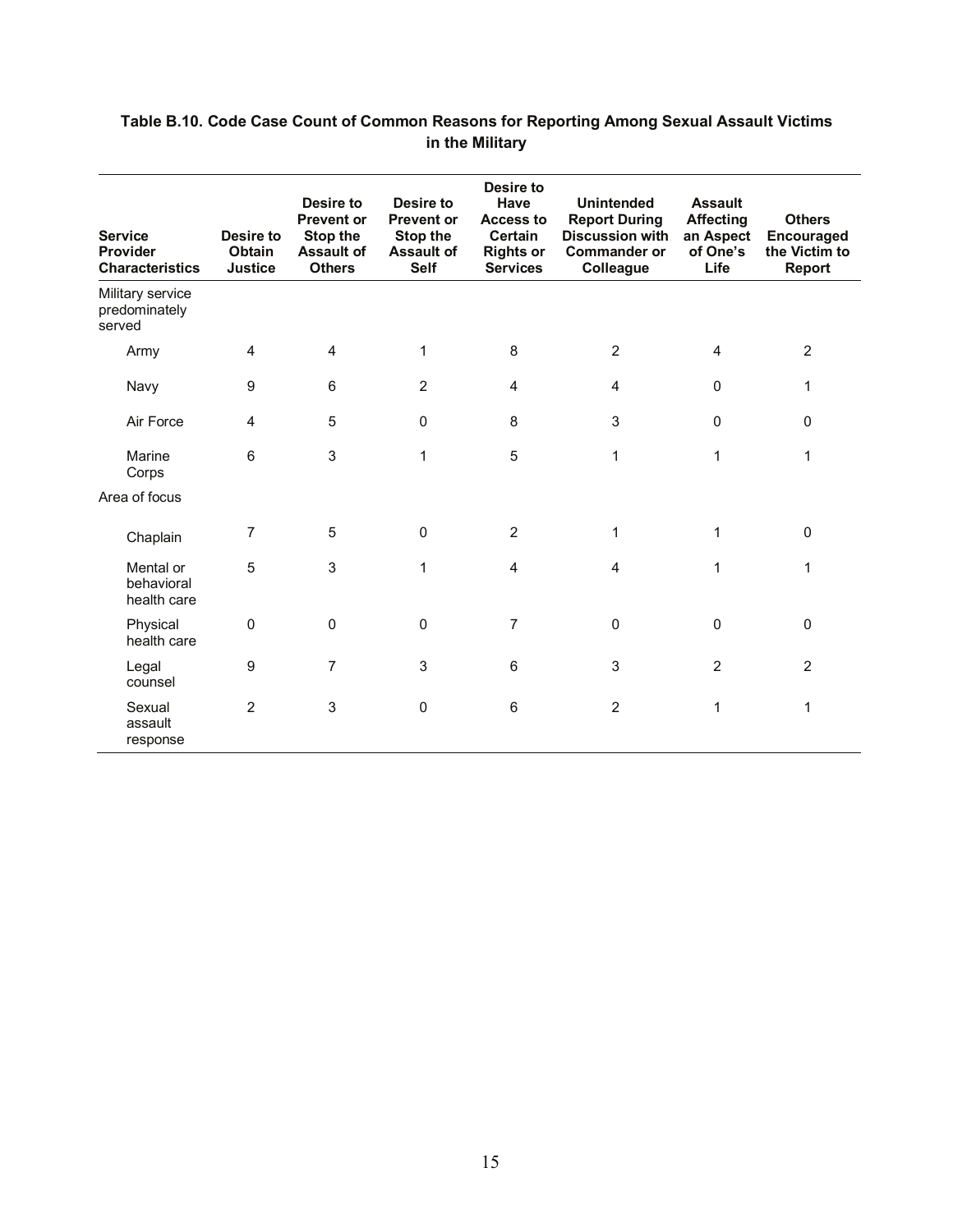**Table B.10. Code Case Count of Common Reasons for Reporting Among Sexual Assault Victims in the Military**

| Service Provider Characteristics | Desire to Obtain Justice | Desire to Prevent or Stop the Assault of Others | Desire to Prevent or Stop the Assault of Self | Desire to Have Access to Certain Rights or Services | Unintended Report During Discussion with Commander or Colleague | Assault Affecting an Aspect of One's Life | Others Encouraged the Victim to Report |
|---|---|---|---|---|---|---|---|
| Military service predominately served | | | | | | | |
| Army | 4 | 4 | 1 | 8 | 2 | 4 | 2 |
| Navy | 9 | 6 | 2 | 4 | 4 | 0 | 1 |
| Air Force | 4 | 5 | 0 | 8 | 3 | 0 | 0 |
| Marine Corps | 6 | 3 | 1 | 5 | 1 | 1 | 1 |
| Area of focus | | | | | | | |
| Chaplain | 7 | 5 | 0 | 2 | 1 | 1 | 0 |
| Mental or behavioral health care | 5 | 3 | 1 | 4 | 4 | 1 | 1 |
| Physical health care | 0 | 0 | 0 | 7 | 0 | 0 | 0 |
| Legal counsel | 9 | 7 | 3 | 6 | 3 | 2 | 2 |
| Sexual assault response | 2 | 3 | 0 | 6 | 2 | 1 | 1 |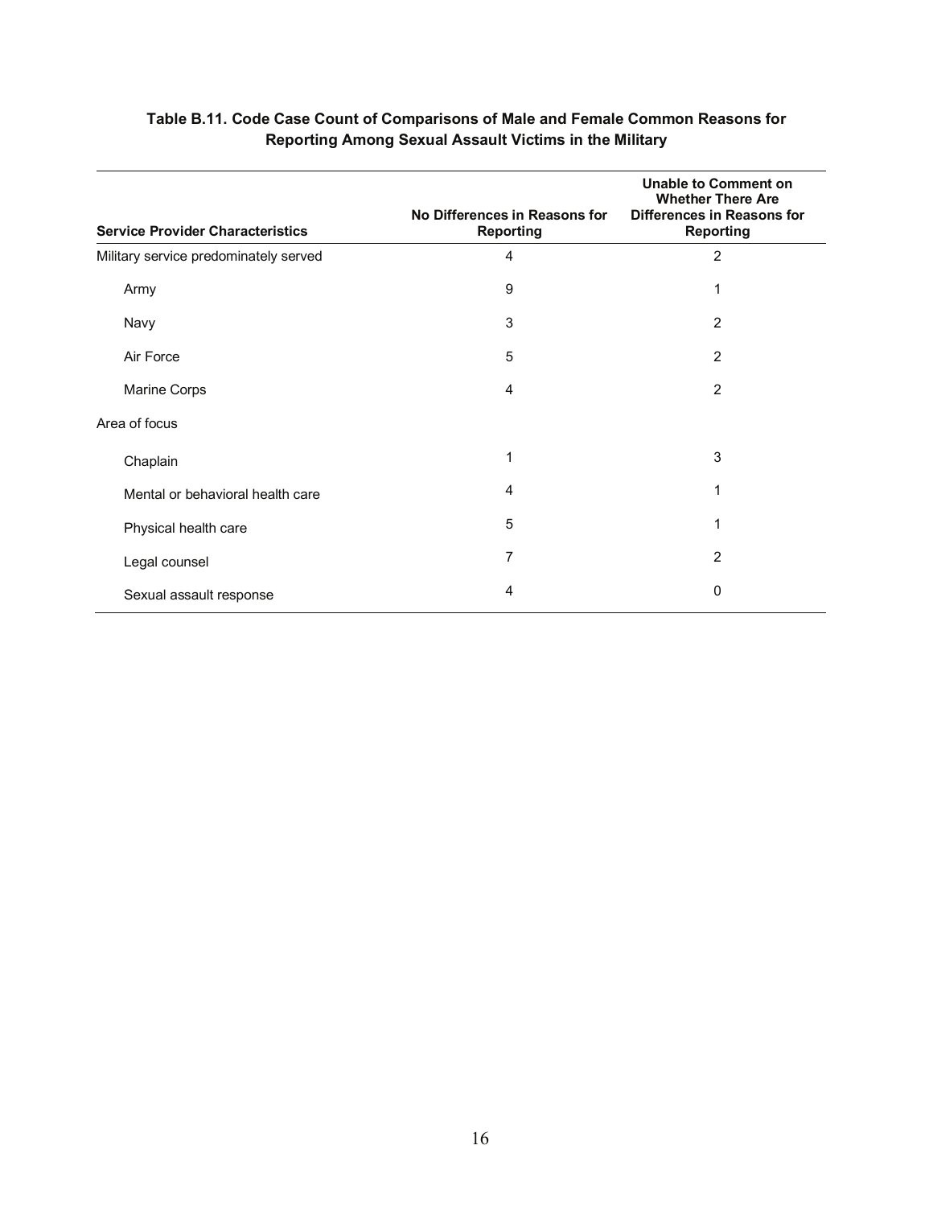**Table B.11. Code Case Count of Comparisons of Male and Female Common Reasons for Reporting Among Sexual Assault Victims in the Military**

| Service Provider Characteristics | No Differences in Reasons for Reporting | Unable to Comment on Whether There Are Differences in Reasons for Reporting |
|---|---|---|
| Military service predominately served | 4 | 2 |
| Army | 9 | 1 |
| Navy | 3 | 2 |
| Air Force | 5 | 2 |
| Marine Corps | 4 | 2 |
| Area of focus | | |
| Chaplain | 1 | 3 |
| Mental or behavioral health care | 4 | 1 |
| Physical health care | 5 | 1 |
| Legal counsel | 7 | 2 |
| Sexual assault response | 4 | 0 |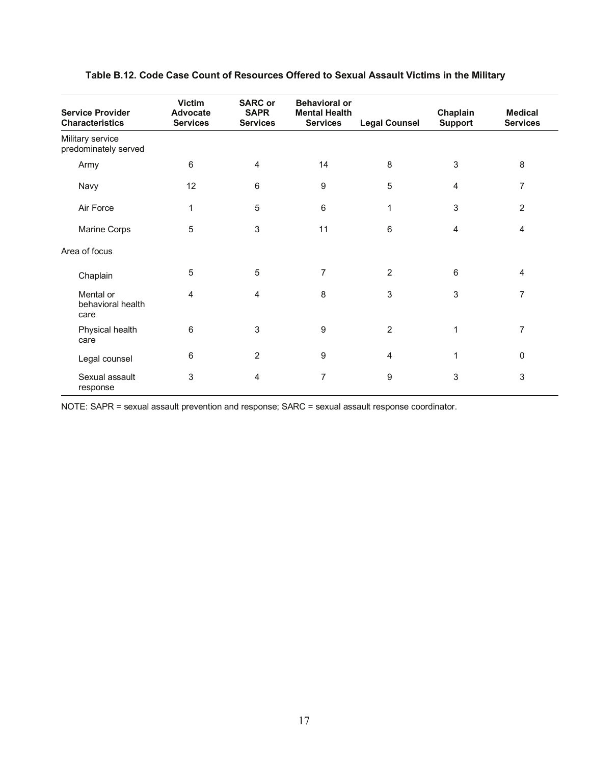**Table B.12. Code Case Count of Resources Offered to Sexual Assault Victims in the Military**

| Service Provider Characteristics | Victim Advocate Services | SARC or SAPR Services | Behavioral or Mental Health Services | Legal Counsel | Chaplain Support | Medical Services |
|---|---|---|---|---|---|---|
| Military service predominately served | | | | | | |
| Army | 6 | 4 | 14 | 8 | 3 | 8 |
| Navy | 12 | 6 | 9 | 5 | 4 | 7 |
| Air Force | 1 | 5 | 6 | 1 | 3 | 2 |
| Marine Corps | 5 | 3 | 11 | 6 | 4 | 4 |
| Area of focus | | | | | | |
| Chaplain | 5 | 5 | 7 | 2 | 6 | 4 |
| Mental or behavioral health care | 4 | 4 | 8 | 3 | 3 | 7 |
| Physical health care | 6 | 3 | 9 | 2 | 1 | 7 |
| Legal counsel | 6 | 2 | 9 | 4 | 1 | 0 |
| Sexual assault response | 3 | 4 | 7 | 9 | 3 | 3 |

NOTE: SAPR = sexual assault prevention and response; SARC = sexual assault response coordinator.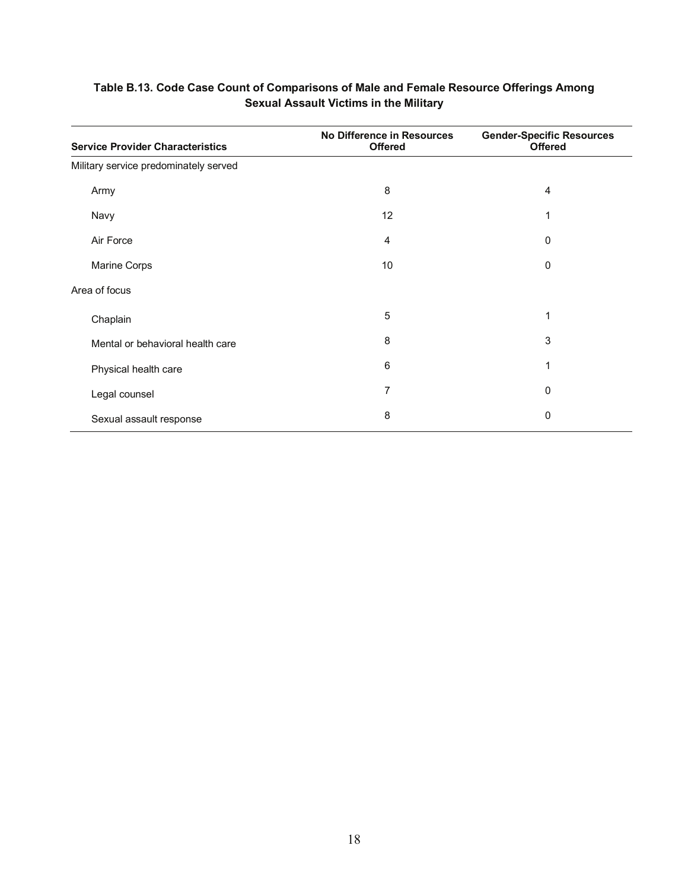**Table B.13. Code Case Count of Comparisons of Male and Female Resource Offerings Among Sexual Assault Victims in the Military**

| Service Provider Characteristics | No Difference in Resources Offered | Gender-Specific Resources Offered |
|---|---|---|
| Military service predominately served | | |
| Army | 8 | 4 |
| Navy | 12 | 1 |
| Air Force | 4 | 0 |
| Marine Corps | 10 | 0 |
| Area of focus | | |
| Chaplain | 5 | 1 |
| Mental or behavioral health care | 8 | 3 |
| Physical health care | 6 | 1 |
| Legal counsel | 7 | 0 |
| Sexual assault response | 8 | 0 |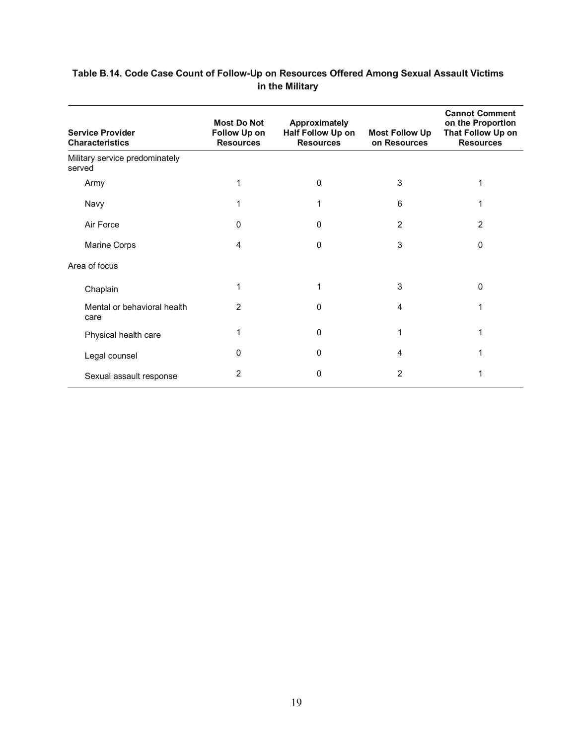**Table B.14. Code Case Count of Follow-Up on Resources Offered Among Sexual Assault Victims in the Military**

| Service Provider Characteristics | Most Do Not Follow Up on Resources | Approximately Half Follow Up on Resources | Most Follow Up on Resources | Cannot Comment on the Proportion That Follow Up on Resources |
|---|---|---|---|---|
| Military service predominately served | | | | |
| Army | 1 | 0 | 3 | 1 |
| Navy | 1 | 1 | 6 | 1 |
| Air Force | 0 | 0 | 2 | 2 |
| Marine Corps | 4 | 0 | 3 | 0 |
| Area of focus | | | | |
| Chaplain | 1 | 1 | 3 | 0 |
| Mental or behavioral health care | 2 | 0 | 4 | 1 |
| Physical health care | 1 | 0 | 1 | 1 |
| Legal counsel | 0 | 0 | 4 | 1 |
| Sexual assault response | 2 | 0 | 2 | 1 |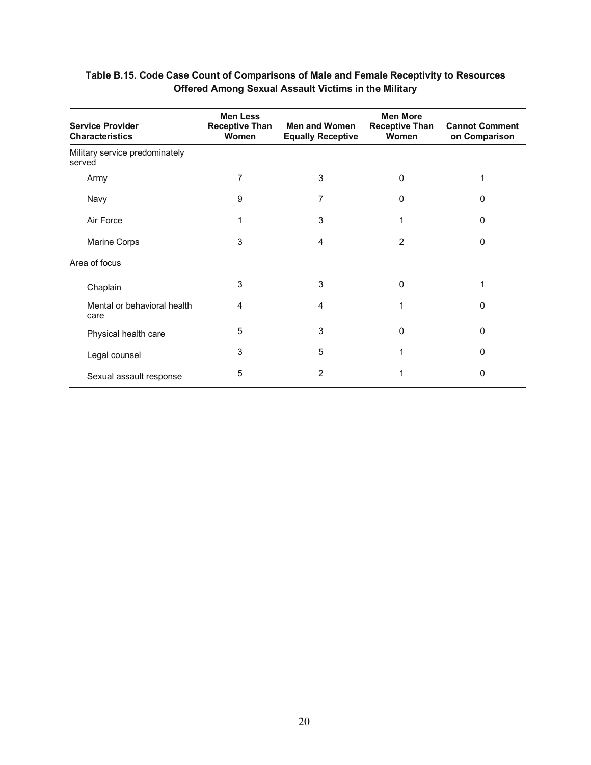**Table B.15. Code Case Count of Comparisons of Male and Female Receptivity to Resources Offered Among Sexual Assault Victims in the Military**

| Service Provider Characteristics | Men Less Receptive Than Women | Men and Women Equally Receptive | Men More Receptive Than Women | Cannot Comment on Comparison |
|---|---|---|---|---|
| Military service predominately served | | | | |
| Army | 7 | 3 | 0 | 1 |
| Navy | 9 | 7 | 0 | 0 |
| Air Force | 1 | 3 | 1 | 0 |
| Marine Corps | 3 | 4 | 2 | 0 |
| Area of focus | | | | |
| Chaplain | 3 | 3 | 0 | 1 |
| Mental or behavioral health care | 4 | 4 | 1 | 0 |
| Physical health care | 5 | 3 | 0 | 0 |
| Legal counsel | 3 | 5 | 1 | 0 |
| Sexual assault response | 5 | 2 | 1 | 0 |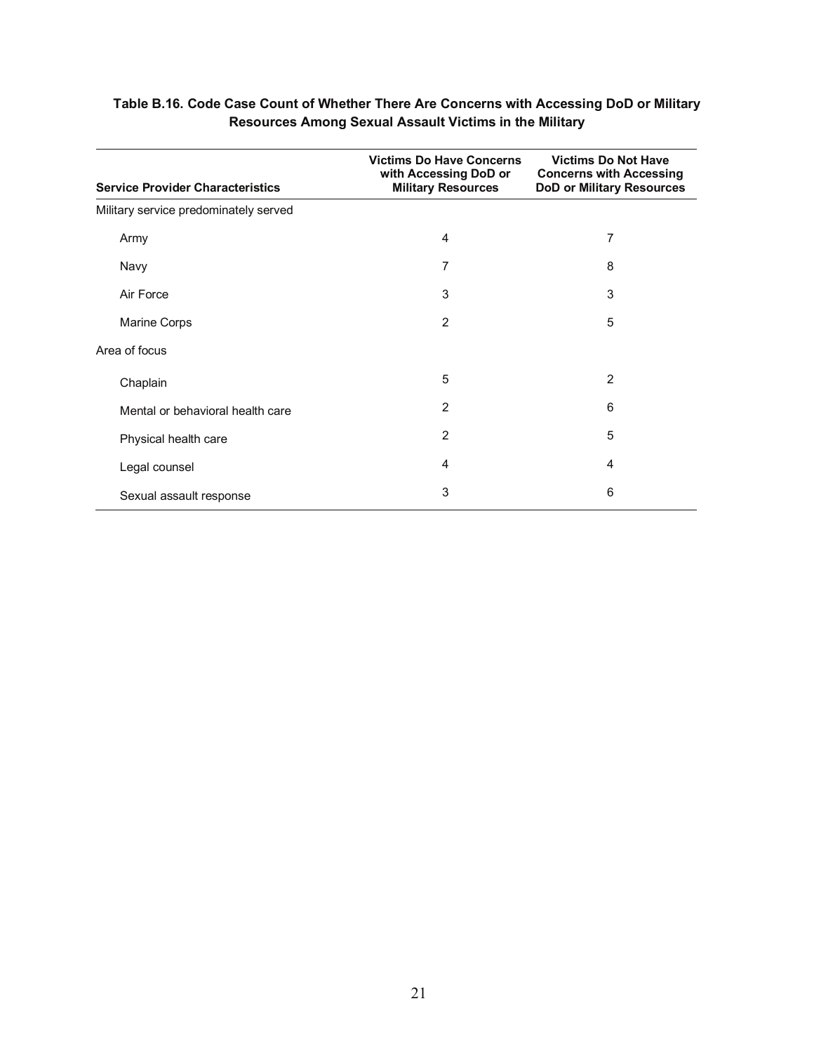**Table B.16. Code Case Count of Whether There Are Concerns with Accessing DoD or Military Resources Among Sexual Assault Victims in the Military**

| Service Provider Characteristics | Victims Do Have Concerns with Accessing DoD or Military Resources | Victims Do Not Have Concerns with Accessing DoD or Military Resources |
|---|---|---|
| Military service predominately served | | |
| Army | 4 | 7 |
| Navy | 7 | 8 |
| Air Force | 3 | 3 |
| Marine Corps | 2 | 5 |
| Area of focus | | |
| Chaplain | 5 | 2 |
| Mental or behavioral health care | 2 | 6 |
| Physical health care | 2 | 5 |
| Legal counsel | 4 | 4 |
| Sexual assault response | 3 | 6 |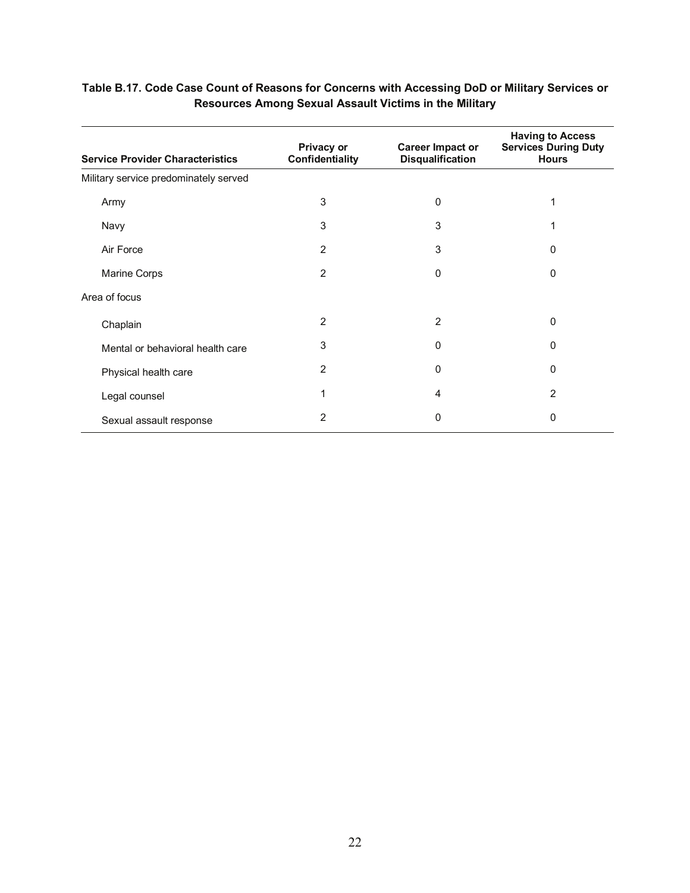**Table B.17. Code Case Count of Reasons for Concerns with Accessing DoD or Military Services or Resources Among Sexual Assault Victims in the Military**

| Service Provider Characteristics | Privacy or Confidentiality | Career Impact or Disqualification | Having to Access Services During Duty Hours |
|---|---|---|---|
| Military service predominately served | | | |
| Army | 3 | 0 | 1 |
| Navy | 3 | 3 | 1 |
| Air Force | 2 | 3 | 0 |
| Marine Corps | 2 | 0 | 0 |
| Area of focus | | | |
| Chaplain | 2 | 2 | 0 |
| Mental or behavioral health care | 3 | 0 | 0 |
| Physical health care | 2 | 0 | 0 |
| Legal counsel | 1 | 4 | 2 |
| Sexual assault response | 2 | 0 | 0 |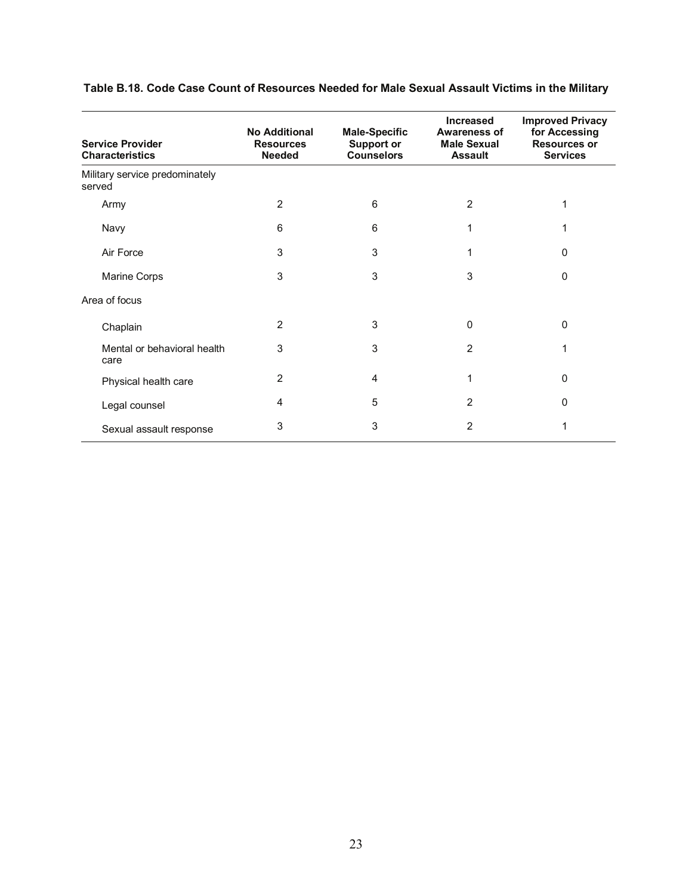**Table B.18. Code Case Count of Resources Needed for Male Sexual Assault Victims in the Military**

| Service Provider Characteristics | No Additional Resources Needed | Male-Specific Support or Counselors | Increased Awareness of Male Sexual Assault | Improved Privacy for Accessing Resources or Services |
|---|---|---|---|---|
| Military service predominately served | | | | |
| Army | 2 | 6 | 2 | 1 |
| Navy | 6 | 6 | 1 | 1 |
| Air Force | 3 | 3 | 1 | 0 |
| Marine Corps | 3 | 3 | 3 | 0 |
| Area of focus | | | | |
| Chaplain | 2 | 3 | 0 | 0 |
| Mental or behavioral health care | 3 | 3 | 2 | 1 |
| Physical health care | 2 | 4 | 1 | 0 |
| Legal counsel | 4 | 5 | 2 | 0 |
| Sexual assault response | 3 | 3 | 2 | 1 |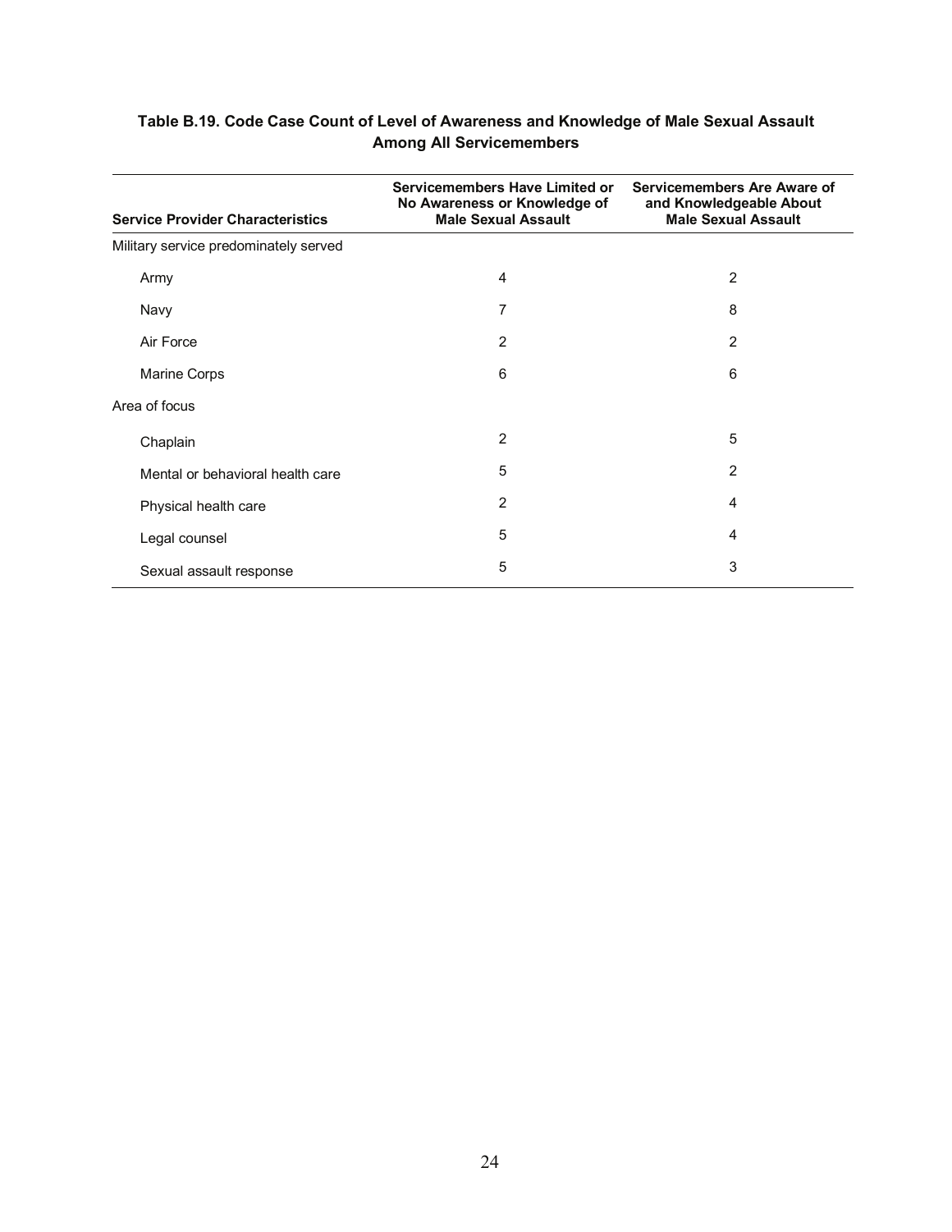**Table B.19. Code Case Count of Level of Awareness and Knowledge of Male Sexual Assault Among All Servicemembers**

| Service Provider Characteristics | Servicemembers Have Limited or No Awareness or Knowledge of Male Sexual Assault | Servicemembers Are Aware of and Knowledgeable About Male Sexual Assault |
|---|---|---|
| Military service predominately served | | |
| Army | 4 | 2 |
| Navy | 7 | 8 |
| Air Force | 2 | 2 |
| Marine Corps | 6 | 6 |
| Area of focus | | |
| Chaplain | 2 | 5 |
| Mental or behavioral health care | 5 | 2 |
| Physical health care | 2 | 4 |
| Legal counsel | 5 | 4 |
| Sexual assault response | 5 | 3 |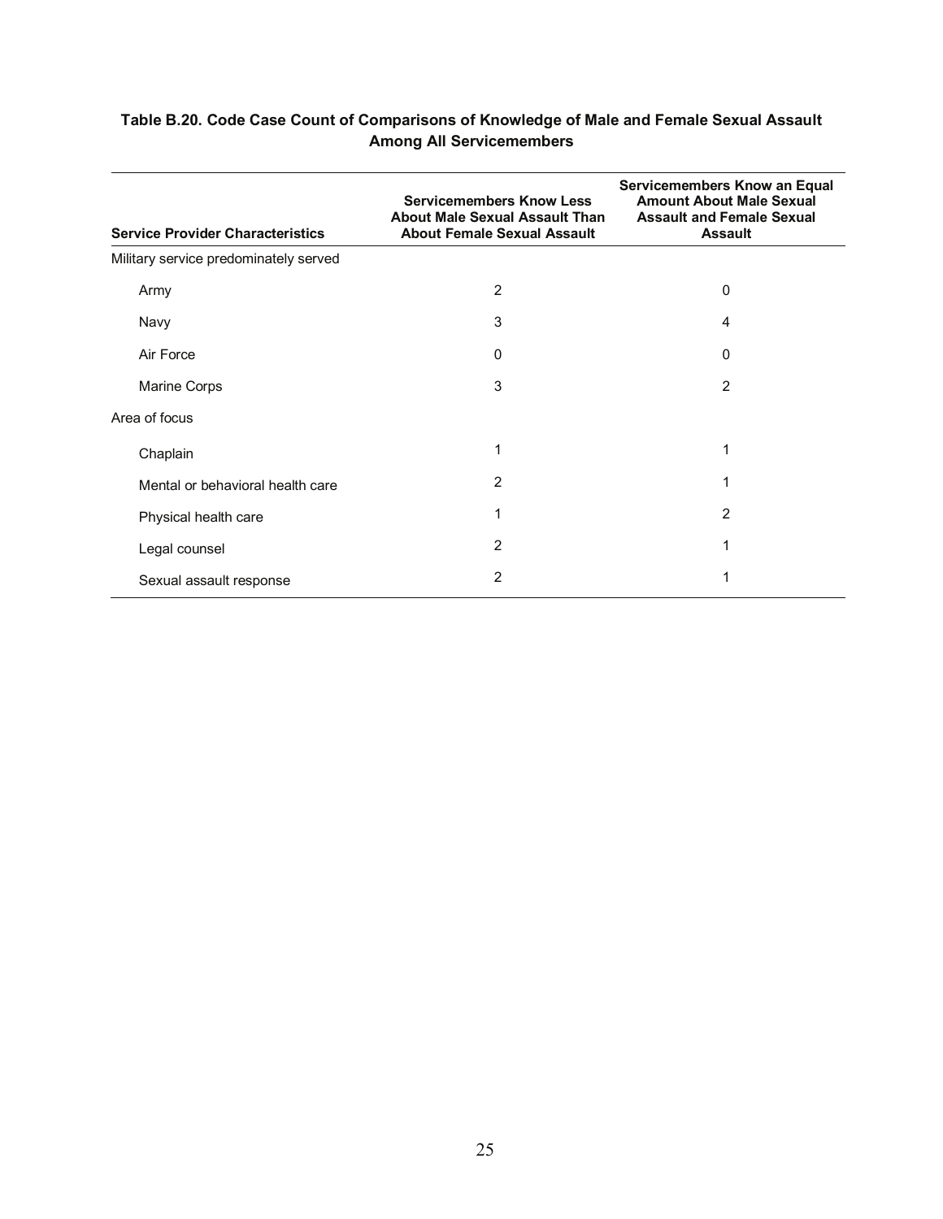**Table B.20. Code Case Count of Comparisons of Knowledge of Male and Female Sexual Assault Among All Servicemembers**

| Service Provider Characteristics | Servicemembers Know Less About Male Sexual Assault Than About Female Sexual Assault | Servicemembers Know an Equal Amount About Male Sexual Assault and Female Sexual Assault |
|---|---|---|
| Military service predominately served | | |
| Army | 2 | 0 |
| Navy | 3 | 4 |
| Air Force | 0 | 0 |
| Marine Corps | 3 | 2 |
| Area of focus | | |
| Chaplain | 1 | 1 |
| Mental or behavioral health care | 2 | 1 |
| Physical health care | 1 | 2 |
| Legal counsel | 2 | 1 |
| Sexual assault response | 2 | 1 |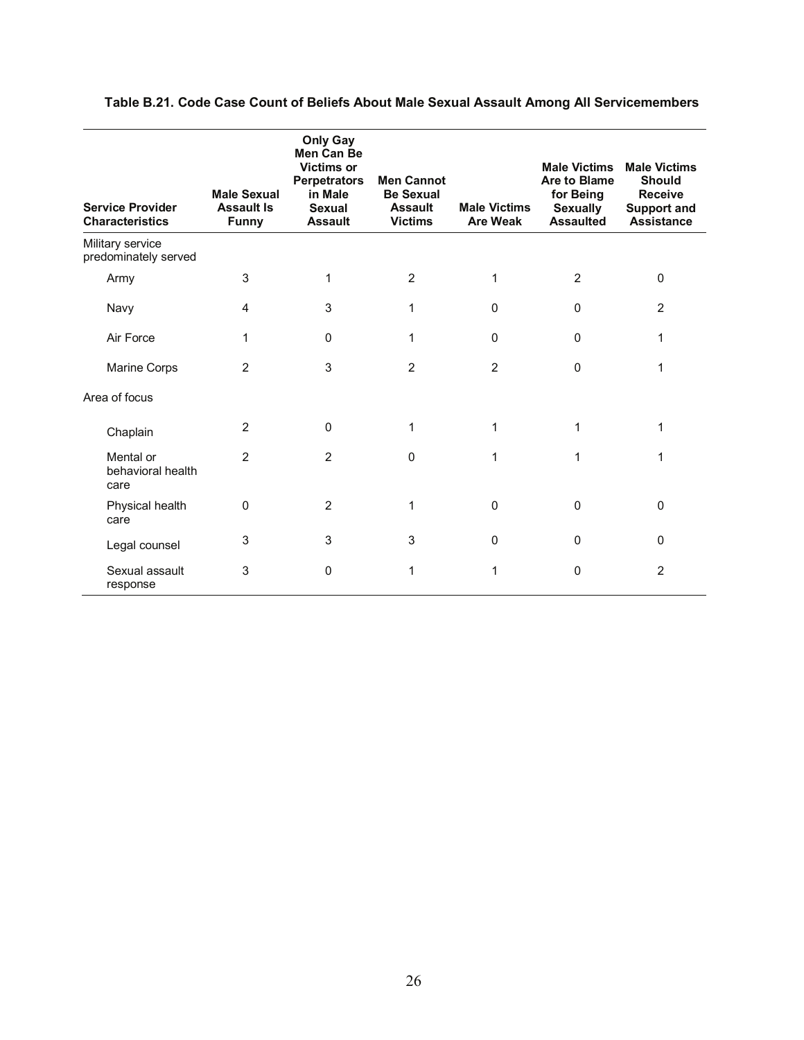**Table B.21. Code Case Count of Beliefs About Male Sexual Assault Among All Servicemembers**

| Service Provider Characteristics | Male Sexual Assault Is Funny | Only Gay Men Can Be Victims or Perpetrators in Male Sexual Assault | Men Cannot Be Sexual Assault Victims | Male Victims Are Weak | Male Victims Are to Blame for Being Sexually Assaulted | Male Victims Should Receive Support and Assistance |
|---|---|---|---|---|---|---|
| Military service predominately served | | | | | | |
| Army | 3 | 1 | 2 | 1 | 2 | 0 |
| Navy | 4 | 3 | 1 | 0 | 0 | 2 |
| Air Force | 1 | 0 | 1 | 0 | 0 | 1 |
| Marine Corps | 2 | 3 | 2 | 2 | 0 | 1 |
| Area of focus | | | | | | |
| Chaplain | 2 | 0 | 1 | 1 | 1 | 1 |
| Mental or behavioral health care | 2 | 2 | 0 | 1 | 1 | 1 |
| Physical health care | 0 | 2 | 1 | 0 | 0 | 0 |
| Legal counsel | 3 | 3 | 3 | 0 | 0 | 0 |
| Sexual assault response | 3 | 0 | 1 | 1 | 0 | 2 |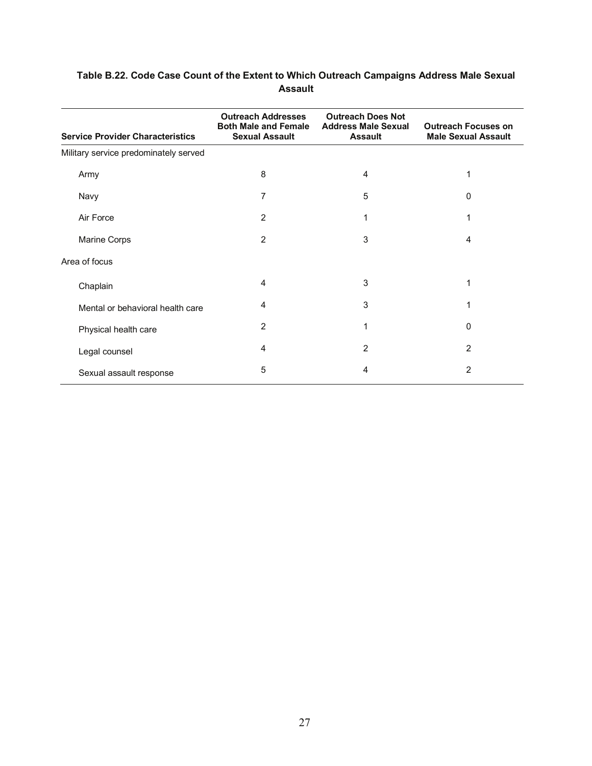**Table B.22. Code Case Count of the Extent to Which Outreach Campaigns Address Male Sexual Assault**

| Service Provider Characteristics | Outreach Addresses Both Male and Female Sexual Assault | Outreach Does Not Address Male Sexual Assault | Outreach Focuses on Male Sexual Assault |
|---|---|---|---|
| Military service predominately served | | | |
| Army | 8 | 4 | 1 |
| Navy | 7 | 5 | 0 |
| Air Force | 2 | 1 | 1 |
| Marine Corps | 2 | 3 | 4 |
| Area of focus | | | |
| Chaplain | 4 | 3 | 1 |
| Mental or behavioral health care | 4 | 3 | 1 |
| Physical health care | 2 | 1 | 0 |
| Legal counsel | 4 | 2 | 2 |
| Sexual assault response | 5 | 4 | 2 |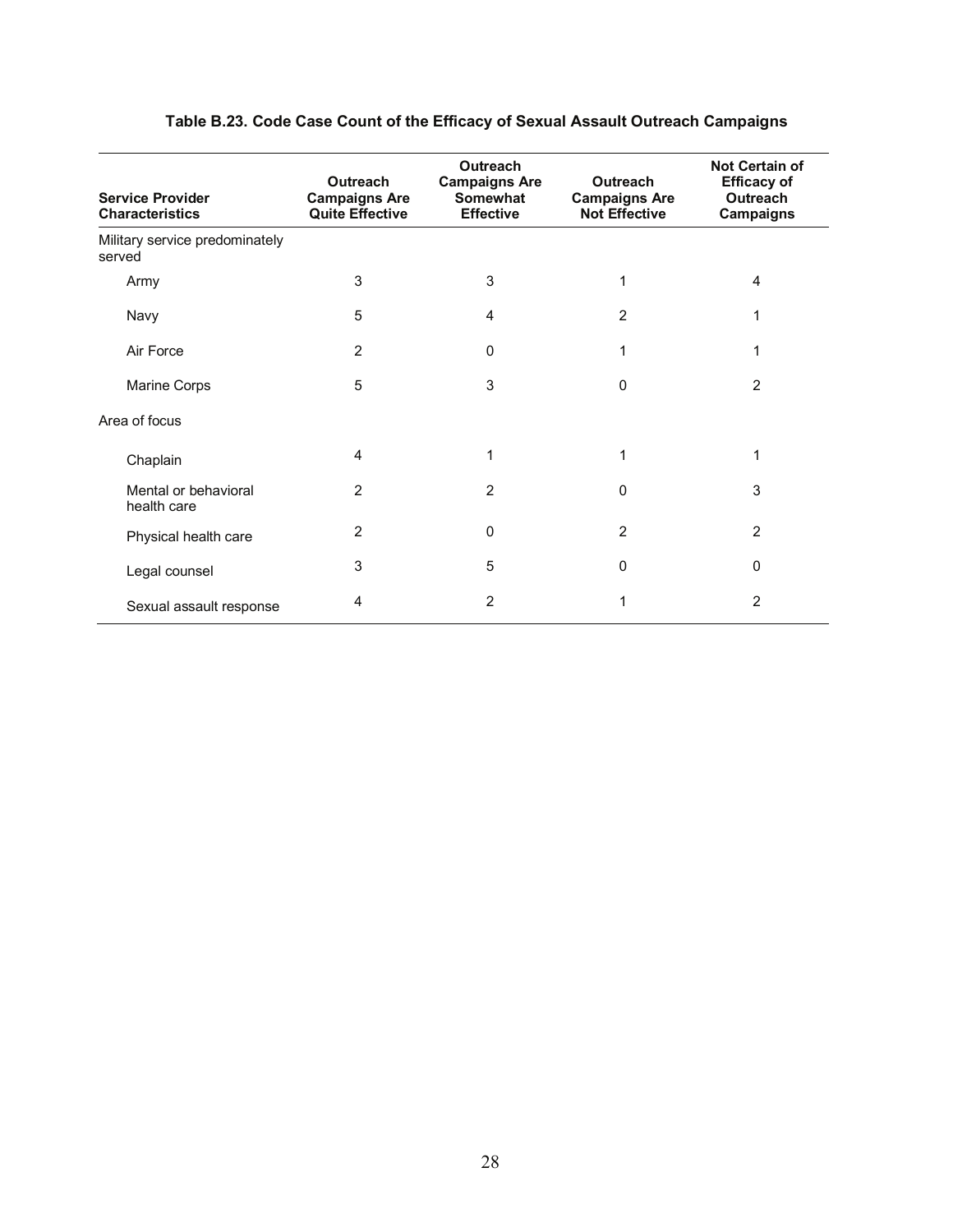**Table B.23. Code Case Count of the Efficacy of Sexual Assault Outreach Campaigns**

| Service Provider Characteristics | Outreach Campaigns Are Quite Effective | Outreach Campaigns Are Somewhat Effective | Outreach Campaigns Are Not Effective | Not Certain of Efficacy of Outreach Campaigns |
|---|---|---|---|---|
| Military service predominately served | | | | |
| Army | 3 | 3 | 1 | 4 |
| Navy | 5 | 4 | 2 | 1 |
| Air Force | 2 | 0 | 1 | 1 |
| Marine Corps | 5 | 3 | 0 | 2 |
| Area of focus | | | | |
| Chaplain | 4 | 1 | 1 | 1 |
| Mental or behavioral health care | 2 | 2 | 0 | 3 |
| Physical health care | 2 | 0 | 2 | 2 |
| Legal counsel | 3 | 5 | 0 | 0 |
| Sexual assault response | 4 | 2 | 1 | 2 |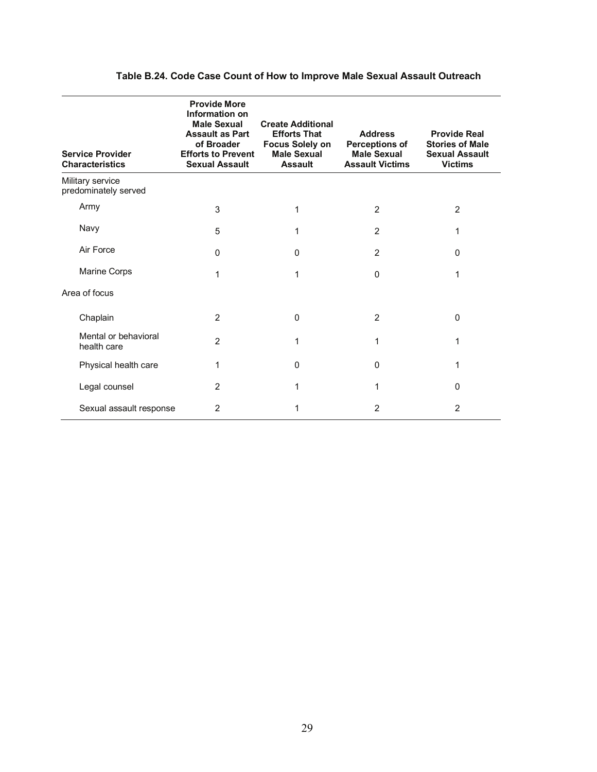**Table B.24. Code Case Count of How to Improve Male Sexual Assault Outreach**

| Service Provider Characteristics | Provide More Information on Male Sexual Assault as Part of Broader Efforts to Prevent Sexual Assault | Create Additional Efforts That Focus Solely on Male Sexual Assault | Address Perceptions of Male Sexual Assault Victims | Provide Real Stories of Male Sexual Assault Victims |
|---|---|---|---|---|
| Military service predominately served | | | | |
| Army | 3 | 1 | 2 | 2 |
| Navy | 5 | 1 | 2 | 1 |
| Air Force | 0 | 0 | 2 | 0 |
| Marine Corps | 1 | 1 | 0 | 1 |
| Area of focus | | | | |
| Chaplain | 2 | 0 | 2 | 0 |
| Mental or behavioral health care | 2 | 1 | 1 | 1 |
| Physical health care | 1 | 0 | 0 | 1 |
| Legal counsel | 2 | 1 | 1 | 0 |
| Sexual assault response | 2 | 1 | 2 | 2 |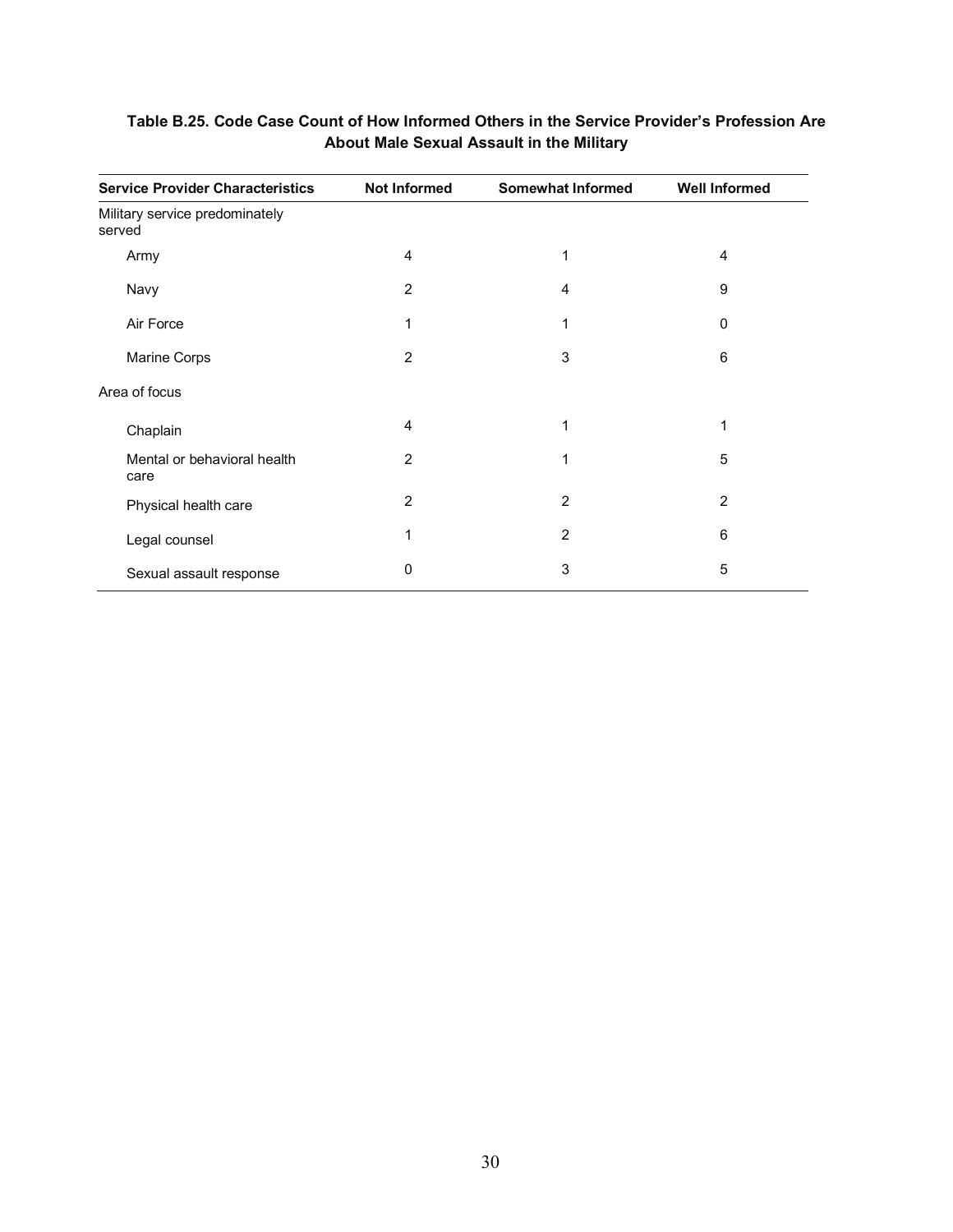**Table B.25. Code Case Count of How Informed Others in the Service Provider's Profession Are About Male Sexual Assault in the Military**

| Service Provider Characteristics | Not Informed | Somewhat Informed | Well Informed |
|---|---|---|---|
| Military service predominately served | | | |
| Army | 4 | 1 | 4 |
| Navy | 2 | 4 | 9 |
| Air Force | 1 | 1 | 0 |
| Marine Corps | 2 | 3 | 6 |
| Area of focus | | | |
| Chaplain | 4 | 1 | 1 |
| Mental or behavioral health care | 2 | 1 | 5 |
| Physical health care | 2 | 2 | 2 |
| Legal counsel | 1 | 2 | 6 |
| Sexual assault response | 0 | 3 | 5 |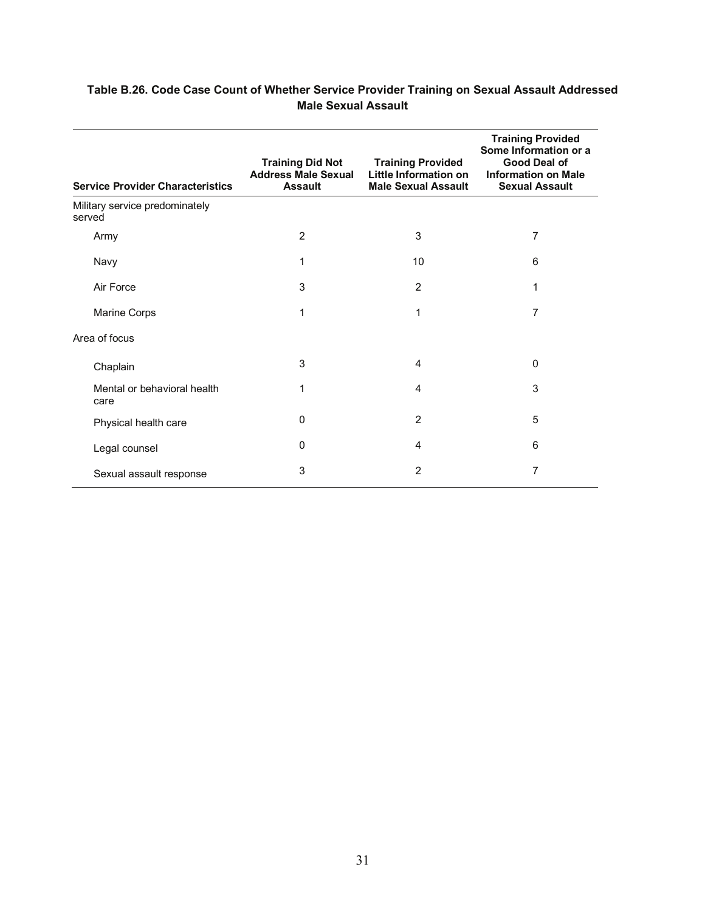**Table B.26. Code Case Count of Whether Service Provider Training on Sexual Assault Addressed Male Sexual Assault**

| Service Provider Characteristics | Training Did Not Address Male Sexual Assault | Training Provided Little Information on Male Sexual Assault | Training Provided Some Information or a Good Deal of Information on Male Sexual Assault |
|---|---|---|---|
| Military service predominately served | | | |
| Army | 2 | 3 | 7 |
| Navy | 1 | 10 | 6 |
| Air Force | 3 | 2 | 1 |
| Marine Corps | 1 | 1 | 7 |
| Area of focus | | | |
| Chaplain | 3 | 4 | 0 |
| Mental or behavioral health care | 1 | 4 | 3 |
| Physical health care | 0 | 2 | 5 |
| Legal counsel | 0 | 4 | 6 |
| Sexual assault response | 3 | 2 | 7 |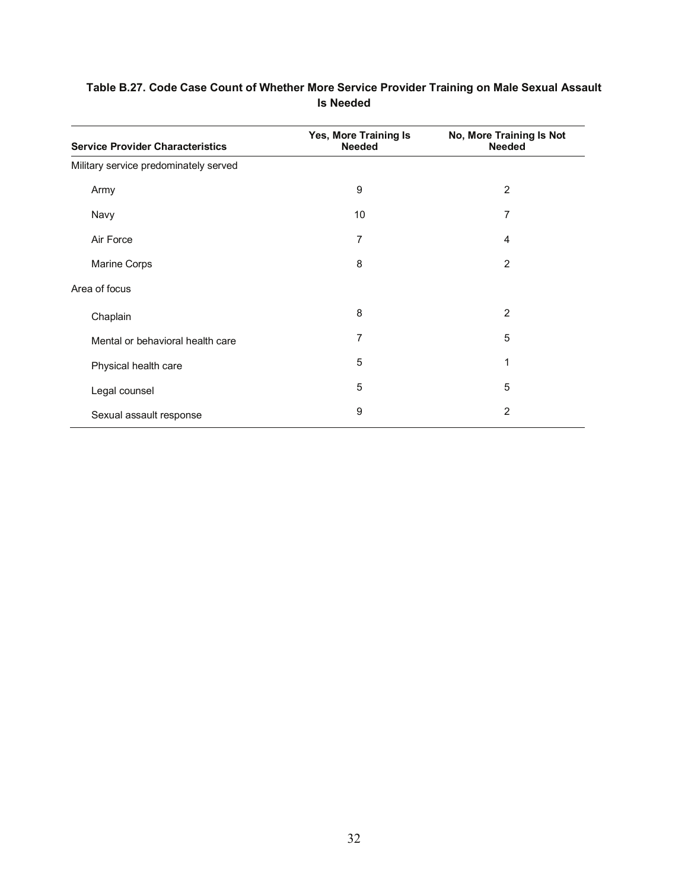**Table B.27. Code Case Count of Whether More Service Provider Training on Male Sexual Assault Is Needed**

| Service Provider Characteristics | Yes, More Training Is Needed | No, More Training Is Not Needed |
|---|---|---|
| Military service predominately served | | |
| Army | 9 | 2 |
| Navy | 10 | 7 |
| Air Force | 7 | 4 |
| Marine Corps | 8 | 2 |
| Area of focus | | |
| Chaplain | 8 | 2 |
| Mental or behavioral health care | 7 | 5 |
| Physical health care | 5 | 1 |
| Legal counsel | 5 | 5 |
| Sexual assault response | 9 | 2 |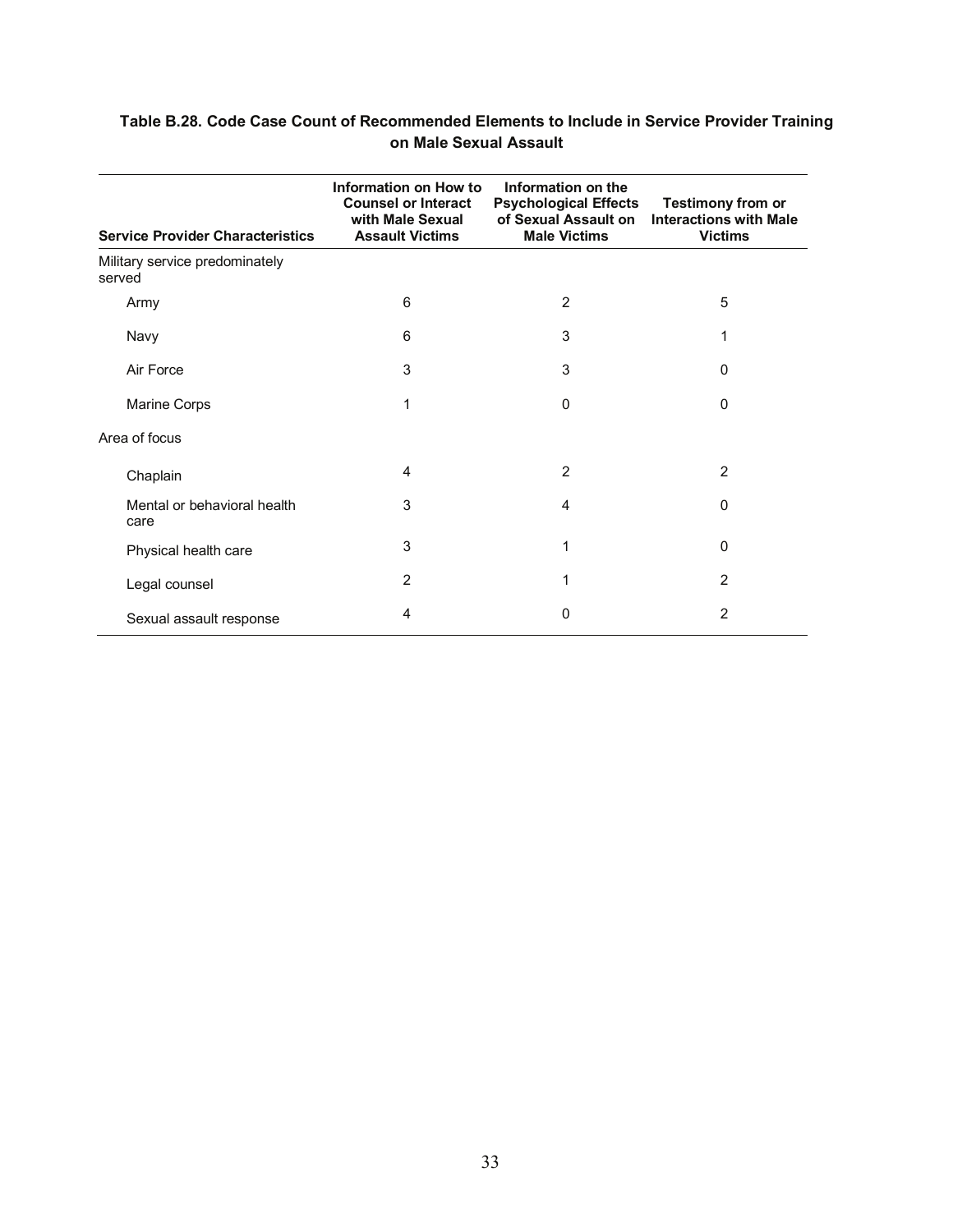**Table B.28. Code Case Count of Recommended Elements to Include in Service Provider Training on Male Sexual Assault**

| Service Provider Characteristics | Information on How to Counsel or Interact with Male Sexual Assault Victims | Information on the Psychological Effects of Sexual Assault on Male Victims | Testimony from or Interactions with Male Victims |
|---|---|---|---|
| Military service predominately served | | | |
| Army | 6 | 2 | 5 |
| Navy | 6 | 3 | 1 |
| Air Force | 3 | 3 | 0 |
| Marine Corps | 1 | 0 | 0 |
| Area of focus | | | |
| Chaplain | 4 | 2 | 2 |
| Mental or behavioral health care | 3 | 4 | 0 |
| Physical health care | 3 | 1 | 0 |
| Legal counsel | 2 | 1 | 2 |
| Sexual assault response | 4 | 0 | 2 |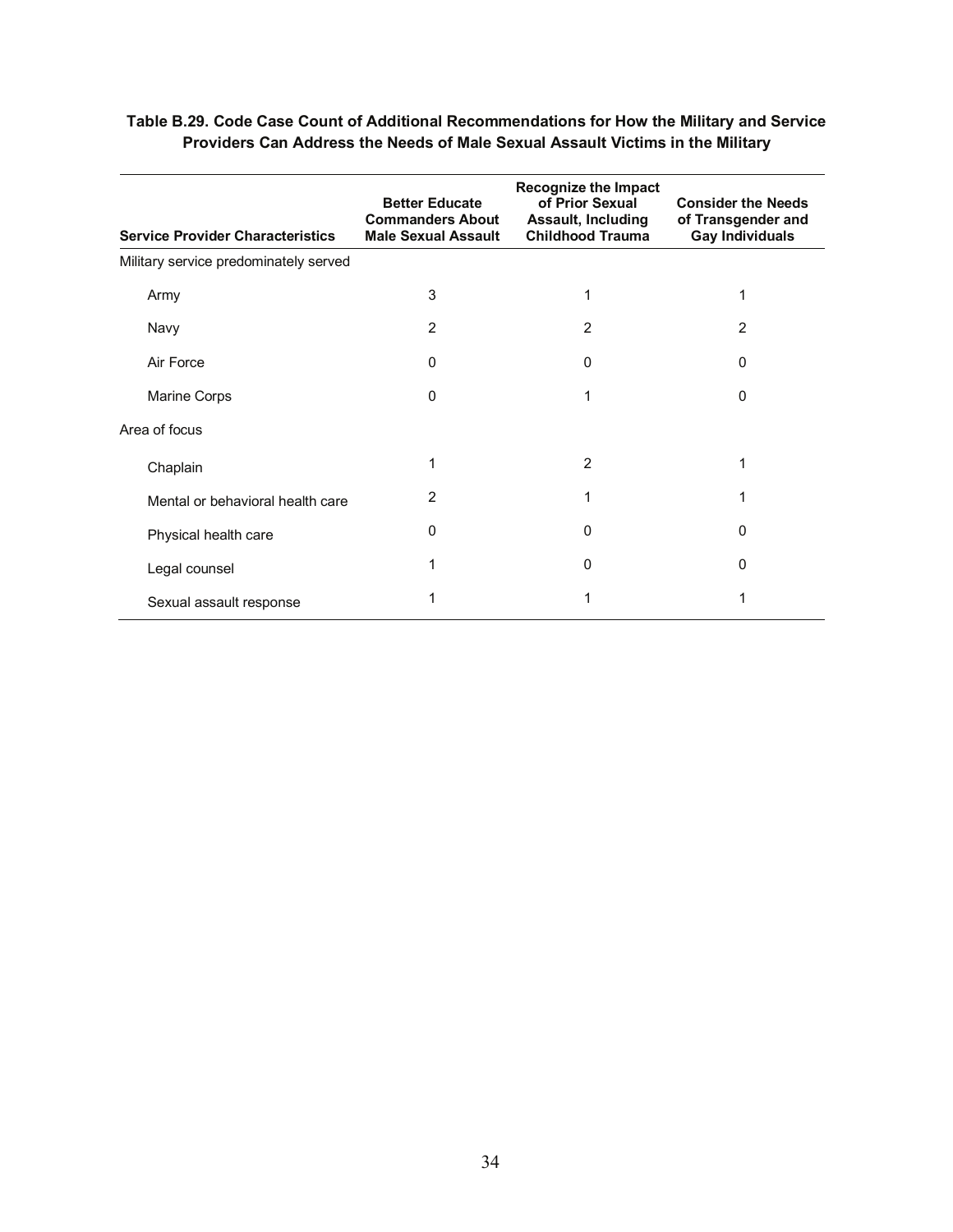**Table B.29. Code Case Count of Additional Recommendations for How the Military and Service Providers Can Address the Needs of Male Sexual Assault Victims in the Military**

| Service Provider Characteristics | Better Educate Commanders About Male Sexual Assault | Recognize the Impact of Prior Sexual Assault, Including Childhood Trauma | Consider the Needs of Transgender and Gay Individuals |
|---|---|---|---|
| Military service predominately served | | | |
| Army | 3 | 1 | 1 |
| Navy | 2 | 2 | 2 |
| Air Force | 0 | 0 | 0 |
| Marine Corps | 0 | 1 | 0 |
| Area of focus | | | |
| Chaplain | 1 | 2 | 1 |
| Mental or behavioral health care | 2 | 1 | 1 |
| Physical health care | 0 | 0 | 0 |
| Legal counsel | 1 | 0 | 0 |
| Sexual assault response | 1 | 1 | 1 |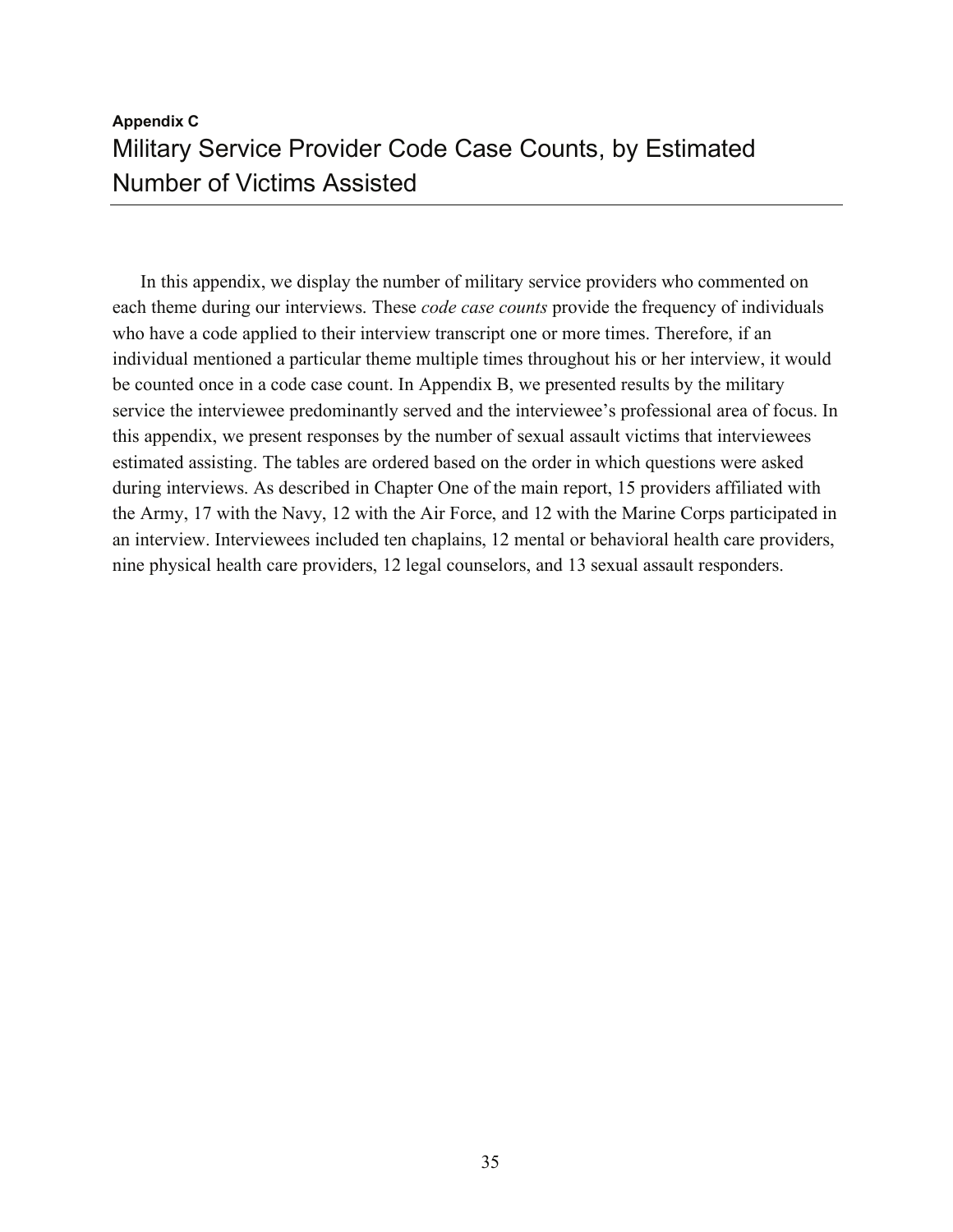**Appendix C**

# Military Service Provider Code Case Counts, by Estimated Number of Victims Assisted

In this appendix, we display the number of military service providers who commented on each theme during our interviews. These *code case counts* provide the frequency of individuals who have a code applied to their interview transcript one or more times. Therefore, if an individual mentioned a particular theme multiple times throughout his or her interview, it would be counted once in a code case count. In Appendix B, we presented results by the military service the interviewee predominantly served and the interviewee's professional area of focus. In this appendix, we present responses by the number of sexual assault victims that interviewees estimated assisting. The tables are ordered based on the order in which questions were asked during interviews. As described in Chapter One of the main report, 15 providers affiliated with the Army, 17 with the Navy, 12 with the Air Force, and 12 with the Marine Corps participated in an interview. Interviewees included ten chaplains, 12 mental or behavioral health care providers, nine physical health care providers, 12 legal counselors, and 13 sexual assault responders.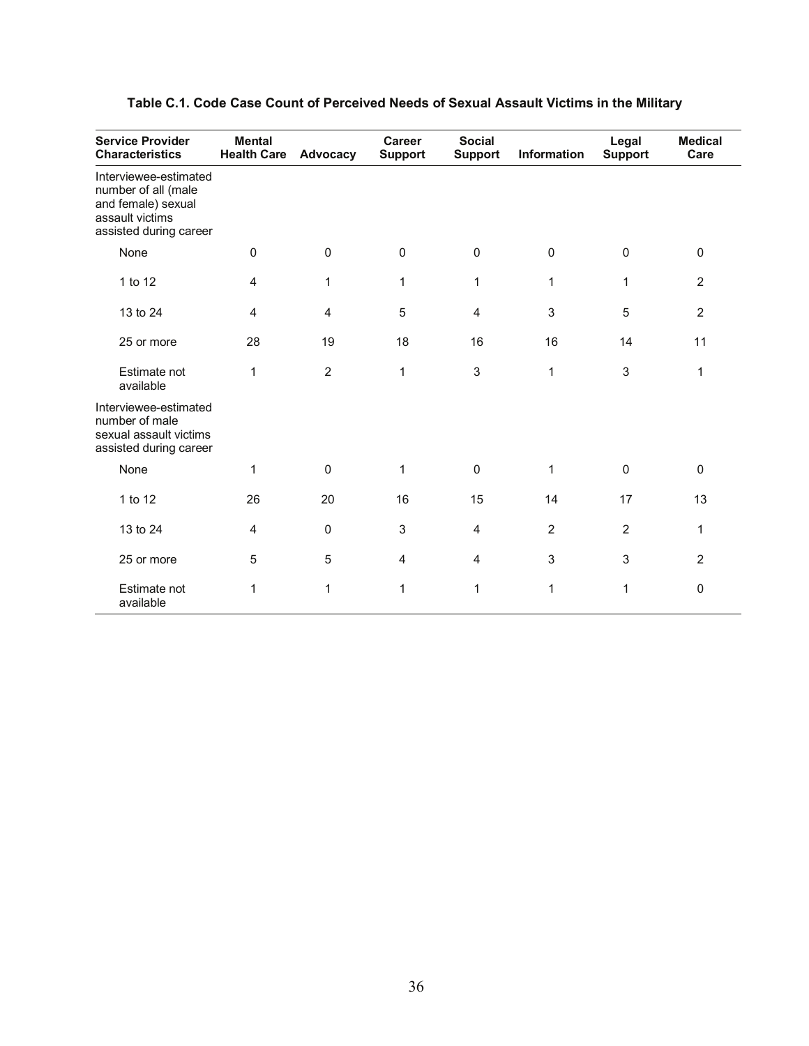**Table C.1. Code Case Count of Perceived Needs of Sexual Assault Victims in the Military**

| Service Provider Characteristics | Mental Health Care | Advocacy | Career Support | Social Support | Information | Legal Support | Medical Care |
|---|---|---|---|---|---|---|---|
| Interviewee-estimated number of all (male and female) sexual assault victims assisted during career | | | | | | | |
| None | 0 | 0 | 0 | 0 | 0 | 0 | 0 |
| 1 to 12 | 4 | 1 | 1 | 1 | 1 | 1 | 2 |
| 13 to 24 | 4 | 4 | 5 | 4 | 3 | 5 | 2 |
| 25 or more | 28 | 19 | 18 | 16 | 16 | 14 | 11 |
| Estimate not available | 1 | 2 | 1 | 3 | 1 | 3 | 1 |
| Interviewee-estimated number of male sexual assault victims assisted during career | | | | | | | |
| None | 1 | 0 | 1 | 0 | 1 | 0 | 0 |
| 1 to 12 | 26 | 20 | 16 | 15 | 14 | 17 | 13 |
| 13 to 24 | 4 | 0 | 3 | 4 | 2 | 2 | 1 |
| 25 or more | 5 | 5 | 4 | 4 | 3 | 3 | 2 |
| Estimate not available | 1 | 1 | 1 | 1 | 1 | 1 | 0 |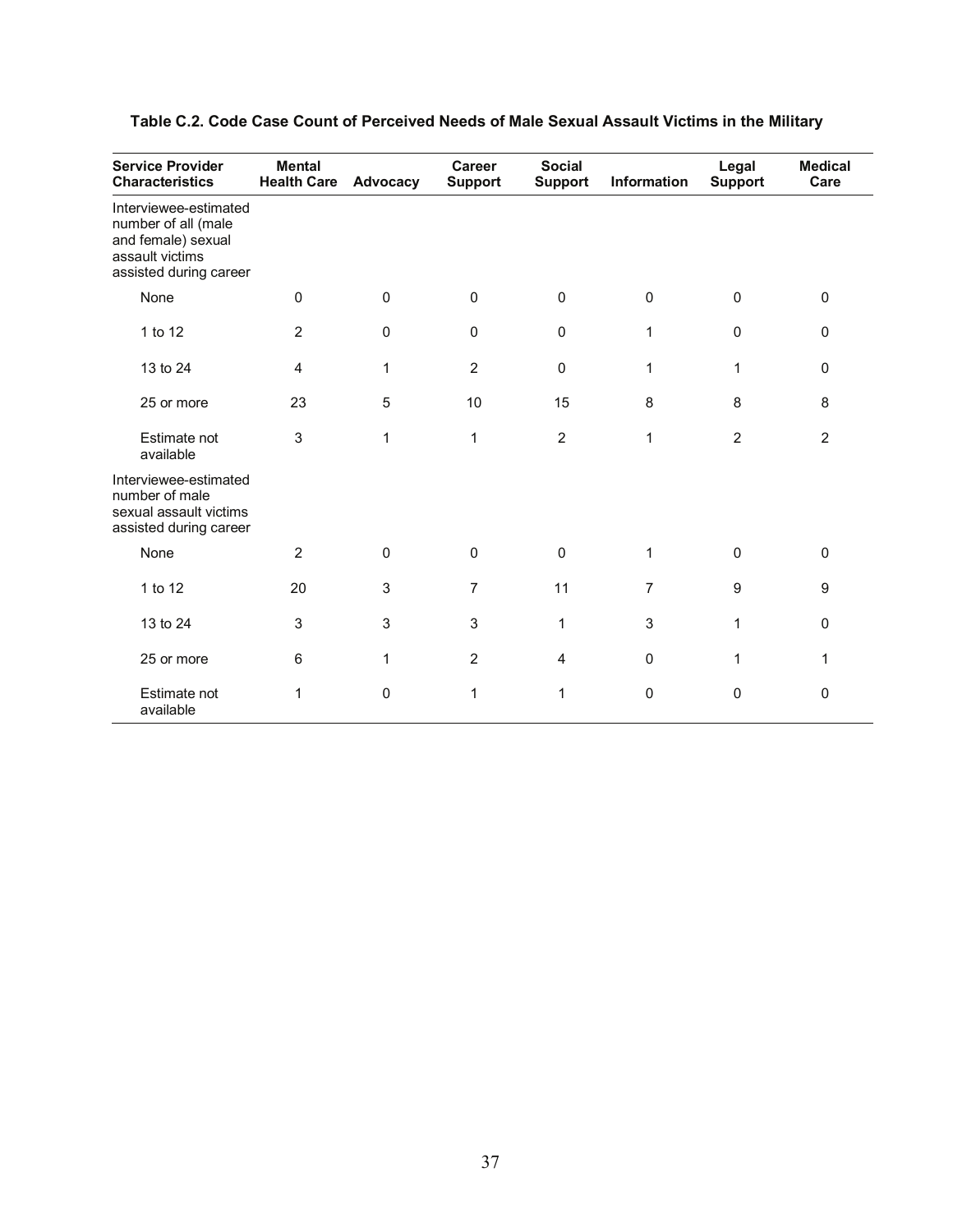**Table C.2. Code Case Count of Perceived Needs of Male Sexual Assault Victims in the Military**

| Service Provider Characteristics | Mental Health Care | Advocacy | Career Support | Social Support | Information | Legal Support | Medical Care |
|---|---|---|---|---|---|---|---|
| Interviewee-estimated number of all (male and female) sexual assault victims assisted during career | | | | | | | |
| None | 0 | 0 | 0 | 0 | 0 | 0 | 0 |
| 1 to 12 | 2 | 0 | 0 | 0 | 1 | 0 | 0 |
| 13 to 24 | 4 | 1 | 2 | 0 | 1 | 1 | 0 |
| 25 or more | 23 | 5 | 10 | 15 | 8 | 8 | 8 |
| Estimate not available | 3 | 1 | 1 | 2 | 1 | 2 | 2 |
| Interviewee-estimated number of male sexual assault victims assisted during career | | | | | | | |
| None | 2 | 0 | 0 | 0 | 1 | 0 | 0 |
| 1 to 12 | 20 | 3 | 7 | 11 | 7 | 9 | 9 |
| 13 to 24 | 3 | 3 | 3 | 1 | 3 | 1 | 0 |
| 25 or more | 6 | 1 | 2 | 4 | 0 | 1 | 1 |
| Estimate not available | 1 | 0 | 1 | 1 | 0 | 0 | 0 |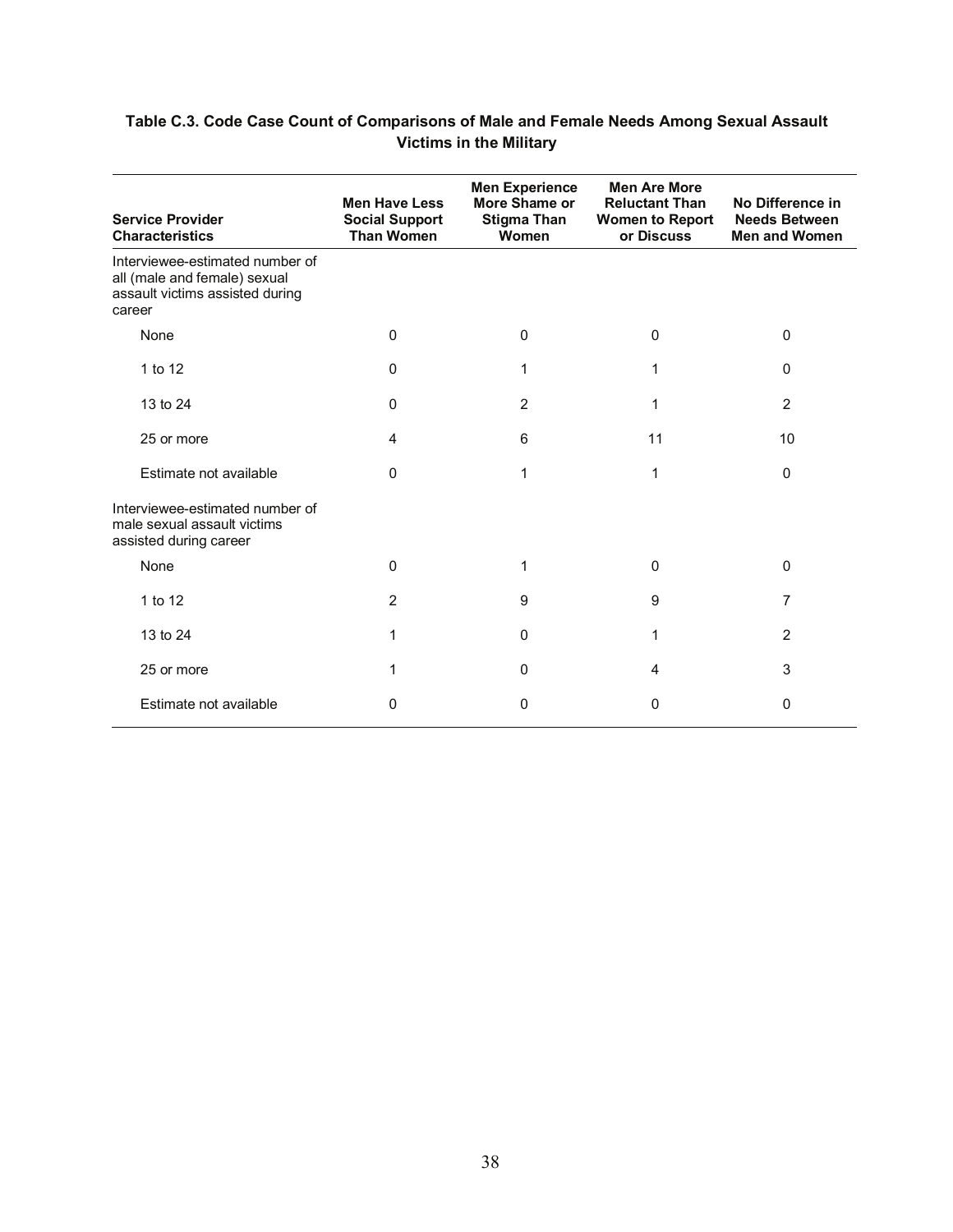**Table C.3. Code Case Count of Comparisons of Male and Female Needs Among Sexual Assault Victims in the Military**

| Service Provider Characteristics | Men Have Less Social Support Than Women | Men Experience More Shame or Stigma Than Women | Men Are More Reluctant Than Women to Report or Discuss | No Difference in Needs Between Men and Women |
|---|---|---|---|---|
| Interviewee-estimated number of all (male and female) sexual assault victims assisted during career | | | | |
| None | 0 | 0 | 0 | 0 |
| 1 to 12 | 0 | 1 | 1 | 0 |
| 13 to 24 | 0 | 2 | 1 | 2 |
| 25 or more | 4 | 6 | 11 | 10 |
| Estimate not available | 0 | 1 | 1 | 0 |
| Interviewee-estimated number of male sexual assault victims assisted during career | | | | |
| None | 0 | 1 | 0 | 0 |
| 1 to 12 | 2 | 9 | 9 | 7 |
| 13 to 24 | 1 | 0 | 1 | 2 |
| 25 or more | 1 | 0 | 4 | 3 |
| Estimate not available | 0 | 0 | 0 | 0 |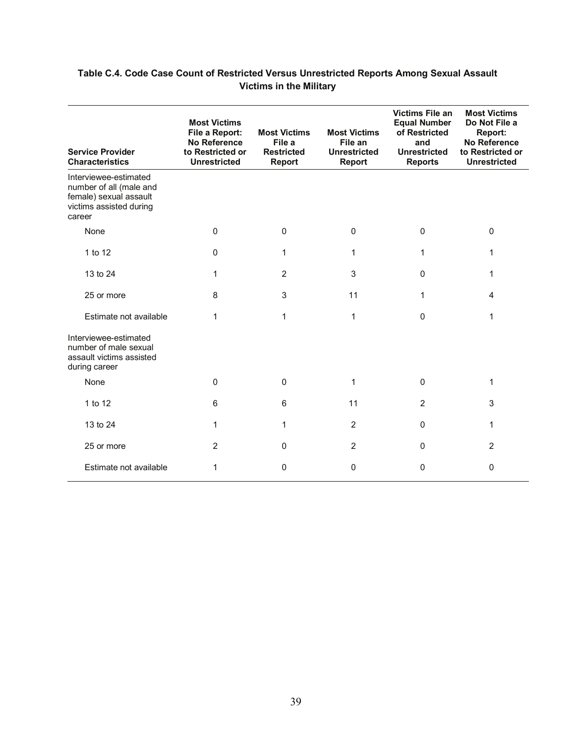**Table C.4. Code Case Count of Restricted Versus Unrestricted Reports Among Sexual Assault Victims in the Military**

| Service Provider Characteristics | Most Victims File a Report: No Reference to Restricted or Unrestricted | Most Victims File a Restricted Report | Most Victims File an Unrestricted Report | Victims File an Equal Number of Restricted and Unrestricted Reports | Most Victims Do Not File a Report: No Reference to Restricted or Unrestricted |
|---|---|---|---|---|---|
| Interviewee-estimated number of all (male and female) sexual assault victims assisted during career | | | | | |
| None | 0 | 0 | 0 | 0 | 0 |
| 1 to 12 | 0 | 1 | 1 | 1 | 1 |
| 13 to 24 | 1 | 2 | 3 | 0 | 1 |
| 25 or more | 8 | 3 | 11 | 1 | 4 |
| Estimate not available | 1 | 1 | 1 | 0 | 1 |
| Interviewee-estimated number of male sexual assault victims assisted during career | | | | | |
| None | 0 | 0 | 1 | 0 | 1 |
| 1 to 12 | 6 | 6 | 11 | 2 | 3 |
| 13 to 24 | 1 | 1 | 2 | 0 | 1 |
| 25 or more | 2 | 0 | 2 | 0 | 2 |
| Estimate not available | 1 | 0 | 0 | 0 | 0 |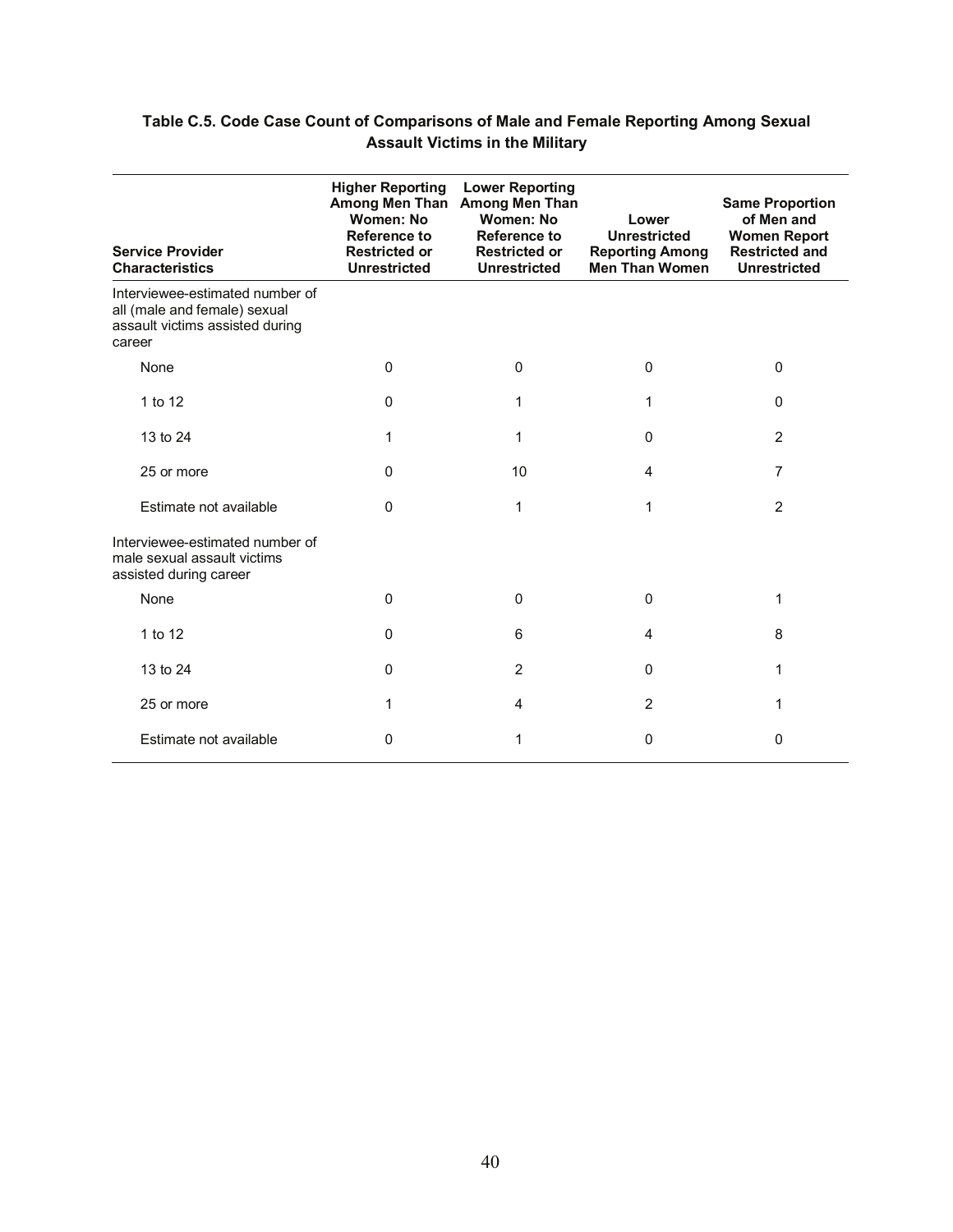**Table C.5. Code Case Count of Comparisons of Male and Female Reporting Among Sexual Assault Victims in the Military**

| Service Provider Characteristics | Higher Reporting Among Men Than Women: No Reference to Restricted or Unrestricted | Lower Reporting Among Men Than Women: No Reference to Restricted or Unrestricted | Lower Unrestricted Reporting Among Men Than Women | Same Proportion of Men and Women Report Restricted and Unrestricted |
|---|---|---|---|---|
| Interviewee-estimated number of all (male and female) sexual assault victims assisted during career | | | | |
| None | 0 | 0 | 0 | 0 |
| 1 to 12 | 0 | 1 | 1 | 0 |
| 13 to 24 | 1 | 1 | 0 | 2 |
| 25 or more | 0 | 10 | 4 | 7 |
| Estimate not available | 0 | 1 | 1 | 2 |
| Interviewee-estimated number of male sexual assault victims assisted during career | | | | |
| None | 0 | 0 | 0 | 1 |
| 1 to 12 | 0 | 6 | 4 | 8 |
| 13 to 24 | 0 | 2 | 0 | 1 |
| 25 or more | 1 | 4 | 2 | 1 |
| Estimate not available | 0 | 1 | 0 | 0 |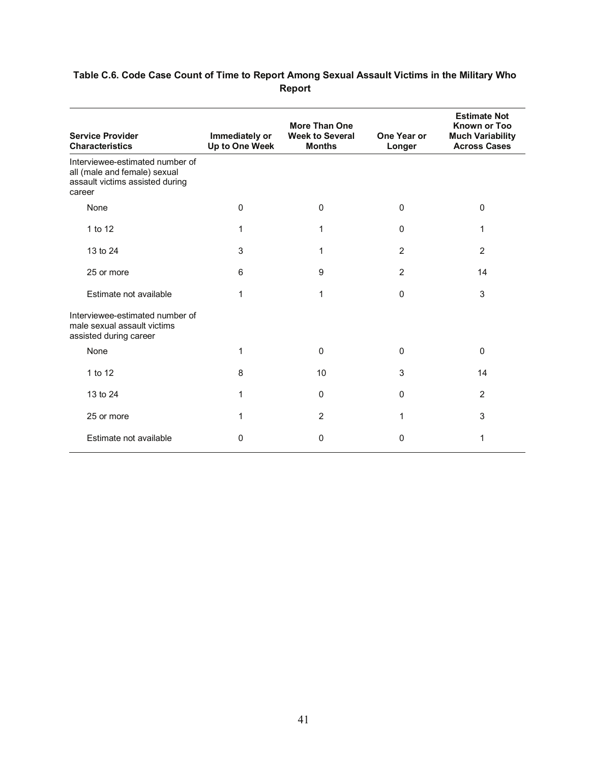**Table C.6. Code Case Count of Time to Report Among Sexual Assault Victims in the Military Who Report**

| Service Provider Characteristics | Immediately or Up to One Week | More Than One Week to Several Months | One Year or Longer | Estimate Not Known or Too Much Variability Across Cases |
|---|---|---|---|---|
| Interviewee-estimated number of all (male and female) sexual assault victims assisted during career | | | | |
| None | 0 | 0 | 0 | 0 |
| 1 to 12 | 1 | 1 | 0 | 1 |
| 13 to 24 | 3 | 1 | 2 | 2 |
| 25 or more | 6 | 9 | 2 | 14 |
| Estimate not available | 1 | 1 | 0 | 3 |
| Interviewee-estimated number of male sexual assault victims assisted during career | | | | |
| None | 1 | 0 | 0 | 0 |
| 1 to 12 | 8 | 10 | 3 | 14 |
| 13 to 24 | 1 | 0 | 0 | 2 |
| 25 or more | 1 | 2 | 1 | 3 |
| Estimate not available | 0 | 0 | 0 | 1 |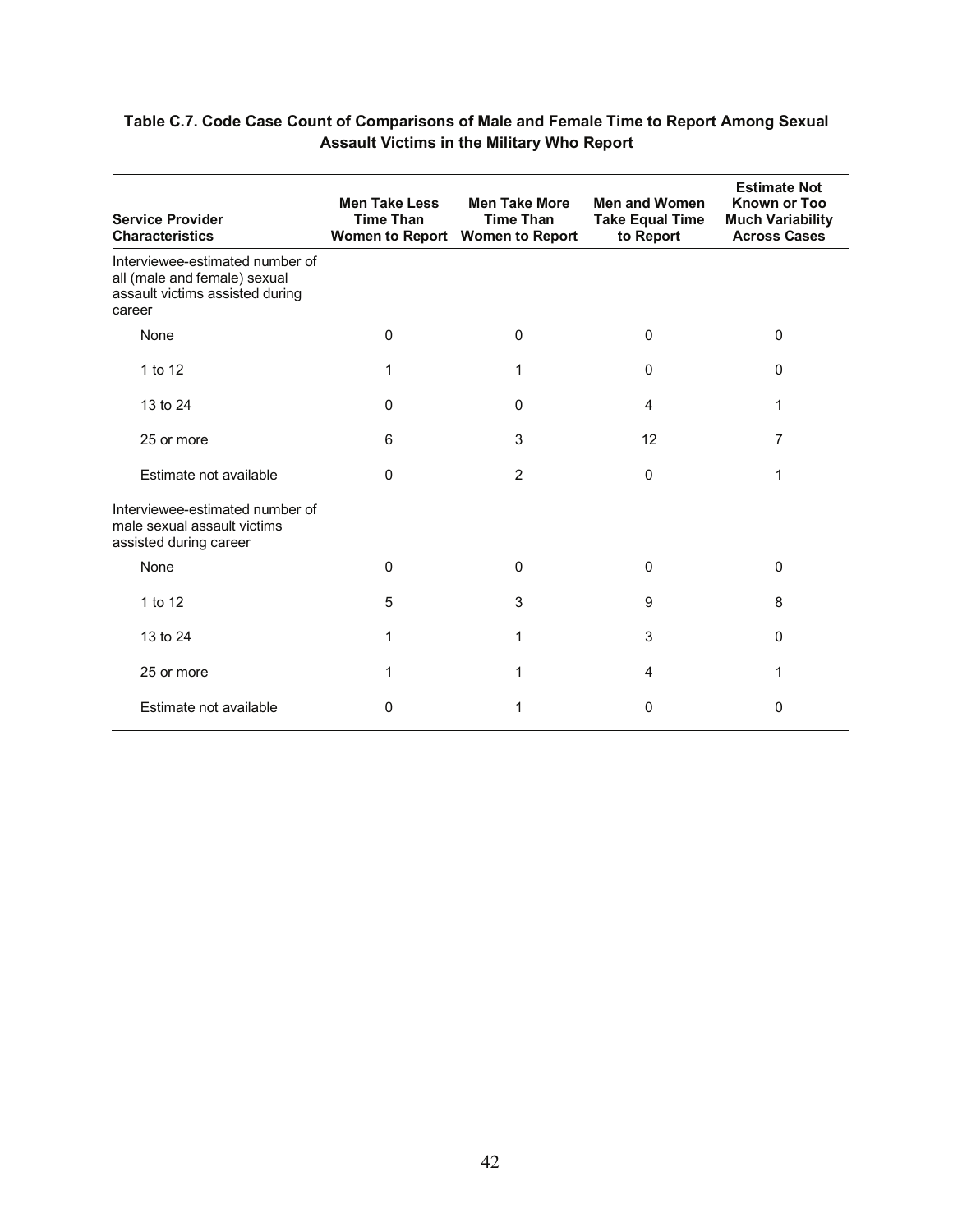**Table C.7. Code Case Count of Comparisons of Male and Female Time to Report Among Sexual Assault Victims in the Military Who Report**

| Service Provider Characteristics | Men Take Less Time Than Women to Report | Men Take More Time Than Women to Report | Men and Women Take Equal Time to Report | Estimate Not Known or Too Much Variability Across Cases |
|---|---|---|---|---|
| Interviewee-estimated number of all (male and female) sexual assault victims assisted during career | | | | |
| None | 0 | 0 | 0 | 0 |
| 1 to 12 | 1 | 1 | 0 | 0 |
| 13 to 24 | 0 | 0 | 4 | 1 |
| 25 or more | 6 | 3 | 12 | 7 |
| Estimate not available | 0 | 2 | 0 | 1 |
| Interviewee-estimated number of male sexual assault victims assisted during career | | | | |
| None | 0 | 0 | 0 | 0 |
| 1 to 12 | 5 | 3 | 9 | 8 |
| 13 to 24 | 1 | 1 | 3 | 0 |
| 25 or more | 1 | 1 | 4 | 1 |
| Estimate not available | 0 | 1 | 0 | 0 |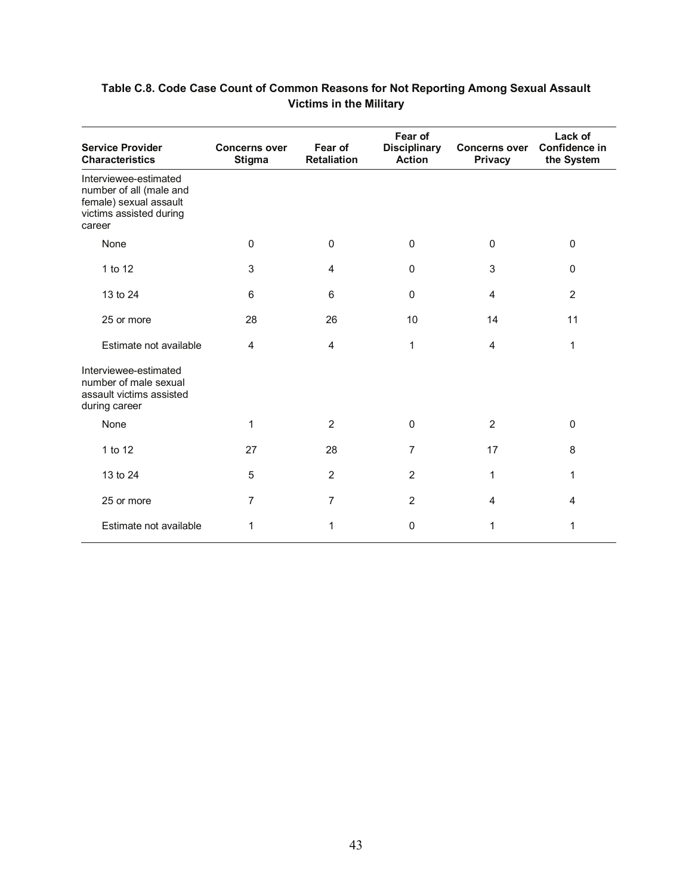**Table C.8. Code Case Count of Common Reasons for Not Reporting Among Sexual Assault Victims in the Military**

| Service Provider Characteristics | Concerns over Stigma | Fear of Retaliation | Fear of Disciplinary Action | Concerns over Privacy | Lack of Confidence in the System |
|---|---|---|---|---|---|
| Interviewee-estimated number of all (male and female) sexual assault victims assisted during career | | | | | |
| None | 0 | 0 | 0 | 0 | 0 |
| 1 to 12 | 3 | 4 | 0 | 3 | 0 |
| 13 to 24 | 6 | 6 | 0 | 4 | 2 |
| 25 or more | 28 | 26 | 10 | 14 | 11 |
| Estimate not available | 4 | 4 | 1 | 4 | 1 |
| Interviewee-estimated number of male sexual assault victims assisted during career | | | | | |
| None | 1 | 2 | 0 | 2 | 0 |
| 1 to 12 | 27 | 28 | 7 | 17 | 8 |
| 13 to 24 | 5 | 2 | 2 | 1 | 1 |
| 25 or more | 7 | 7 | 2 | 4 | 4 |
| Estimate not available | 1 | 1 | 0 | 1 | 1 |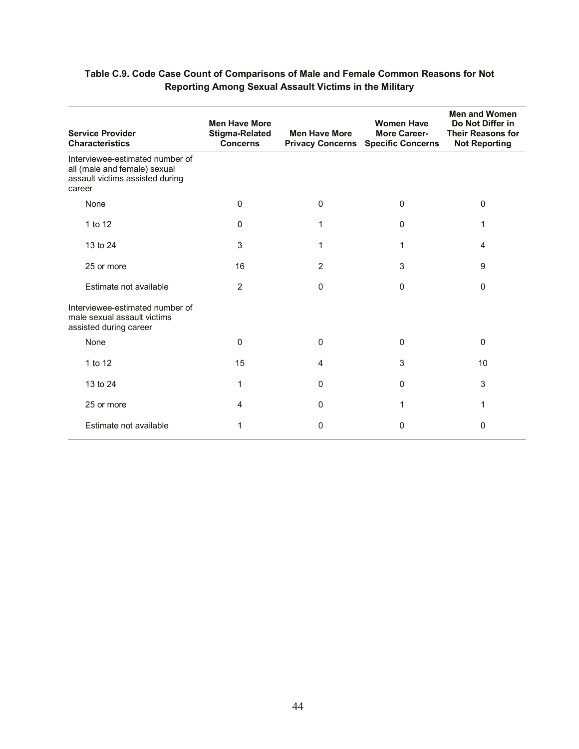**Table C.9. Code Case Count of Comparisons of Male and Female Common Reasons for Not Reporting Among Sexual Assault Victims in the Military**

| Service Provider Characteristics | Men Have More Stigma-Related Concerns | Men Have More Privacy Concerns | Women Have More Career-Specific Concerns | Men and Women Do Not Differ in Their Reasons for Not Reporting |
|---|---|---|---|---|
| Interviewee-estimated number of all (male and female) sexual assault victims assisted during career | | | | |
| None | 0 | 0 | 0 | 0 |
| 1 to 12 | 0 | 1 | 0 | 1 |
| 13 to 24 | 3 | 1 | 1 | 4 |
| 25 or more | 16 | 2 | 3 | 9 |
| Estimate not available | 2 | 0 | 0 | 0 |
| Interviewee-estimated number of male sexual assault victims assisted during career | | | | |
| None | 0 | 0 | 0 | 0 |
| 1 to 12 | 15 | 4 | 3 | 10 |
| 13 to 24 | 1 | 0 | 0 | 3 |
| 25 or more | 4 | 0 | 1 | 1 |
| Estimate not available | 1 | 0 | 0 | 0 |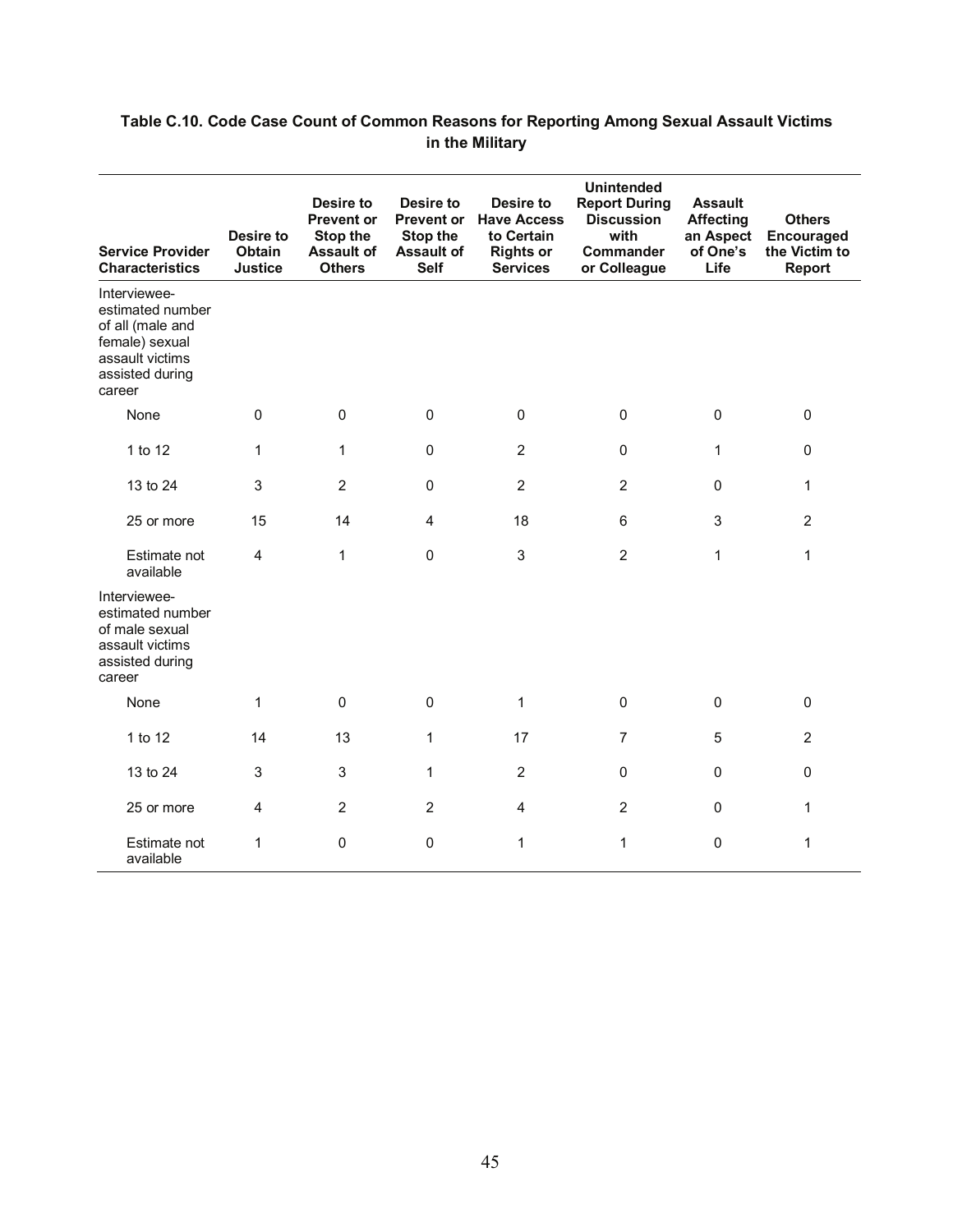**Table C.10. Code Case Count of Common Reasons for Reporting Among Sexual Assault Victims in the Military**

| Service Provider Characteristics | Desire to Obtain Justice | Desire to Prevent or Stop the Assault of Others | Desire to Prevent or Stop the Assault of Self | Desire to Have Access to Certain Rights or Services | Unintended Report During Discussion with Commander or Colleague | Assault Affecting an Aspect of One's Life | Others Encouraged the Victim to Report |
|---|---|---|---|---|---|---|---|
| Interviewee-estimated number of all (male and female) sexual assault victims assisted during career | | | | | | | |
| None | 0 | 0 | 0 | 0 | 0 | 0 | 0 |
| 1 to 12 | 1 | 1 | 0 | 2 | 0 | 1 | 0 |
| 13 to 24 | 3 | 2 | 0 | 2 | 2 | 0 | 1 |
| 25 or more | 15 | 14 | 4 | 18 | 6 | 3 | 2 |
| Estimate not available | 4 | 1 | 0 | 3 | 2 | 1 | 1 |
| Interviewee-estimated number of male sexual assault victims assisted during career | | | | | | | |
| None | 1 | 0 | 0 | 1 | 0 | 0 | 0 |
| 1 to 12 | 14 | 13 | 1 | 17 | 7 | 5 | 2 |
| 13 to 24 | 3 | 3 | 1 | 2 | 0 | 0 | 0 |
| 25 or more | 4 | 2 | 2 | 4 | 2 | 0 | 1 |
| Estimate not available | 1 | 0 | 0 | 1 | 1 | 0 | 1 |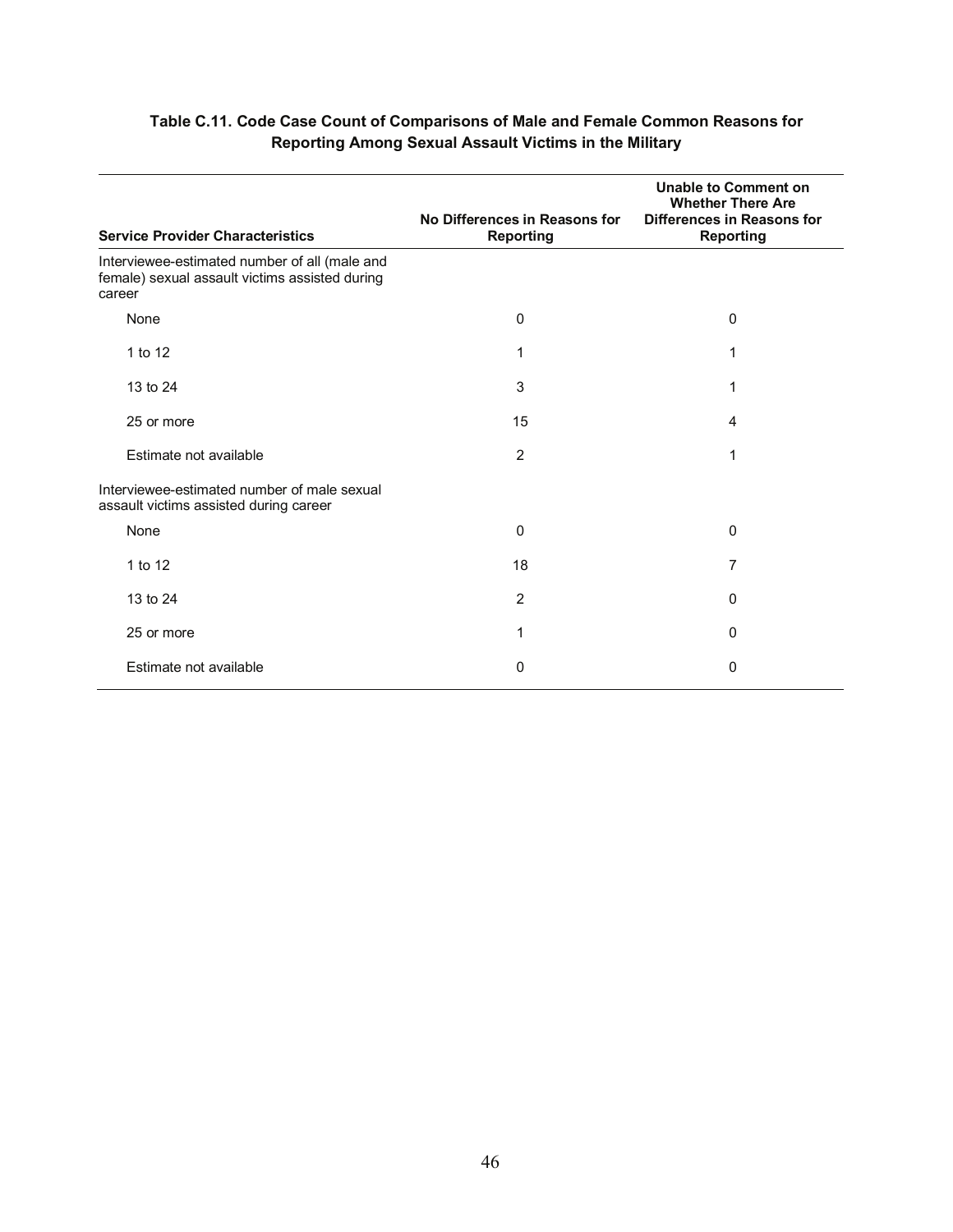**Table C.11. Code Case Count of Comparisons of Male and Female Common Reasons for Reporting Among Sexual Assault Victims in the Military**

| Service Provider Characteristics | No Differences in Reasons for Reporting | Unable to Comment on Whether There Are Differences in Reasons for Reporting |
|---|---|---|
| Interviewee-estimated number of all (male and female) sexual assault victims assisted during career | | |
| None | 0 | 0 |
| 1 to 12 | 1 | 1 |
| 13 to 24 | 3 | 1 |
| 25 or more | 15 | 4 |
| Estimate not available | 2 | 1 |
| Interviewee-estimated number of male sexual assault victims assisted during career | | |
| None | 0 | 0 |
| 1 to 12 | 18 | 7 |
| 13 to 24 | 2 | 0 |
| 25 or more | 1 | 0 |
| Estimate not available | 0 | 0 |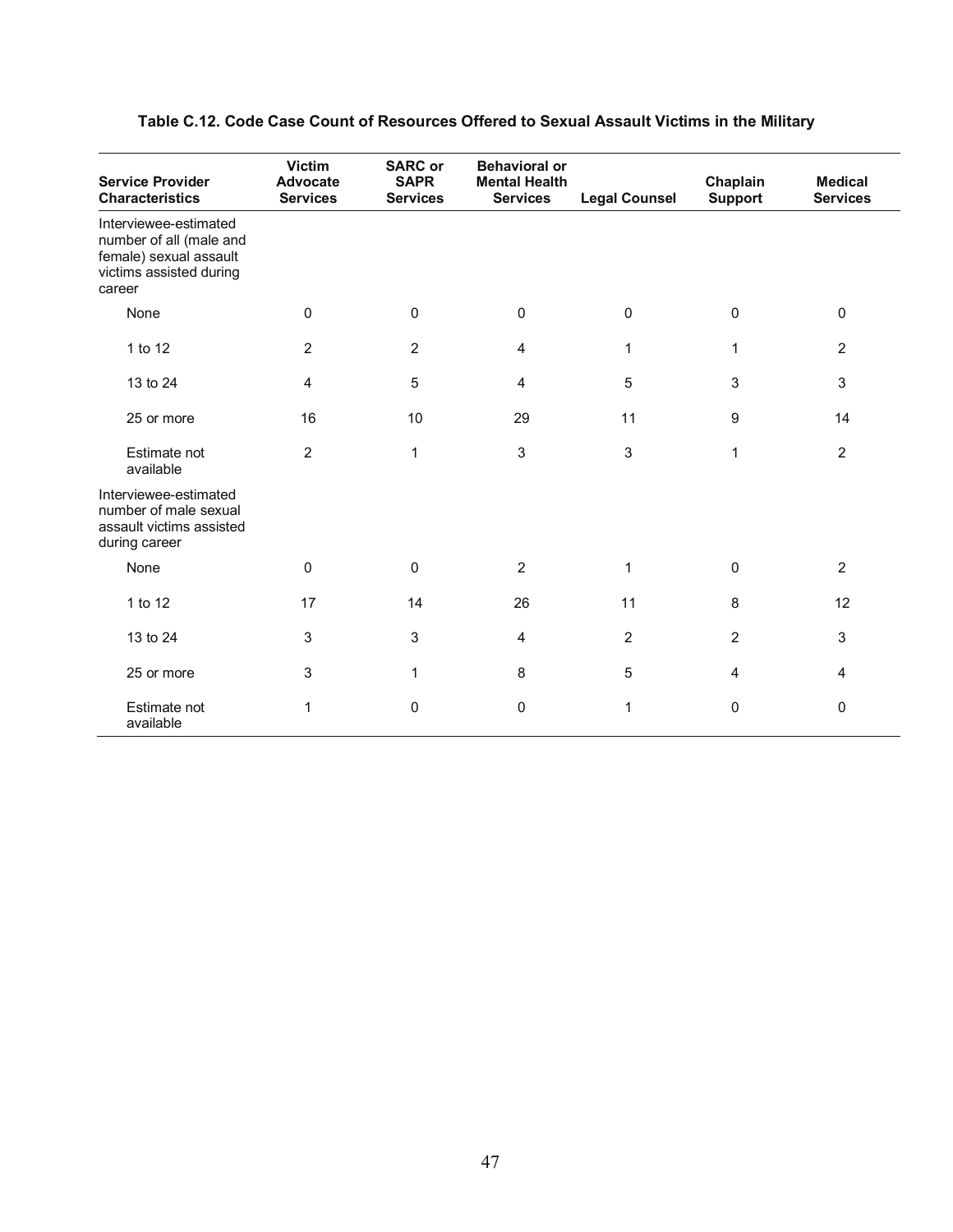**Table C.12. Code Case Count of Resources Offered to Sexual Assault Victims in the Military**

| Service Provider Characteristics | Victim Advocate Services | SARC or SAPR Services | Behavioral or Mental Health Services | Legal Counsel | Chaplain Support | Medical Services |
|---|---|---|---|---|---|---|
| Interviewee-estimated number of all (male and female) sexual assault victims assisted during career | | | | | | |
| None | 0 | 0 | 0 | 0 | 0 | 0 |
| 1 to 12 | 2 | 2 | 4 | 1 | 1 | 2 |
| 13 to 24 | 4 | 5 | 4 | 5 | 3 | 3 |
| 25 or more | 16 | 10 | 29 | 11 | 9 | 14 |
| Estimate not available | 2 | 1 | 3 | 3 | 1 | 2 |
| Interviewee-estimated number of male sexual assault victims assisted during career | | | | | | |
| None | 0 | 0 | 2 | 1 | 0 | 2 |
| 1 to 12 | 17 | 14 | 26 | 11 | 8 | 12 |
| 13 to 24 | 3 | 3 | 4 | 2 | 2 | 3 |
| 25 or more | 3 | 1 | 8 | 5 | 4 | 4 |
| Estimate not available | 1 | 0 | 0 | 1 | 0 | 0 |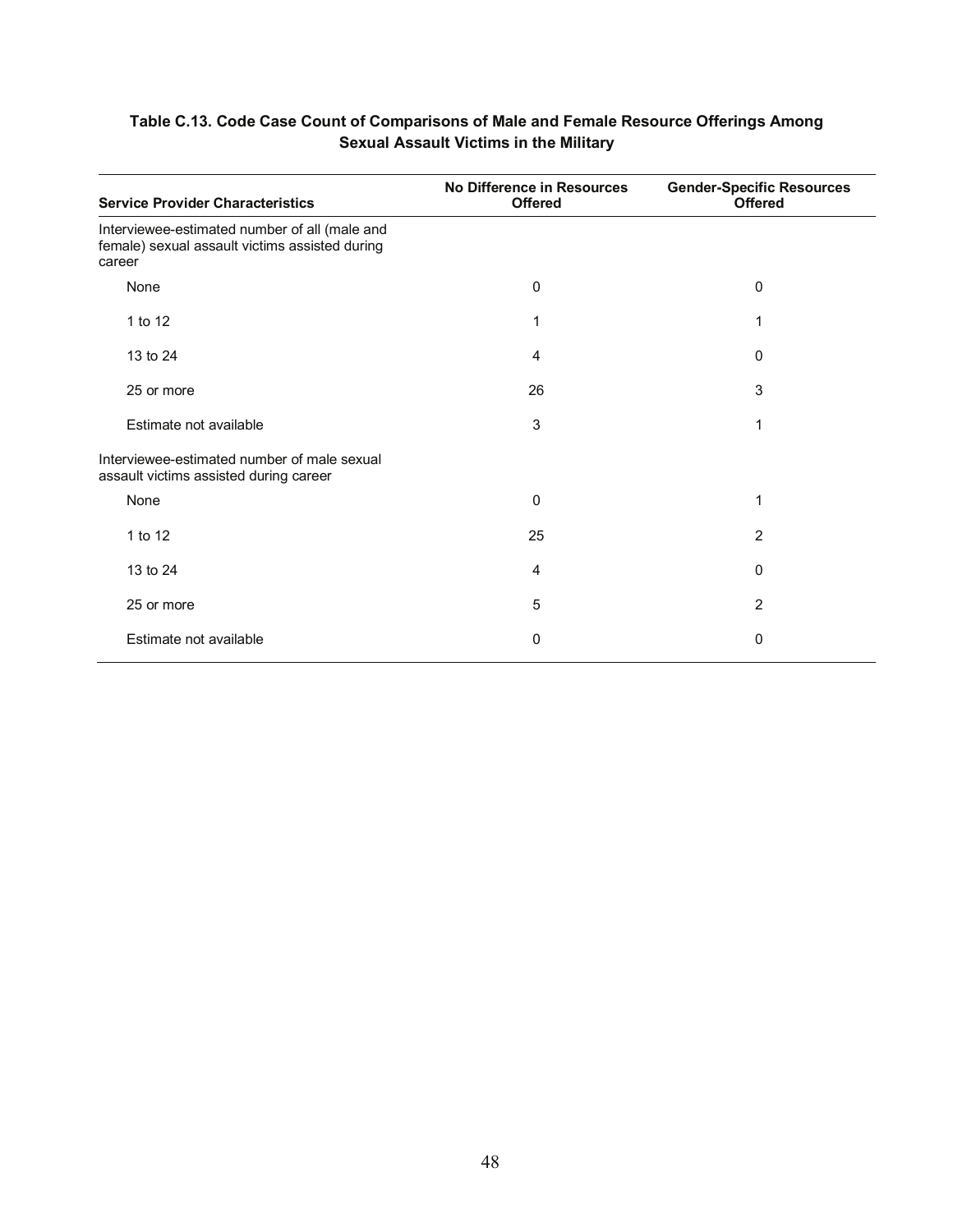**Table C.13. Code Case Count of Comparisons of Male and Female Resource Offerings Among Sexual Assault Victims in the Military**

| Service Provider Characteristics | No Difference in Resources Offered | Gender-Specific Resources Offered |
|---|---|---|
| Interviewee-estimated number of all (male and female) sexual assault victims assisted during career | | |
| None | 0 | 0 |
| 1 to 12 | 1 | 1 |
| 13 to 24 | 4 | 0 |
| 25 or more | 26 | 3 |
| Estimate not available | 3 | 1 |
| Interviewee-estimated number of male sexual assault victims assisted during career | | |
| None | 0 | 1 |
| 1 to 12 | 25 | 2 |
| 13 to 24 | 4 | 0 |
| 25 or more | 5 | 2 |
| Estimate not available | 0 | 0 |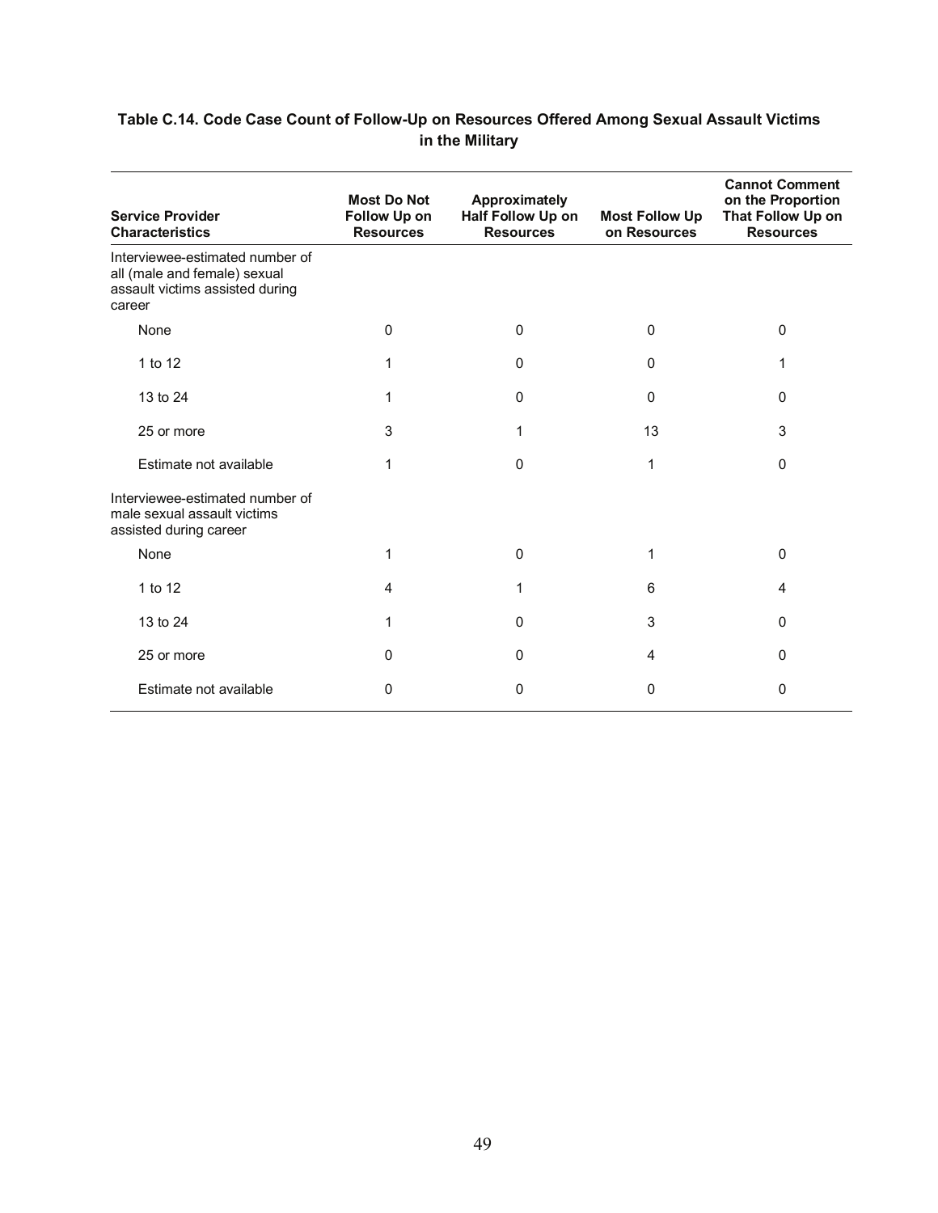**Table C.14. Code Case Count of Follow-Up on Resources Offered Among Sexual Assault Victims in the Military**

| Service Provider Characteristics | Most Do Not Follow Up on Resources | Approximately Half Follow Up on Resources | Most Follow Up on Resources | Cannot Comment on the Proportion That Follow Up on Resources |
|---|---|---|---|---|
| Interviewee-estimated number of all (male and female) sexual assault victims assisted during career | | | | |
| None | 0 | 0 | 0 | 0 |
| 1 to 12 | 1 | 0 | 0 | 1 |
| 13 to 24 | 1 | 0 | 0 | 0 |
| 25 or more | 3 | 1 | 13 | 3 |
| Estimate not available | 1 | 0 | 1 | 0 |
| Interviewee-estimated number of male sexual assault victims assisted during career | | | | |
| None | 1 | 0 | 1 | 0 |
| 1 to 12 | 4 | 1 | 6 | 4 |
| 13 to 24 | 1 | 0 | 3 | 0 |
| 25 or more | 0 | 0 | 4 | 0 |
| Estimate not available | 0 | 0 | 0 | 0 |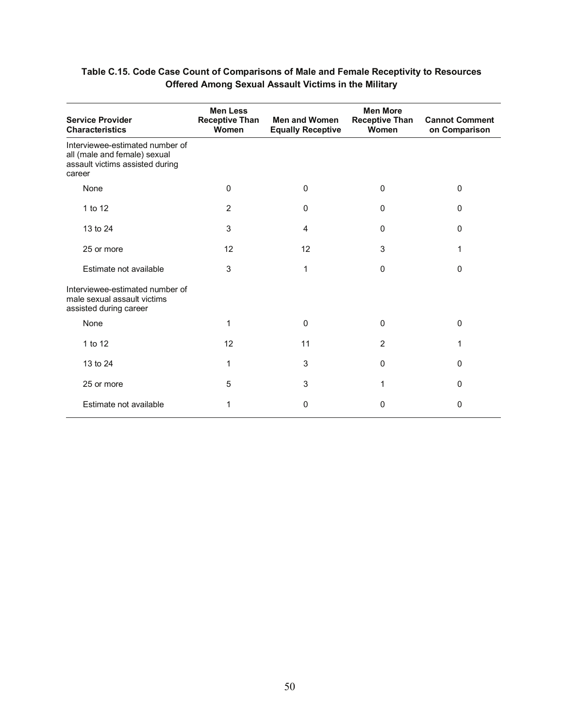**Table C.15. Code Case Count of Comparisons of Male and Female Receptivity to Resources Offered Among Sexual Assault Victims in the Military**

| Service Provider Characteristics | Men Less Receptive Than Women | Men and Women Equally Receptive | Men More Receptive Than Women | Cannot Comment on Comparison |
|---|---|---|---|---|
| Interviewee-estimated number of all (male and female) sexual assault victims assisted during career | | | | |
| None | 0 | 0 | 0 | 0 |
| 1 to 12 | 2 | 0 | 0 | 0 |
| 13 to 24 | 3 | 4 | 0 | 0 |
| 25 or more | 12 | 12 | 3 | 1 |
| Estimate not available | 3 | 1 | 0 | 0 |
| Interviewee-estimated number of male sexual assault victims assisted during career | | | | |
| None | 1 | 0 | 0 | 0 |
| 1 to 12 | 12 | 11 | 2 | 1 |
| 13 to 24 | 1 | 3 | 0 | 0 |
| 25 or more | 5 | 3 | 1 | 0 |
| Estimate not available | 1 | 0 | 0 | 0 |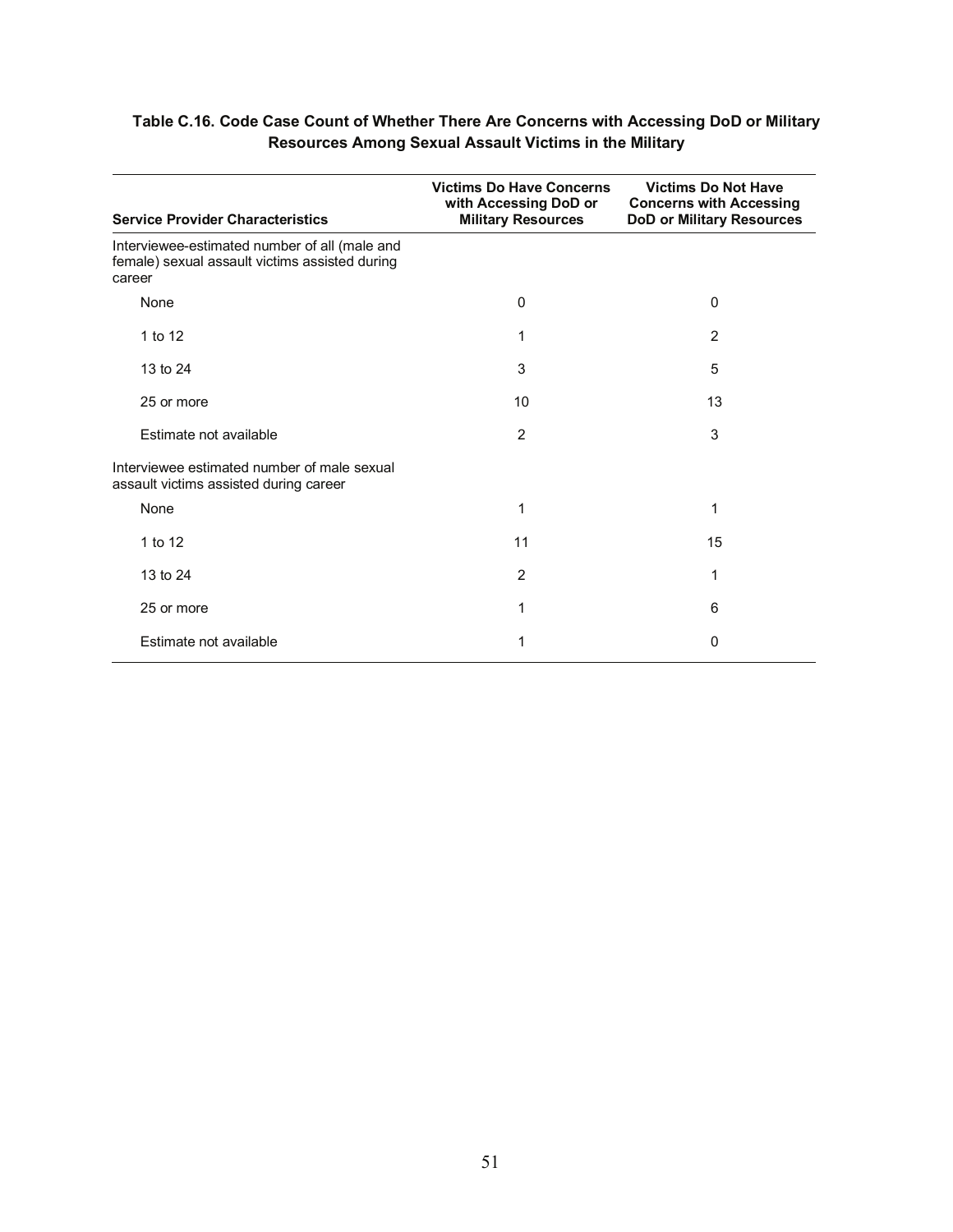**Table C.16. Code Case Count of Whether There Are Concerns with Accessing DoD or Military Resources Among Sexual Assault Victims in the Military**

| Service Provider Characteristics | Victims Do Have Concerns with Accessing DoD or Military Resources | Victims Do Not Have Concerns with Accessing DoD or Military Resources |
|---|---|---|
| Interviewee-estimated number of all (male and female) sexual assault victims assisted during career | | |
| None | 0 | 0 |
| 1 to 12 | 1 | 2 |
| 13 to 24 | 3 | 5 |
| 25 or more | 10 | 13 |
| Estimate not available | 2 | 3 |
| Interviewee estimated number of male sexual assault victims assisted during career | | |
| None | 1 | 1 |
| 1 to 12 | 11 | 15 |
| 13 to 24 | 2 | 1 |
| 25 or more | 1 | 6 |
| Estimate not available | 1 | 0 |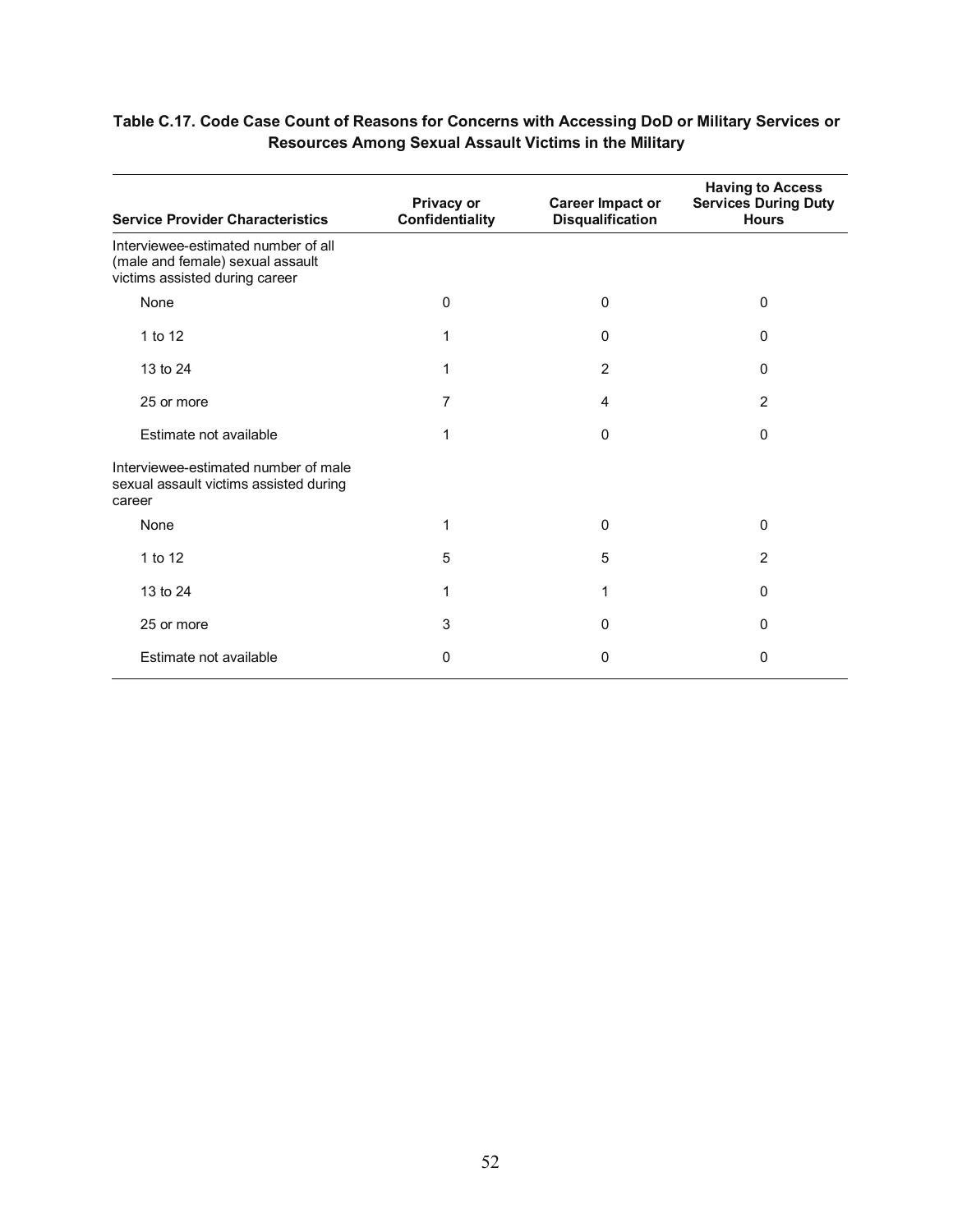**Table C.17. Code Case Count of Reasons for Concerns with Accessing DoD or Military Services or Resources Among Sexual Assault Victims in the Military**

| Service Provider Characteristics | Privacy or Confidentiality | Career Impact or Disqualification | Having to Access Services During Duty Hours |
|---|---|---|---|
| Interviewee-estimated number of all (male and female) sexual assault victims assisted during career | | | |
| None | 0 | 0 | 0 |
| 1 to 12 | 1 | 0 | 0 |
| 13 to 24 | 1 | 2 | 0 |
| 25 or more | 7 | 4 | 2 |
| Estimate not available | 1 | 0 | 0 |
| Interviewee-estimated number of male sexual assault victims assisted during career | | | |
| None | 1 | 0 | 0 |
| 1 to 12 | 5 | 5 | 2 |
| 13 to 24 | 1 | 1 | 0 |
| 25 or more | 3 | 0 | 0 |
| Estimate not available | 0 | 0 | 0 |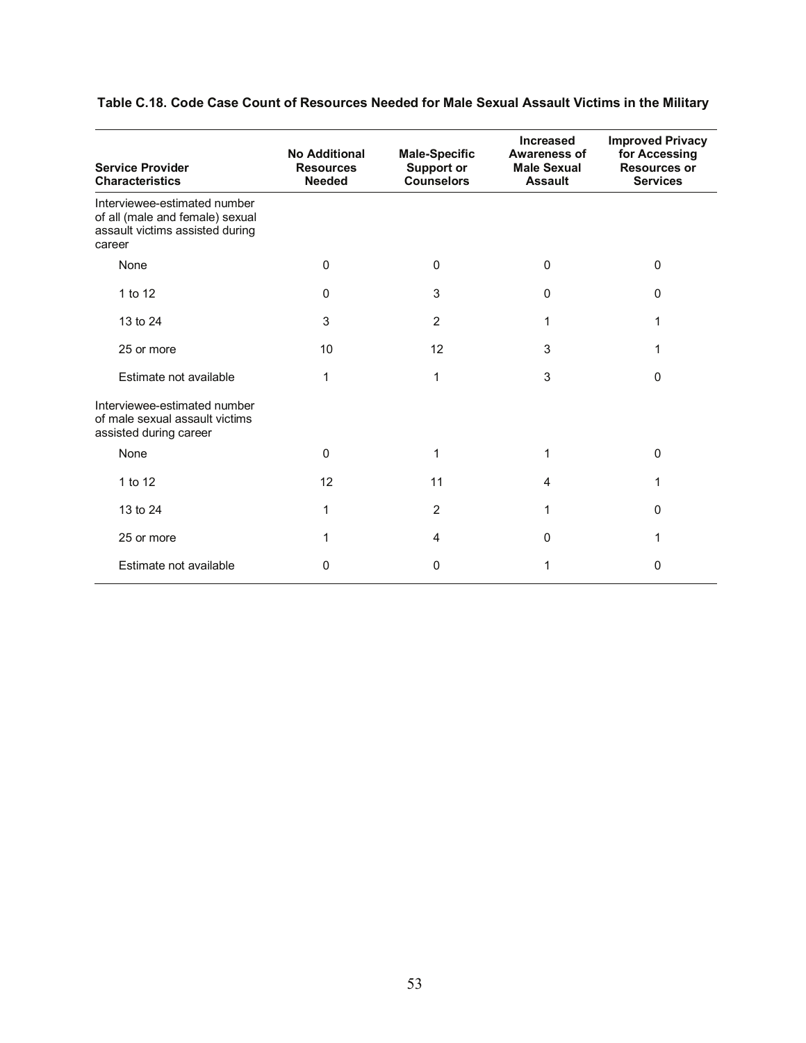**Table C.18. Code Case Count of Resources Needed for Male Sexual Assault Victims in the Military**

| Service Provider Characteristics | No Additional Resources Needed | Male-Specific Support or Counselors | Increased Awareness of Male Sexual Assault | Improved Privacy for Accessing Resources or Services |
|---|---|---|---|---|
| Interviewee-estimated number of all (male and female) sexual assault victims assisted during career | | | | |
| None | 0 | 0 | 0 | 0 |
| 1 to 12 | 0 | 3 | 0 | 0 |
| 13 to 24 | 3 | 2 | 1 | 1 |
| 25 or more | 10 | 12 | 3 | 1 |
| Estimate not available | 1 | 1 | 3 | 0 |
| Interviewee-estimated number of male sexual assault victims assisted during career | | | | |
| None | 0 | 1 | 1 | 0 |
| 1 to 12 | 12 | 11 | 4 | 1 |
| 13 to 24 | 1 | 2 | 1 | 0 |
| 25 or more | 1 | 4 | 0 | 1 |
| Estimate not available | 0 | 0 | 1 | 0 |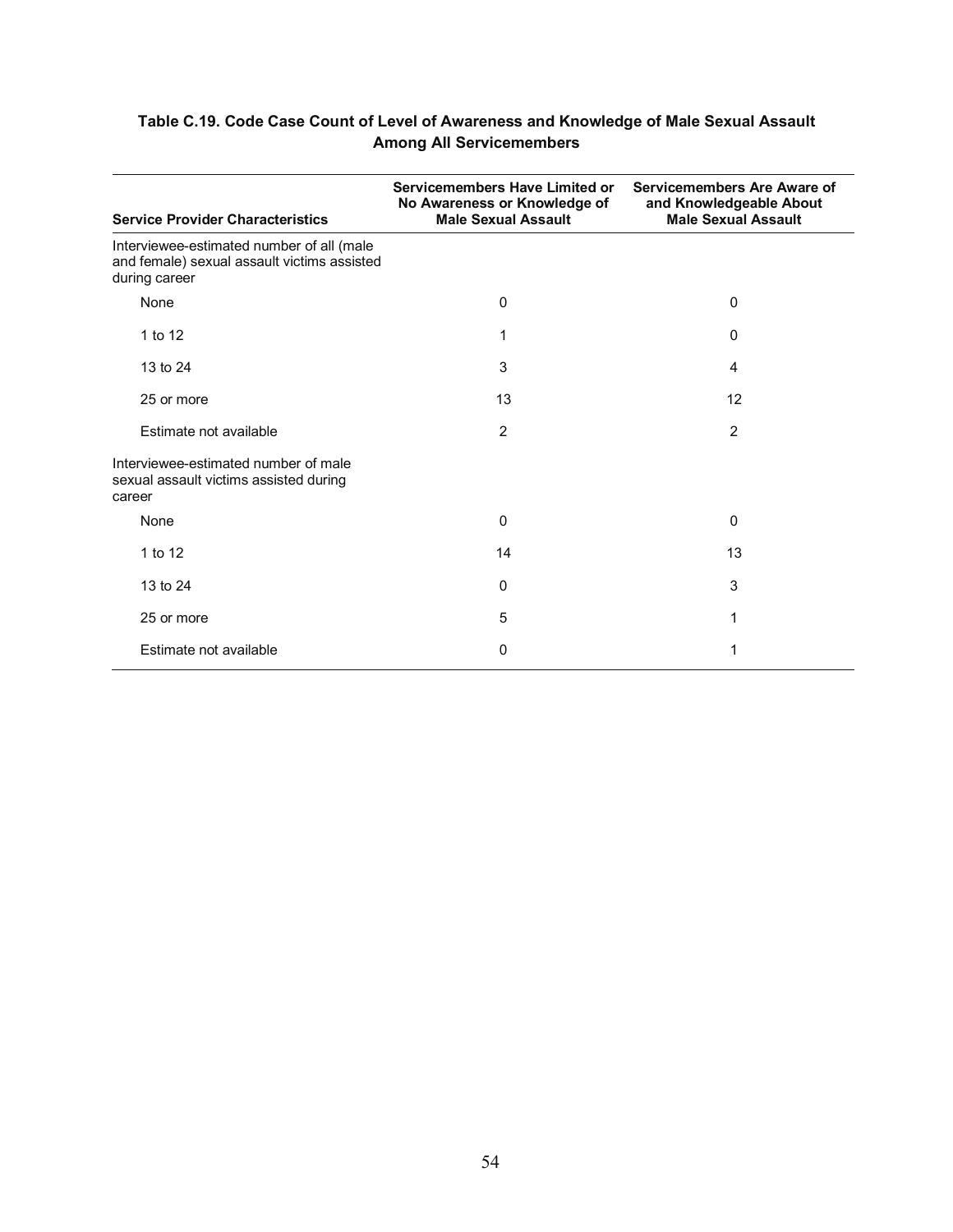**Table C.19. Code Case Count of Level of Awareness and Knowledge of Male Sexual Assault Among All Servicemembers**

| Service Provider Characteristics | Servicemembers Have Limited or No Awareness or Knowledge of Male Sexual Assault | Servicemembers Are Aware of and Knowledgeable About Male Sexual Assault |
|---|---|---|
| Interviewee-estimated number of all (male and female) sexual assault victims assisted during career | | |
| None | 0 | 0 |
| 1 to 12 | 1 | 0 |
| 13 to 24 | 3 | 4 |
| 25 or more | 13 | 12 |
| Estimate not available | 2 | 2 |
| Interviewee-estimated number of male sexual assault victims assisted during career | | |
| None | 0 | 0 |
| 1 to 12 | 14 | 13 |
| 13 to 24 | 0 | 3 |
| 25 or more | 5 | 1 |
| Estimate not available | 0 | 1 |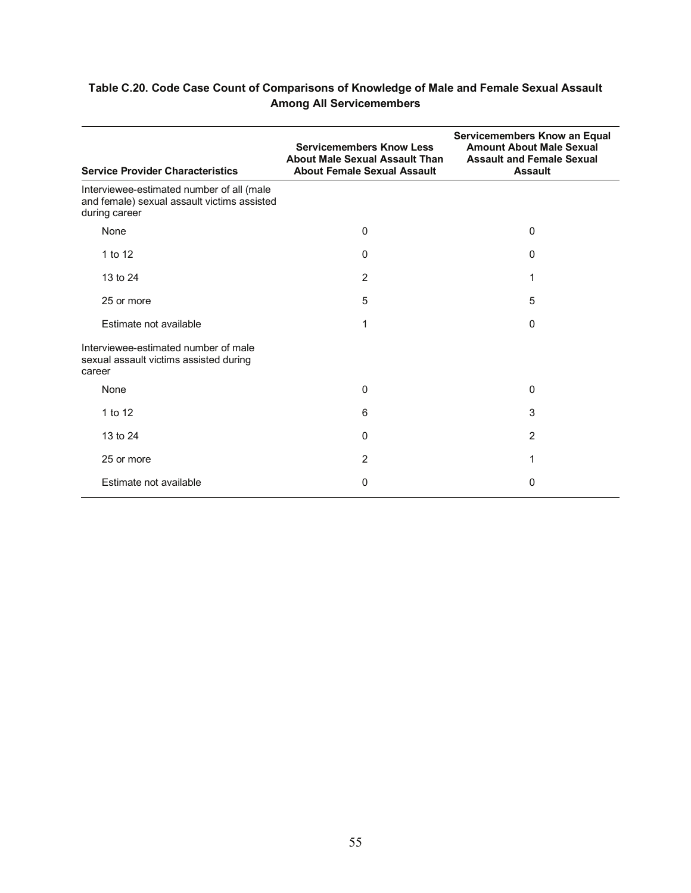**Table C.20. Code Case Count of Comparisons of Knowledge of Male and Female Sexual Assault Among All Servicemembers**

| Service Provider Characteristics | Servicemembers Know Less About Male Sexual Assault Than About Female Sexual Assault | Servicemembers Know an Equal Amount About Male Sexual Assault and Female Sexual Assault |
|---|---|---|
| Interviewee-estimated number of all (male and female) sexual assault victims assisted during career | | |
| None | 0 | 0 |
| 1 to 12 | 0 | 0 |
| 13 to 24 | 2 | 1 |
| 25 or more | 5 | 5 |
| Estimate not available | 1 | 0 |
| Interviewee-estimated number of male sexual assault victims assisted during career | | |
| None | 0 | 0 |
| 1 to 12 | 6 | 3 |
| 13 to 24 | 0 | 2 |
| 25 or more | 2 | 1 |
| Estimate not available | 0 | 0 |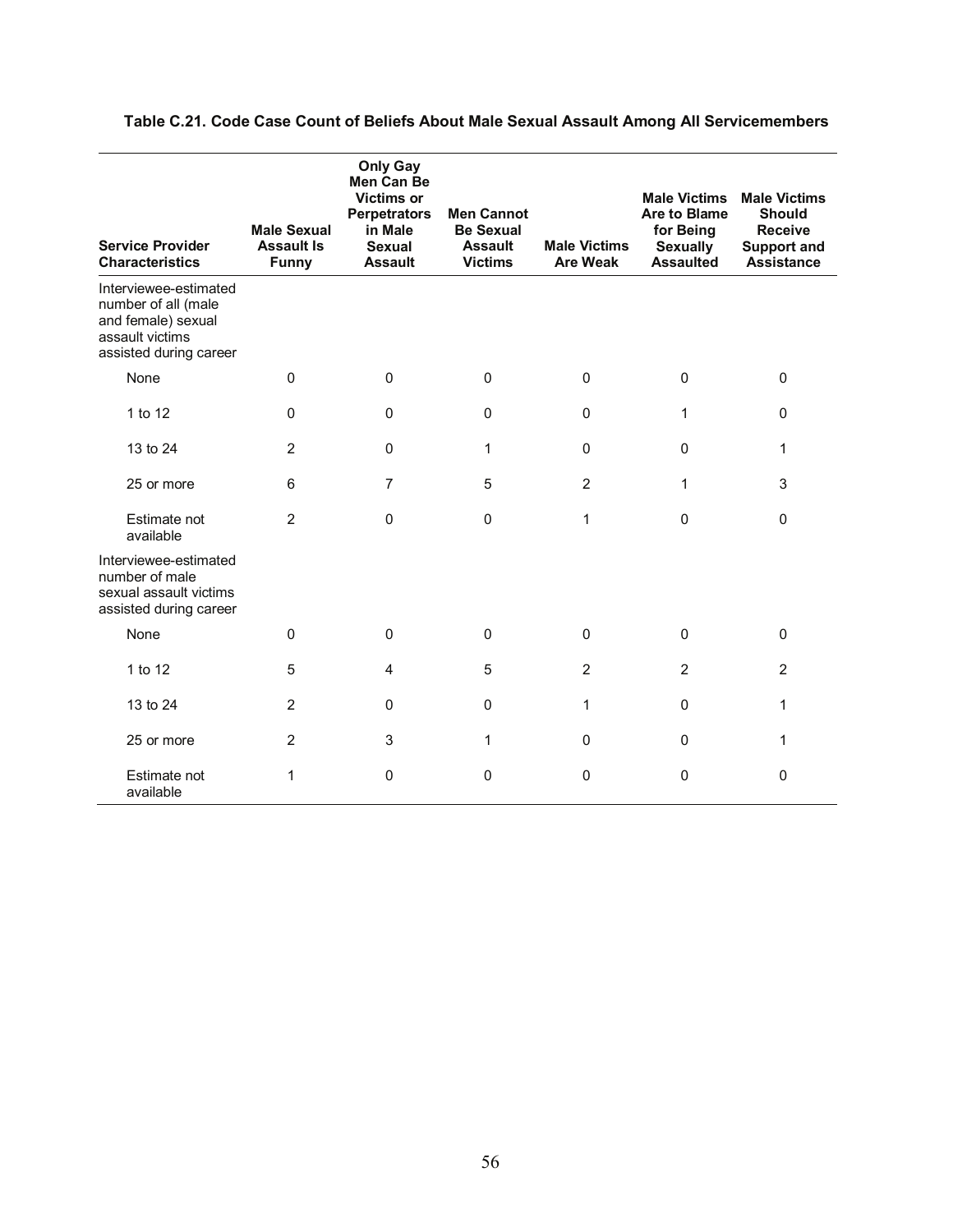**Table C.21. Code Case Count of Beliefs About Male Sexual Assault Among All Servicemembers**

| Service Provider Characteristics | Male Sexual Assault Is Funny | Only Gay Men Can Be Victims or Perpetrators in Male Sexual Assault | Men Cannot Be Sexual Assault Victims | Male Victims Are Weak | Male Victims Are to Blame for Being Sexually Assaulted | Male Victims Should Receive Support and Assistance |
|---|---|---|---|---|---|---|
| Interviewee-estimated number of all (male and female) sexual assault victims assisted during career | | | | | | |
| None | 0 | 0 | 0 | 0 | 0 | 0 |
| 1 to 12 | 0 | 0 | 0 | 0 | 1 | 0 |
| 13 to 24 | 2 | 0 | 1 | 0 | 0 | 1 |
| 25 or more | 6 | 7 | 5 | 2 | 1 | 3 |
| Estimate not available | 2 | 0 | 0 | 1 | 0 | 0 |
| Interviewee-estimated number of male sexual assault victims assisted during career | | | | | | |
| None | 0 | 0 | 0 | 0 | 0 | 0 |
| 1 to 12 | 5 | 4 | 5 | 2 | 2 | 2 |
| 13 to 24 | 2 | 0 | 0 | 1 | 0 | 1 |
| 25 or more | 2 | 3 | 1 | 0 | 0 | 1 |
| Estimate not available | 1 | 0 | 0 | 0 | 0 | 0 |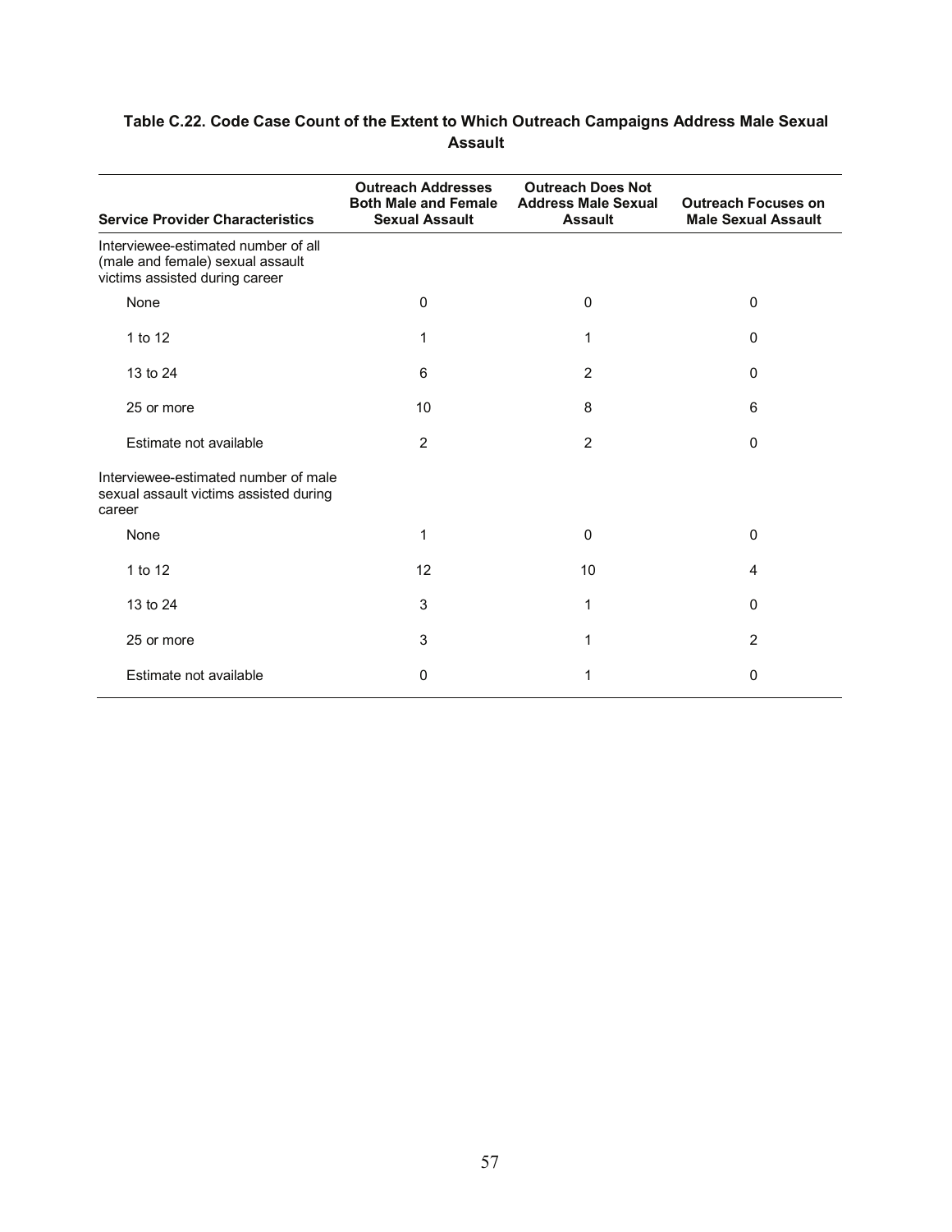**Table C.22. Code Case Count of the Extent to Which Outreach Campaigns Address Male Sexual Assault**

| Service Provider Characteristics | Outreach Addresses Both Male and Female Sexual Assault | Outreach Does Not Address Male Sexual Assault | Outreach Focuses on Male Sexual Assault |
|---|---|---|---|
| Interviewee-estimated number of all (male and female) sexual assault victims assisted during career | | | |
| None | 0 | 0 | 0 |
| 1 to 12 | 1 | 1 | 0 |
| 13 to 24 | 6 | 2 | 0 |
| 25 or more | 10 | 8 | 6 |
| Estimate not available | 2 | 2 | 0 |
| Interviewee-estimated number of male sexual assault victims assisted during career | | | |
| None | 1 | 0 | 0 |
| 1 to 12 | 12 | 10 | 4 |
| 13 to 24 | 3 | 1 | 0 |
| 25 or more | 3 | 1 | 2 |
| Estimate not available | 0 | 1 | 0 |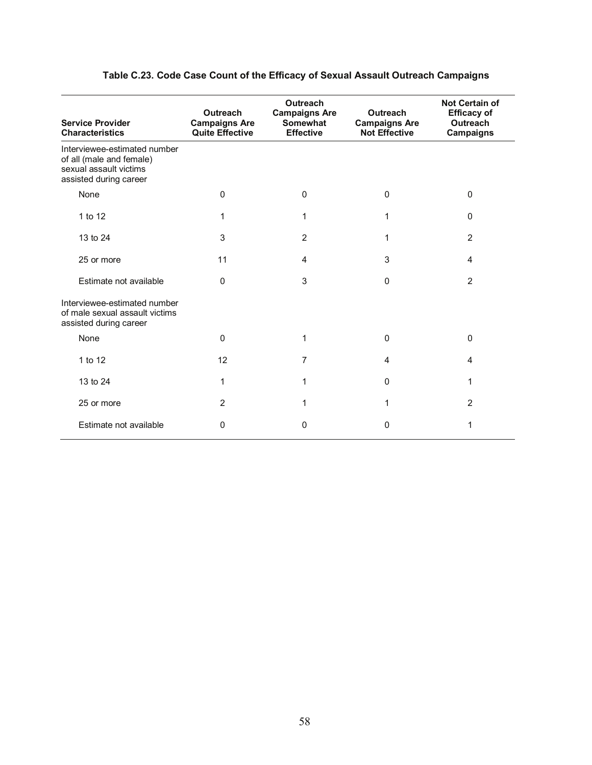**Table C.23. Code Case Count of the Efficacy of Sexual Assault Outreach Campaigns**

| Service Provider Characteristics | Outreach Campaigns Are Quite Effective | Outreach Campaigns Are Somewhat Effective | Outreach Campaigns Are Not Effective | Not Certain of Efficacy of Outreach Campaigns |
|---|---|---|---|---|
| Interviewee-estimated number of all (male and female) sexual assault victims assisted during career | | | | |
| None | 0 | 0 | 0 | 0 |
| 1 to 12 | 1 | 1 | 1 | 0 |
| 13 to 24 | 3 | 2 | 1 | 2 |
| 25 or more | 11 | 4 | 3 | 4 |
| Estimate not available | 0 | 3 | 0 | 2 |
| Interviewee-estimated number of male sexual assault victims assisted during career | | | | |
| None | 0 | 1 | 0 | 0 |
| 1 to 12 | 12 | 7 | 4 | 4 |
| 13 to 24 | 1 | 1 | 0 | 1 |
| 25 or more | 2 | 1 | 1 | 2 |
| Estimate not available | 0 | 0 | 0 | 1 |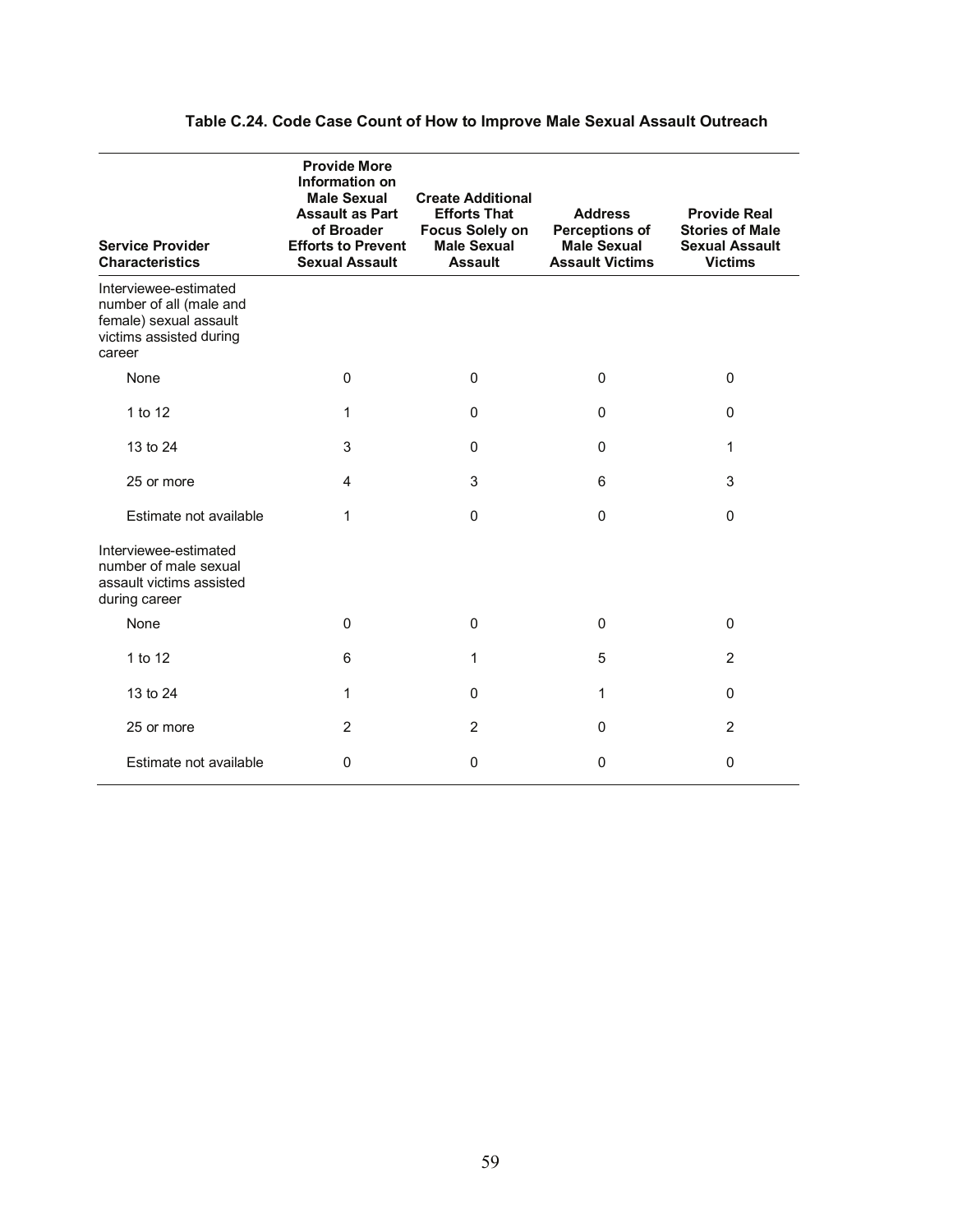**Table C.24. Code Case Count of How to Improve Male Sexual Assault Outreach**

| Service Provider Characteristics | Provide More Information on Male Sexual Assault as Part of Broader Efforts to Prevent Sexual Assault | Create Additional Efforts That Focus Solely on Male Sexual Assault | Address Perceptions of Male Sexual Assault Victims | Provide Real Stories of Male Sexual Assault Victims |
|---|---|---|---|---|
| Interviewee-estimated number of all (male and female) sexual assault victims assisted during career | | | | |
| None | 0 | 0 | 0 | 0 |
| 1 to 12 | 1 | 0 | 0 | 0 |
| 13 to 24 | 3 | 0 | 0 | 1 |
| 25 or more | 4 | 3 | 6 | 3 |
| Estimate not available | 1 | 0 | 0 | 0 |
| Interviewee-estimated number of male sexual assault victims assisted during career | | | | |
| None | 0 | 0 | 0 | 0 |
| 1 to 12 | 6 | 1 | 5 | 2 |
| 13 to 24 | 1 | 0 | 1 | 0 |
| 25 or more | 2 | 2 | 0 | 2 |
| Estimate not available | 0 | 0 | 0 | 0 |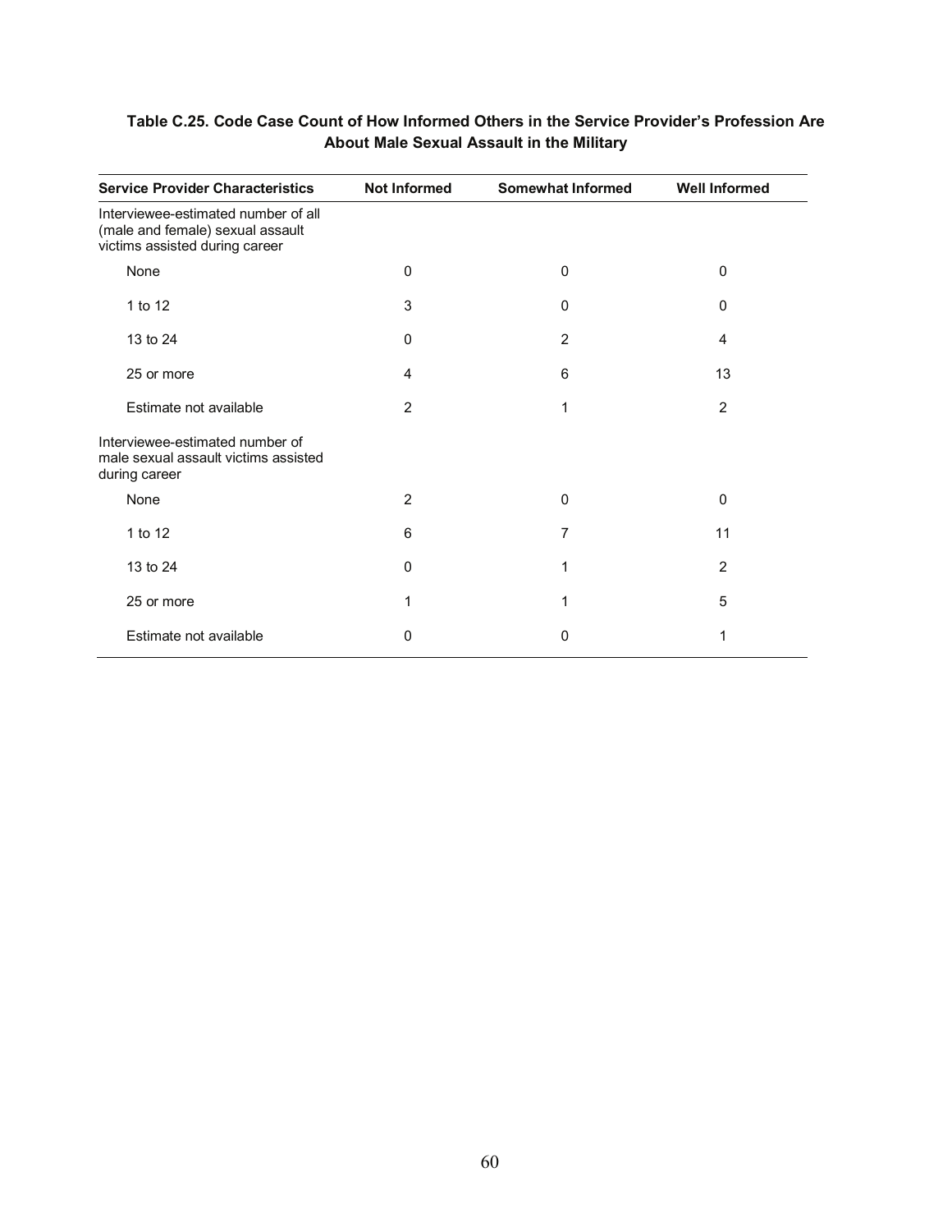**Table C.25. Code Case Count of How Informed Others in the Service Provider's Profession Are About Male Sexual Assault in the Military**

| Service Provider Characteristics | Not Informed | Somewhat Informed | Well Informed |
|---|---|---|---|
| Interviewee-estimated number of all (male and female) sexual assault victims assisted during career | | | |
| None | 0 | 0 | 0 |
| 1 to 12 | 3 | 0 | 0 |
| 13 to 24 | 0 | 2 | 4 |
| 25 or more | 4 | 6 | 13 |
| Estimate not available | 2 | 1 | 2 |
| Interviewee-estimated number of male sexual assault victims assisted during career | | | |
| None | 2 | 0 | 0 |
| 1 to 12 | 6 | 7 | 11 |
| 13 to 24 | 0 | 1 | 2 |
| 25 or more | 1 | 1 | 5 |
| Estimate not available | 0 | 0 | 1 |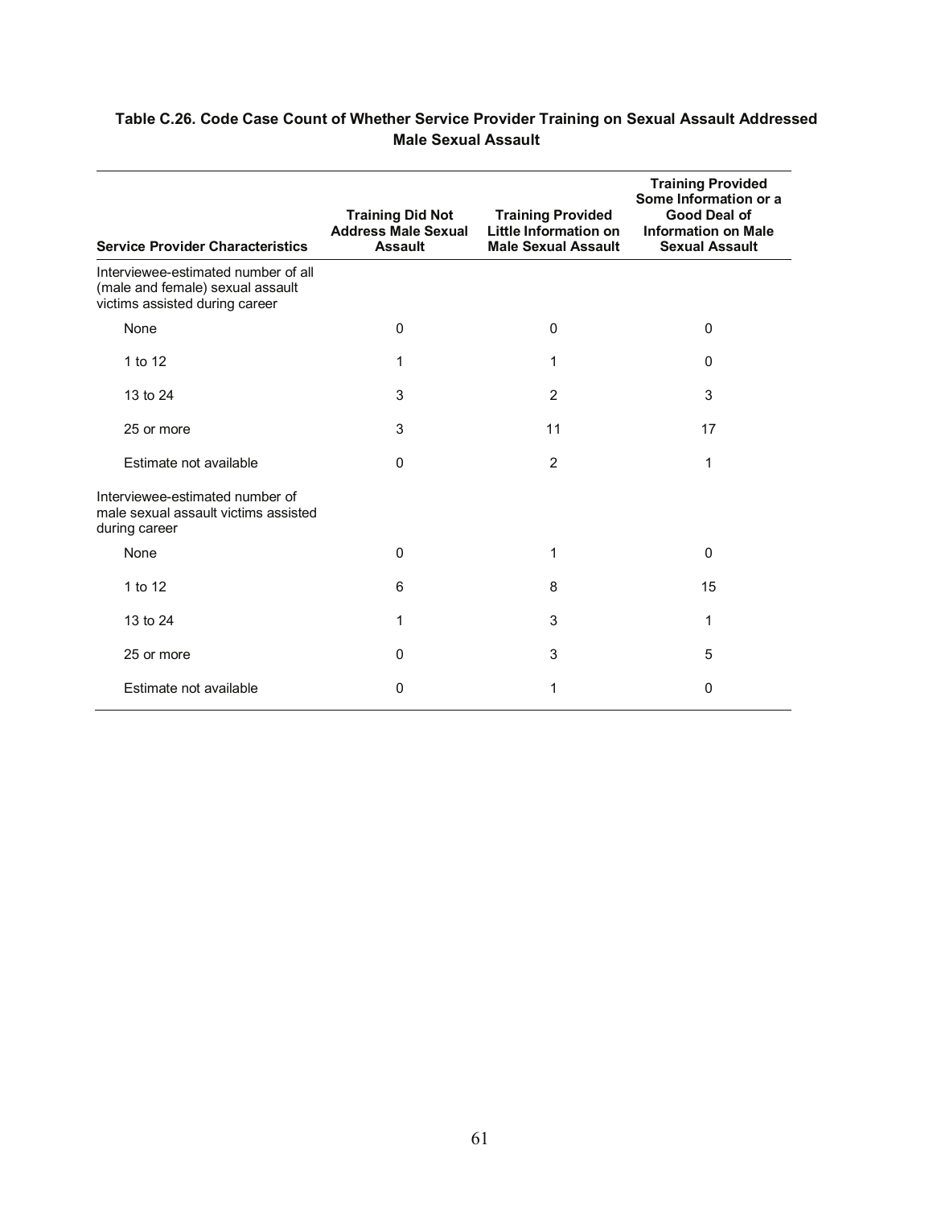**Table C.26. Code Case Count of Whether Service Provider Training on Sexual Assault Addressed Male Sexual Assault**

| Service Provider Characteristics | Training Did Not Address Male Sexual Assault | Training Provided Little Information on Male Sexual Assault | Training Provided Some Information or a Good Deal of Information on Male Sexual Assault |
|---|---|---|---|
| Interviewee-estimated number of all (male and female) sexual assault victims assisted during career | | | |
| None | 0 | 0 | 0 |
| 1 to 12 | 1 | 1 | 0 |
| 13 to 24 | 3 | 2 | 3 |
| 25 or more | 3 | 11 | 17 |
| Estimate not available | 0 | 2 | 1 |
| Interviewee-estimated number of male sexual assault victims assisted during career | | | |
| None | 0 | 1 | 0 |
| 1 to 12 | 6 | 8 | 15 |
| 13 to 24 | 1 | 3 | 1 |
| 25 or more | 0 | 3 | 5 |
| Estimate not available | 0 | 1 | 0 |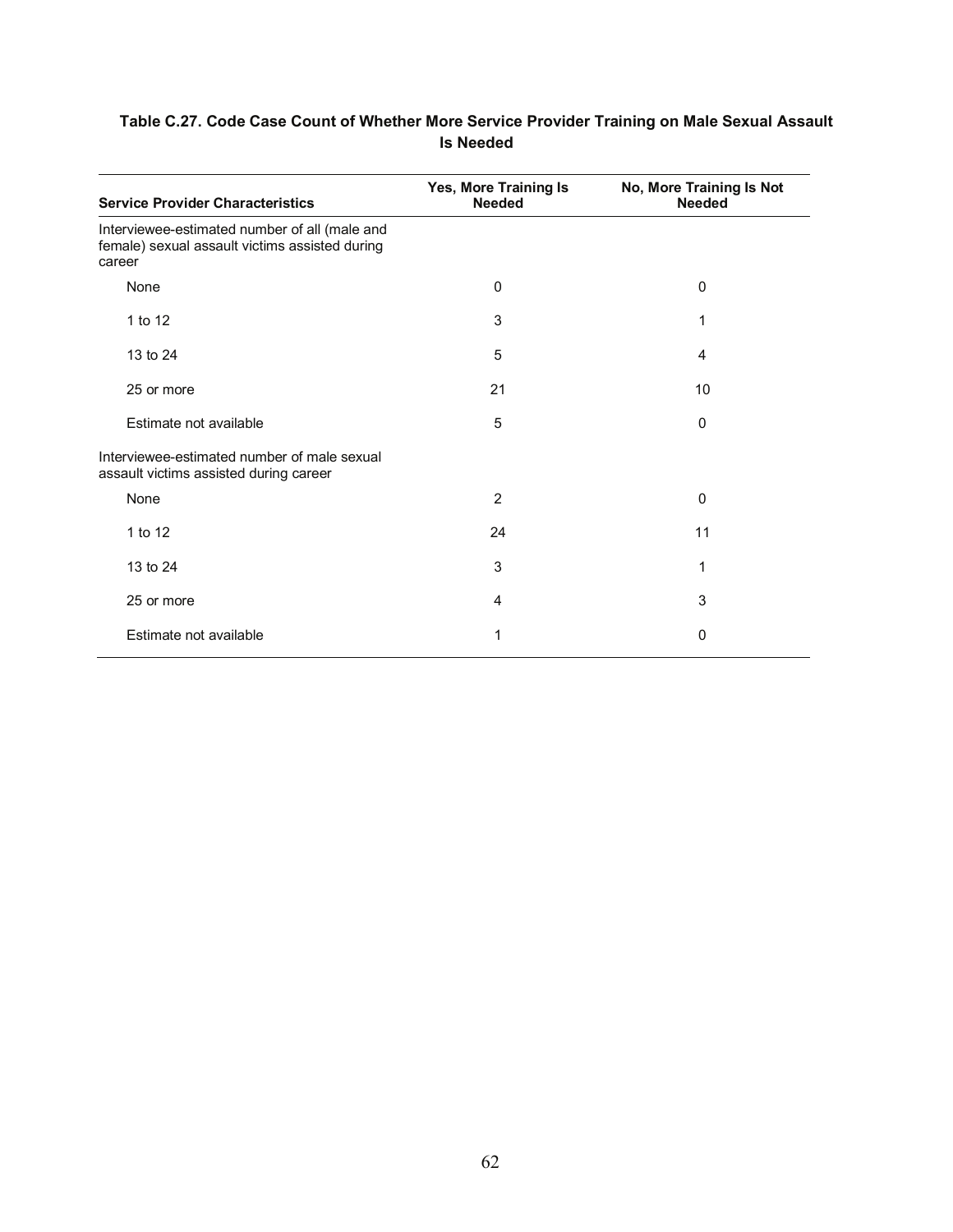**Table C.27. Code Case Count of Whether More Service Provider Training on Male Sexual Assault Is Needed**

| Service Provider Characteristics | Yes, More Training Is Needed | No, More Training Is Not Needed |
|---|---|---|
| Interviewee-estimated number of all (male and female) sexual assault victims assisted during career | | |
| None | 0 | 0 |
| 1 to 12 | 3 | 1 |
| 13 to 24 | 5 | 4 |
| 25 or more | 21 | 10 |
| Estimate not available | 5 | 0 |
| Interviewee-estimated number of male sexual assault victims assisted during career | | |
| None | 2 | 0 |
| 1 to 12 | 24 | 11 |
| 13 to 24 | 3 | 1 |
| 25 or more | 4 | 3 |
| Estimate not available | 1 | 0 |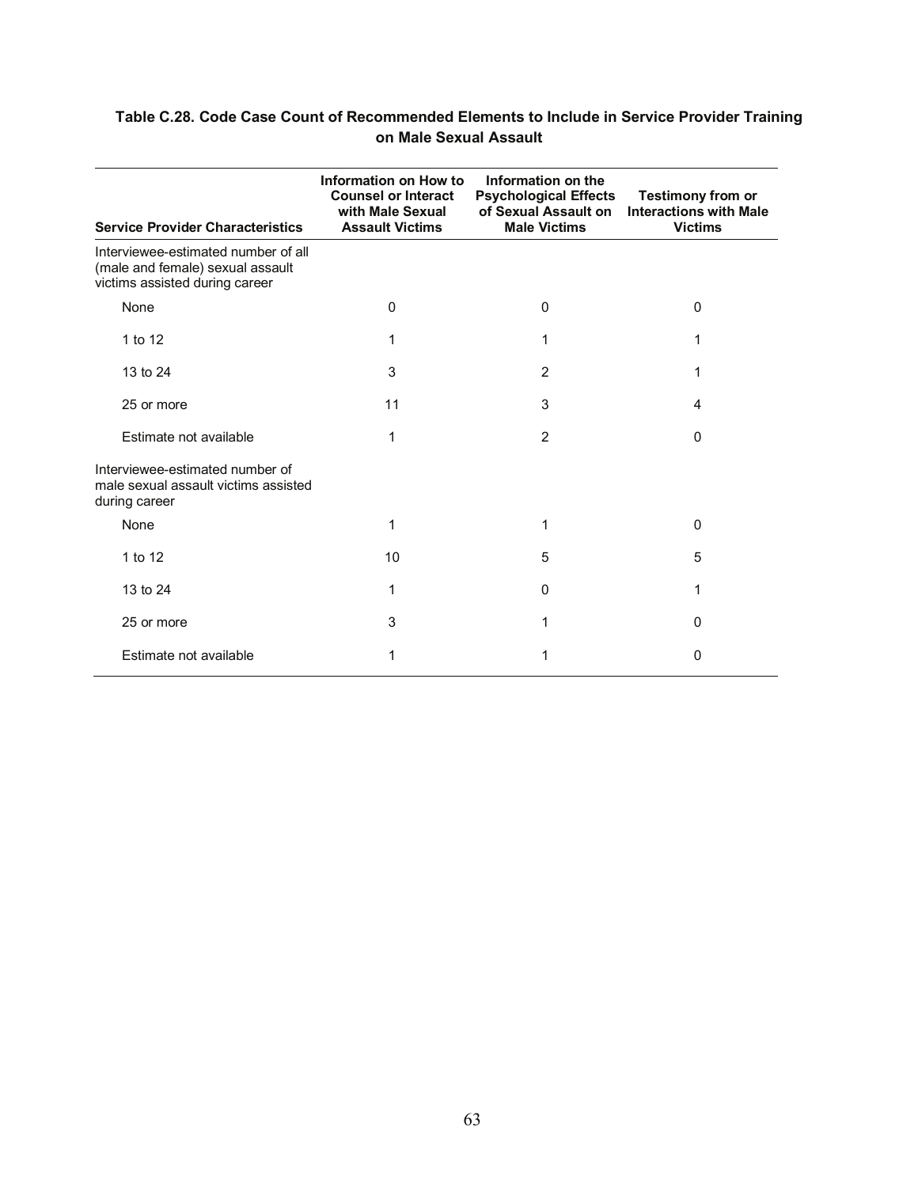**Table C.28. Code Case Count of Recommended Elements to Include in Service Provider Training on Male Sexual Assault**

| Service Provider Characteristics | Information on How to Counsel or Interact with Male Sexual Assault Victims | Information on the Psychological Effects of Sexual Assault on Male Victims | Testimony from or Interactions with Male Victims |
|---|---|---|---|
| Interviewee-estimated number of all (male and female) sexual assault victims assisted during career | | | |
| None | 0 | 0 | 0 |
| 1 to 12 | 1 | 1 | 1 |
| 13 to 24 | 3 | 2 | 1 |
| 25 or more | 11 | 3 | 4 |
| Estimate not available | 1 | 2 | 0 |
| Interviewee-estimated number of male sexual assault victims assisted during career | | | |
| None | 1 | 1 | 0 |
| 1 to 12 | 10 | 5 | 5 |
| 13 to 24 | 1 | 0 | 1 |
| 25 or more | 3 | 1 | 0 |
| Estimate not available | 1 | 1 | 0 |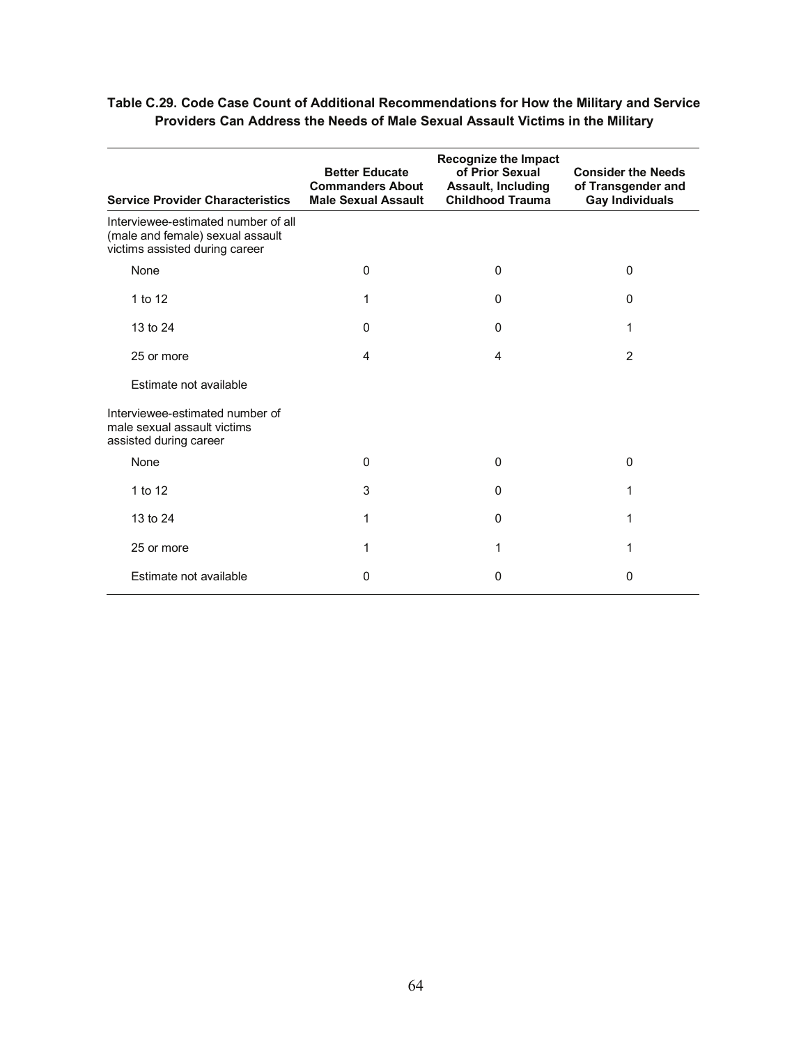**Table C.29. Code Case Count of Additional Recommendations for How the Military and Service Providers Can Address the Needs of Male Sexual Assault Victims in the Military**

| Service Provider Characteristics | Better Educate Commanders About Male Sexual Assault | Recognize the Impact of Prior Sexual Assault, Including Childhood Trauma | Consider the Needs of Transgender and Gay Individuals |
|---|---|---|---|
| Interviewee-estimated number of all (male and female) sexual assault victims assisted during career | | | |
| None | 0 | 0 | 0 |
| 1 to 12 | 1 | 0 | 0 |
| 13 to 24 | 0 | 0 | 1 |
| 25 or more | 4 | 4 | 2 |
| Estimate not available | | | |
| Interviewee-estimated number of male sexual assault victims assisted during career | | | |
| None | 0 | 0 | 0 |
| 1 to 12 | 3 | 0 | 1 |
| 13 to 24 | 1 | 0 | 1 |
| 25 or more | 1 | 1 | 1 |
| Estimate not available | 0 | 0 | 0 |